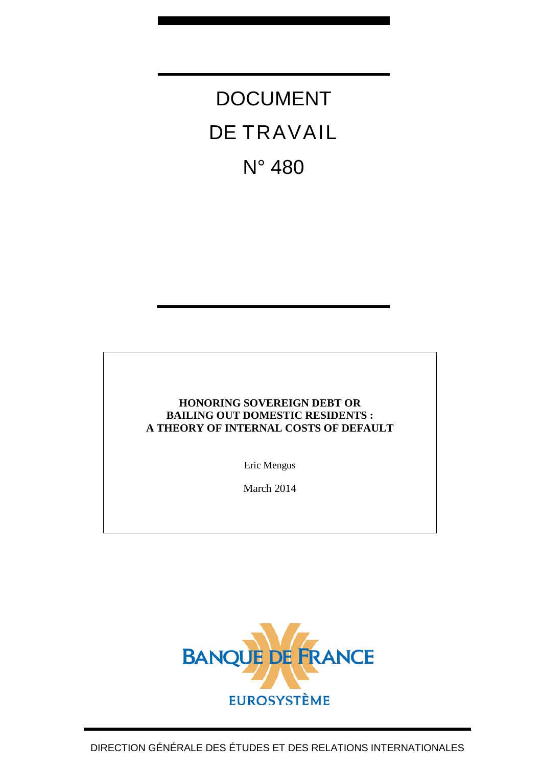# DOCUMENT DE TRAVAIL N° 480

**HONORING SOVEREIGN DEBT OR BAILING OUT DOMESTIC RESIDENTS : A THEORY OF INTERNAL COSTS OF DEFAULT**

Eric Mengus

March 2014

BANQUE DE FRANCE

EUROSYSTÈME

DIRECTION GÉNÉRALE DES ÉTUDES ET DES RELATIONS INTERNATIONALES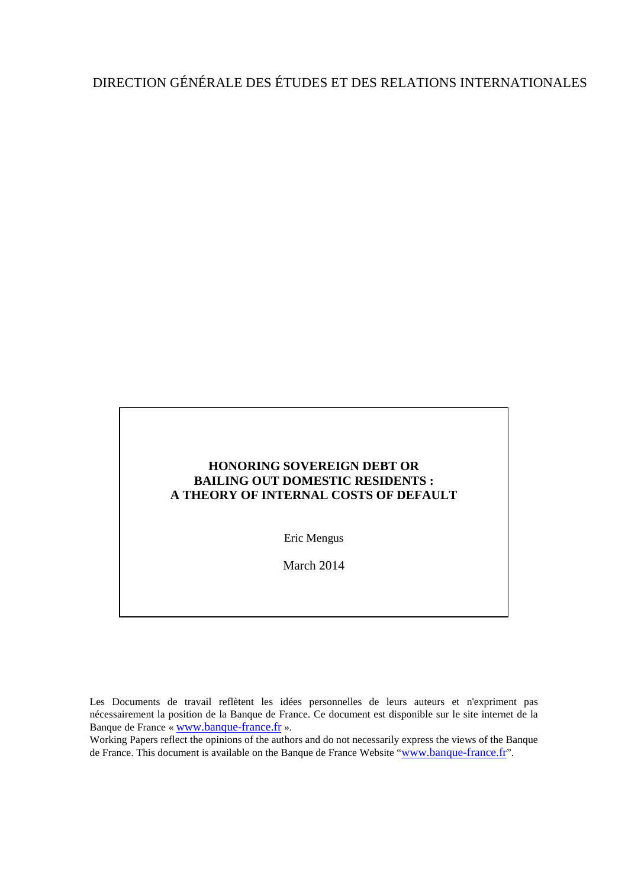DIRECTION GÉNÉRALE DES ÉTUDES ET DES RELATIONS INTERNATIONALES

**HONORING SOVEREIGN DEBT OR BAILING OUT DOMESTIC RESIDENTS : A THEORY OF INTERNAL COSTS OF DEFAULT**

Eric Mengus

March 2014

Les Documents de travail reflètent les idées personnelles de leurs auteurs et n'expriment pas nécessairement la position de la Banque de France. Ce document est disponible sur le site internet de la Banque de France « www.banque-france.fr ».

Working Papers reflect the opinions of the authors and do not necessarily express the views of the Banque de France. This document is available on the Banque de France Website "www.banque-france.fr".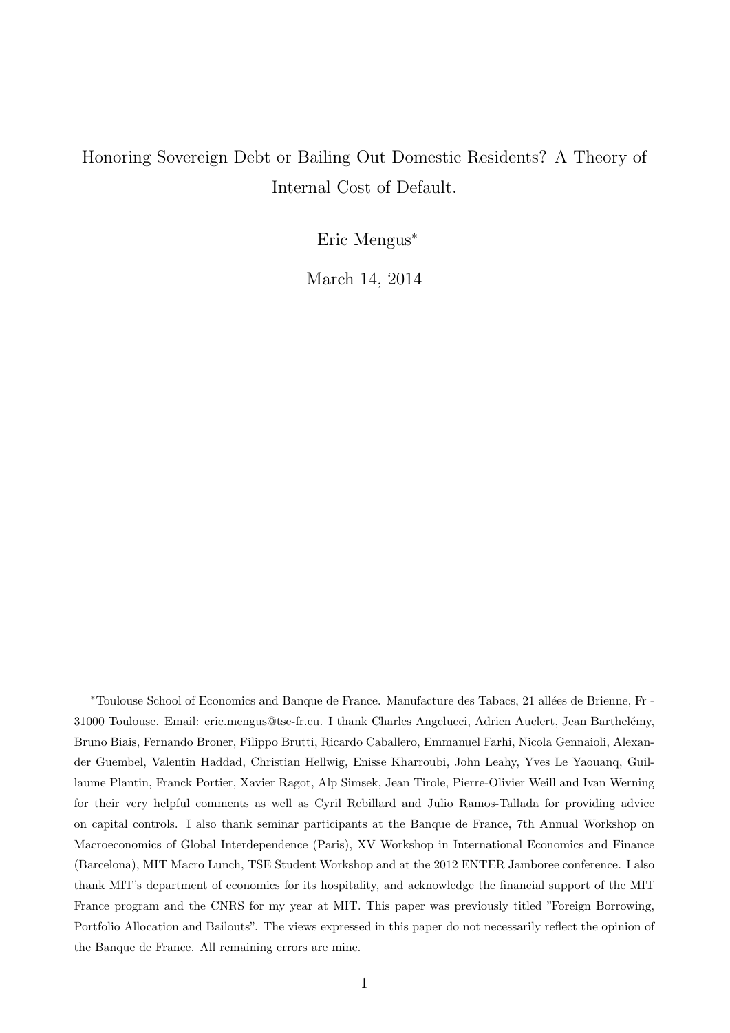Honoring Sovereign Debt or Bailing Out Domestic Residents? A Theory of Internal Cost of Default.

Eric Mengus*

March 14, 2014

---

*Toulouse School of Economics and Banque de France. Manufacture des Tabacs, 21 allées de Brienne, Fr - 31000 Toulouse. Email: eric.mengus@tse-fr.eu. I thank Charles Angelucci, Adrien Auclert, Jean Barthelémy, Bruno Biais, Fernando Broner, Filippo Brutti, Ricardo Caballero, Emmanuel Farhi, Nicola Gennaioli, Alexander Guembel, Valentin Haddad, Christian Hellwig, Enisse Kharroubi, John Leahy, Yves Le Yaouanq, Guillaume Plantin, Franck Portier, Xavier Ragot, Alp Simsek, Jean Tirole, Pierre-Olivier Weill and Ivan Werning for their very helpful comments as well as Cyril Rebillard and Julio Ramos-Tallada for providing advice on capital controls. I also thank seminar participants at the Banque de France, 7th Annual Workshop on Macroeconomics of Global Interdependence (Paris), XV Workshop in International Economics and Finance (Barcelona), MIT Macro Lunch, TSE Student Workshop and at the 2012 ENTER Jamboree conference. I also thank MIT's department of economics for its hospitality, and acknowledge the financial support of the MIT France program and the CNRS for my year at MIT. This paper was previously titled "Foreign Borrowing, Portfolio Allocation and Bailouts". The views expressed in this paper do not necessarily reflect the opinion of the Banque de France. All remaining errors are mine.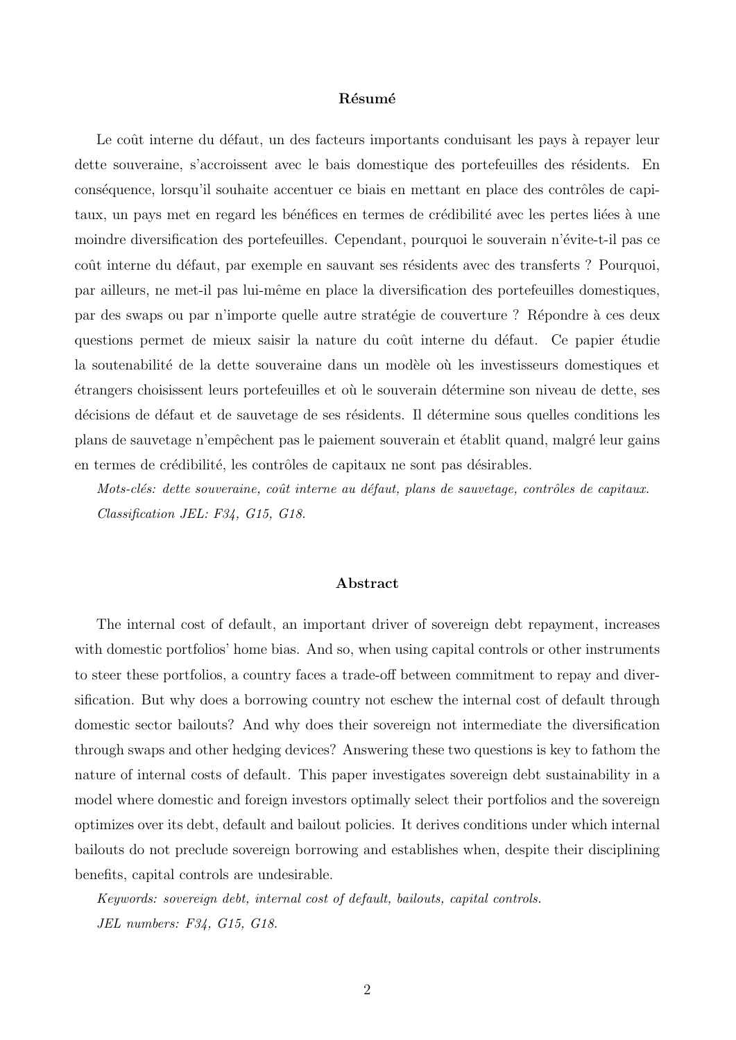### Résumé

Le coût interne du défaut, un des facteurs importants conduisant les pays à repayer leur dette souveraine, s'accroissent avec le bais domestique des portefeuilles des résidents. En conséquence, lorsqu'il souhaite accentuer ce biais en mettant en place des contrôles de capitaux, un pays met en regard les bénéfices en termes de crédibilité avec les pertes liées à une moindre diversification des portefeuilles. Cependant, pourquoi le souverain n'évite-t-il pas ce coût interne du défaut, par exemple en sauvant ses résidents avec des transferts ? Pourquoi, par ailleurs, ne met-il pas lui-même en place la diversification des portefeuilles domestiques, par des swaps ou par n'importe quelle autre stratégie de couverture ? Répondre à ces deux questions permet de mieux saisir la nature du coût interne du défaut. Ce papier étudie la soutenabilité de la dette souveraine dans un modèle où les investisseurs domestiques et étrangers choisissent leurs portefeuilles et où le souverain détermine son niveau de dette, ses décisions de défaut et de sauvetage de ses résidents. Il détermine sous quelles conditions les plans de sauvetage n'empêchent pas le paiement souverain et établit quand, malgré leur gains en termes de crédibilité, les contrôles de capitaux ne sont pas désirables.

*Mots-clés: dette souveraine, coût interne au défaut, plans de sauvetage, contrôles de capitaux.*

*Classification JEL: F34, G15, G18.*

### Abstract

The internal cost of default, an important driver of sovereign debt repayment, increases with domestic portfolios' home bias. And so, when using capital controls or other instruments to steer these portfolios, a country faces a trade-off between commitment to repay and diversification. But why does a borrowing country not eschew the internal cost of default through domestic sector bailouts? And why does their sovereign not intermediate the diversification through swaps and other hedging devices? Answering these two questions is key to fathom the nature of internal costs of default. This paper investigates sovereign debt sustainability in a model where domestic and foreign investors optimally select their portfolios and the sovereign optimizes over its debt, default and bailout policies. It derives conditions under which internal bailouts do not preclude sovereign borrowing and establishes when, despite their disciplining benefits, capital controls are undesirable.

*Keywords: sovereign debt, internal cost of default, bailouts, capital controls.*

*JEL numbers: F34, G15, G18.*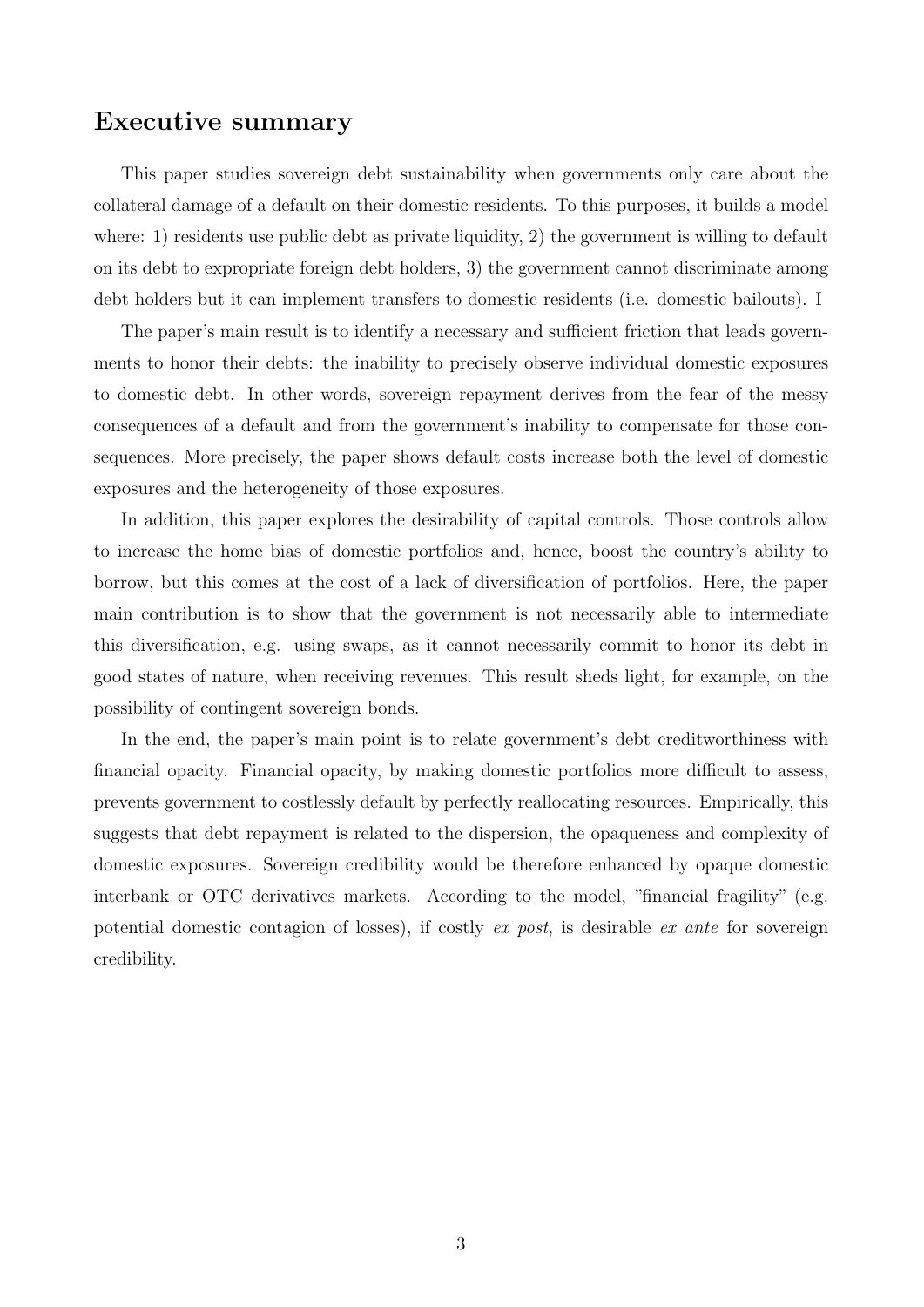## Executive summary

This paper studies sovereign debt sustainability when governments only care about the collateral damage of a default on their domestic residents. To this purposes, it builds a model where: 1) residents use public debt as private liquidity, 2) the government is willing to default on its debt to expropriate foreign debt holders, 3) the government cannot discriminate among debt holders but it can implement transfers to domestic residents (i.e. domestic bailouts). I

The paper's main result is to identify a necessary and sufficient friction that leads governments to honor their debts: the inability to precisely observe individual domestic exposures to domestic debt. In other words, sovereign repayment derives from the fear of the messy consequences of a default and from the government's inability to compensate for those consequences. More precisely, the paper shows default costs increase both the level of domestic exposures and the heterogeneity of those exposures.

In addition, this paper explores the desirability of capital controls. Those controls allow to increase the home bias of domestic portfolios and, hence, boost the country's ability to borrow, but this comes at the cost of a lack of diversification of portfolios. Here, the paper main contribution is to show that the government is not necessarily able to intermediate this diversification, e.g. using swaps, as it cannot necessarily commit to honor its debt in good states of nature, when receiving revenues. This result sheds light, for example, on the possibility of contingent sovereign bonds.

In the end, the paper's main point is to relate government's debt creditworthiness with financial opacity. Financial opacity, by making domestic portfolios more difficult to assess, prevents government to costlessly default by perfectly reallocating resources. Empirically, this suggests that debt repayment is related to the dispersion, the opaqueness and complexity of domestic exposures. Sovereign credibility would be therefore enhanced by opaque domestic interbank or OTC derivatives markets. According to the model, "financial fragility" (e.g. potential domestic contagion of losses), if costly *ex post*, is desirable *ex ante* for sovereign credibility.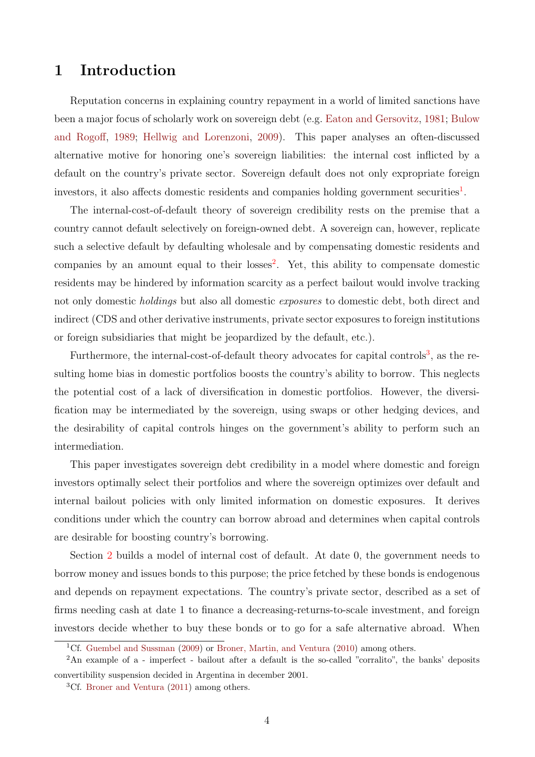# 1 Introduction

Reputation concerns in explaining country repayment in a world of limited sanctions have been a major focus of scholarly work on sovereign debt (e.g. Eaton and Gersovitz, 1981; Bulow and Rogoff, 1989; Hellwig and Lorenzoni, 2009). This paper analyses an often-discussed alternative motive for honoring one's sovereign liabilities: the internal cost inflicted by a default on the country's private sector. Sovereign default does not only expropriate foreign investors, it also affects domestic residents and companies holding government securities[1].

The internal-cost-of-default theory of sovereign credibility rests on the premise that a country cannot default selectively on foreign-owned debt. A sovereign can, however, replicate such a selective default by defaulting wholesale and by compensating domestic residents and companies by an amount equal to their losses[2]. Yet, this ability to compensate domestic residents may be hindered by information scarcity as a perfect bailout would involve tracking not only domestic *holdings* but also all domestic *exposures* to domestic debt, both direct and indirect (CDS and other derivative instruments, private sector exposures to foreign institutions or foreign subsidiaries that might be jeopardized by the default, etc.).

Furthermore, the internal-cost-of-default theory advocates for capital controls[3], as the resulting home bias in domestic portfolios boosts the country's ability to borrow. This neglects the potential cost of a lack of diversification in domestic portfolios. However, the diversification may be intermediated by the sovereign, using swaps or other hedging devices, and the desirability of capital controls hinges on the government's ability to perform such an intermediation.

This paper investigates sovereign debt credibility in a model where domestic and foreign investors optimally select their portfolios and where the sovereign optimizes over default and internal bailout policies with only limited information on domestic exposures. It derives conditions under which the country can borrow abroad and determines when capital controls are desirable for boosting country's borrowing.

Section 2 builds a model of internal cost of default. At date 0, the government needs to borrow money and issues bonds to this purpose; the price fetched by these bonds is endogenous and depends on repayment expectations. The country's private sector, described as a set of firms needing cash at date 1 to finance a decreasing-returns-to-scale investment, and foreign investors decide whether to buy these bonds or to go for a safe alternative abroad. When

[1] Cf. Guembel and Sussman (2009) or Broner, Martin, and Ventura (2010) among others.

[2] An example of a - imperfect - bailout after a default is the so-called "corralito", the banks' deposits convertibility suspension decided in Argentina in december 2001.

[3] Cf. Broner and Ventura (2011) among others.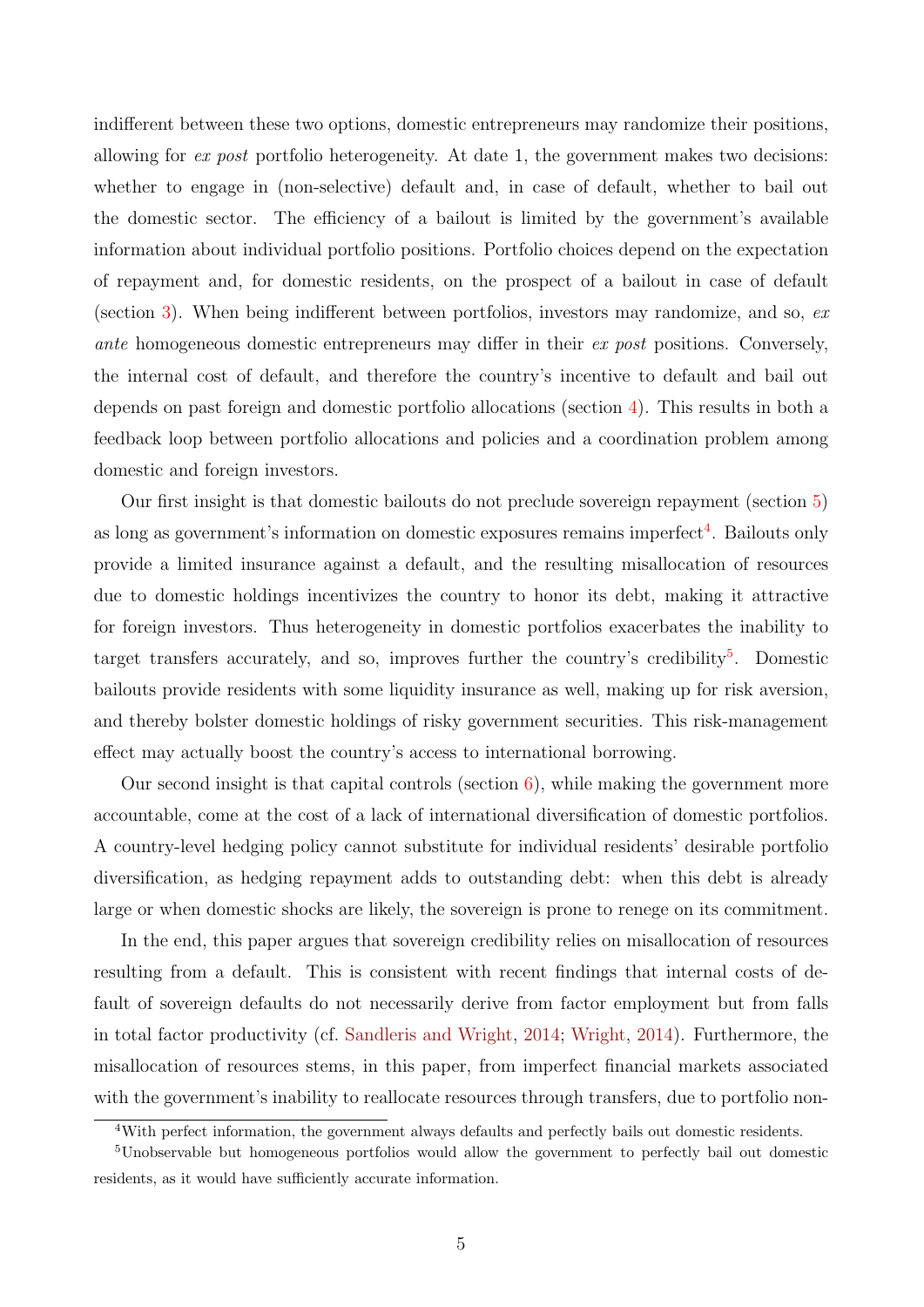indifferent between these two options, domestic entrepreneurs may randomize their positions, allowing for *ex post* portfolio heterogeneity. At date 1, the government makes two decisions: whether to engage in (non-selective) default and, in case of default, whether to bail out the domestic sector. The efficiency of a bailout is limited by the government's available information about individual portfolio positions. Portfolio choices depend on the expectation of repayment and, for domestic residents, on the prospect of a bailout in case of default (section 3). When being indifferent between portfolios, investors may randomize, and so, *ex ante* homogeneous domestic entrepreneurs may differ in their *ex post* positions. Conversely, the internal cost of default, and therefore the country's incentive to default and bail out depends on past foreign and domestic portfolio allocations (section 4). This results in both a feedback loop between portfolio allocations and policies and a coordination problem among domestic and foreign investors.

Our first insight is that domestic bailouts do not preclude sovereign repayment (section 5) as long as government's information on domestic exposures remains imperfect[4]. Bailouts only provide a limited insurance against a default, and the resulting misallocation of resources due to domestic holdings incentivizes the country to honor its debt, making it attractive for foreign investors. Thus heterogeneity in domestic portfolios exacerbates the inability to target transfers accurately, and so, improves further the country's credibility[5]. Domestic bailouts provide residents with some liquidity insurance as well, making up for risk aversion, and thereby bolster domestic holdings of risky government securities. This risk-management effect may actually boost the country's access to international borrowing.

Our second insight is that capital controls (section 6), while making the government more accountable, come at the cost of a lack of international diversification of domestic portfolios. A country-level hedging policy cannot substitute for individual residents' desirable portfolio diversification, as hedging repayment adds to outstanding debt: when this debt is already large or when domestic shocks are likely, the sovereign is prone to renege on its commitment.

In the end, this paper argues that sovereign credibility relies on misallocation of resources resulting from a default. This is consistent with recent findings that internal costs of default of sovereign defaults do not necessarily derive from factor employment but from falls in total factor productivity (cf. Sandleris and Wright, 2014; Wright, 2014). Furthermore, the misallocation of resources stems, in this paper, from imperfect financial markets associated with the government's inability to reallocate resources through transfers, due to portfolio non-

[4]With perfect information, the government always defaults and perfectly bails out domestic residents.

[5]Unobservable but homogeneous portfolios would allow the government to perfectly bail out domestic residents, as it would have sufficiently accurate information.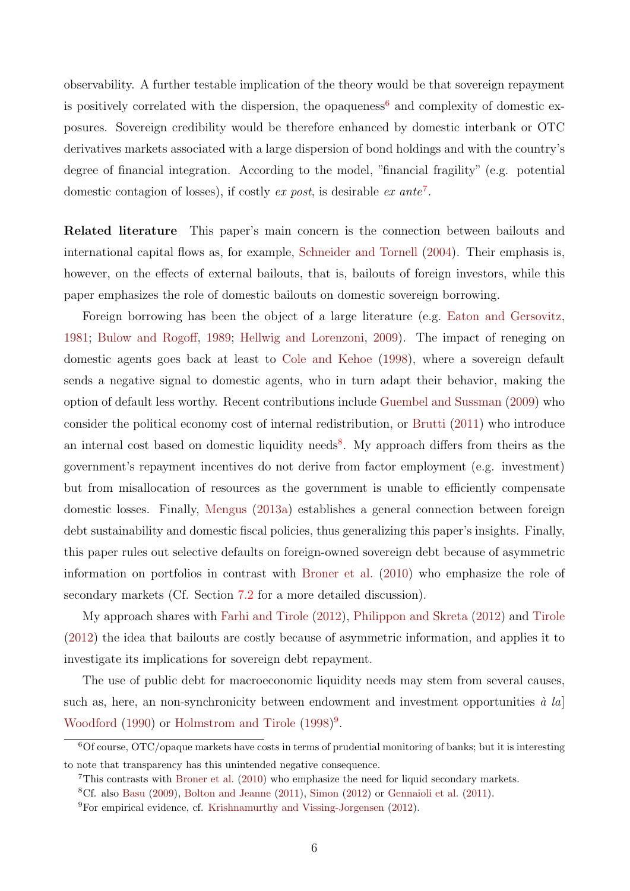observability. A further testable implication of the theory would be that sovereign repayment is positively correlated with the dispersion, the opaqueness[6] and complexity of domestic exposures. Sovereign credibility would be therefore enhanced by domestic interbank or OTC derivatives markets associated with a large dispersion of bond holdings and with the country's degree of financial integration. According to the model, "financial fragility" (e.g. potential domestic contagion of losses), if costly *ex post*, is desirable *ex ante*[7].

**Related literature** This paper's main concern is the connection between bailouts and international capital flows as, for example, Schneider and Tornell (2004). Their emphasis is, however, on the effects of external bailouts, that is, bailouts of foreign investors, while this paper emphasizes the role of domestic bailouts on domestic sovereign borrowing.

Foreign borrowing has been the object of a large literature (e.g. Eaton and Gersovitz, 1981; Bulow and Rogoff, 1989; Hellwig and Lorenzoni, 2009). The impact of reneging on domestic agents goes back at least to Cole and Kehoe (1998), where a sovereign default sends a negative signal to domestic agents, who in turn adapt their behavior, making the option of default less worthy. Recent contributions include Guembel and Sussman (2009) who consider the political economy cost of internal redistribution, or Brutti (2011) who introduce an internal cost based on domestic liquidity needs[8]. My approach differs from theirs as the government's repayment incentives do not derive from factor employment (e.g. investment) but from misallocation of resources as the government is unable to efficiently compensate domestic losses. Finally, Mengus (2013a) establishes a general connection between foreign debt sustainability and domestic fiscal policies, thus generalizing this paper's insights. Finally, this paper rules out selective defaults on foreign-owned sovereign debt because of asymmetric information on portfolios in contrast with Broner et al. (2010) who emphasize the role of secondary markets (Cf. Section 7.2 for a more detailed discussion).

My approach shares with Farhi and Tirole (2012), Philippon and Skreta (2012) and Tirole (2012) the idea that bailouts are costly because of asymmetric information, and applies it to investigate its implications for sovereign debt repayment.

The use of public debt for macroeconomic liquidity needs may stem from several causes, such as, here, an non-synchronicity between endowment and investment opportunities *à la*] Woodford (1990) or Holmstrom and Tirole (1998)[9].

[6]Of course, OTC/opaque markets have costs in terms of prudential monitoring of banks; but it is interesting to note that transparency has this unintended negative consequence.

[7]This contrasts with Broner et al. (2010) who emphasize the need for liquid secondary markets.

[8]Cf. also Basu (2009), Bolton and Jeanne (2011), Simon (2012) or Gennaioli et al. (2011).

[9]For empirical evidence, cf. Krishnamurthy and Vissing-Jorgensen (2012).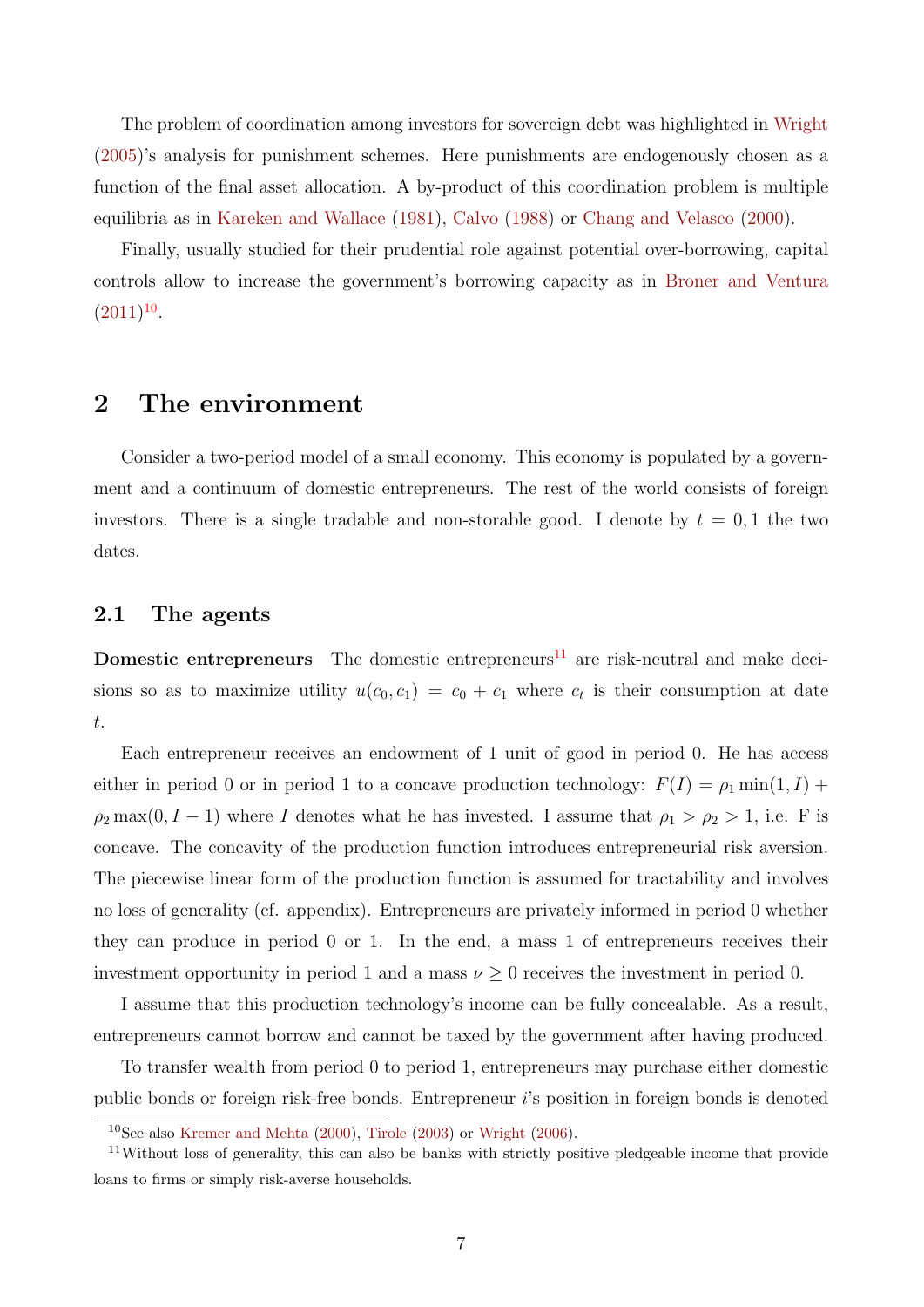The problem of coordination among investors for sovereign debt was highlighted in Wright (2005)'s analysis for punishment schemes. Here punishments are endogenously chosen as a function of the final asset allocation. A by-product of this coordination problem is multiple equilibria as in Kareken and Wallace (1981), Calvo (1988) or Chang and Velasco (2000).

Finally, usually studied for their prudential role against potential over-borrowing, capital controls allow to increase the government's borrowing capacity as in Broner and Ventura (2011)[10].

# 2 The environment

Consider a two-period model of a small economy. This economy is populated by a government and a continuum of domestic entrepreneurs. The rest of the world consists of foreign investors. There is a single tradable and non-storable good. I denote by $t = 0, 1$ the two dates.

## 2.1 The agents

**Domestic entrepreneurs** The domestic entrepreneurs[11] are risk-neutral and make decisions so as to maximize utility $u(c_0, c_1) = c_0 + c_1$ where $c_t$ is their consumption at date $t$.

Each entrepreneur receives an endowment of 1 unit of good in period 0. He has access either in period 0 or in period 1 to a concave production technology: $F(I) = \rho_1 \min(1, I) + \rho_2 \max(0, I - 1)$ where $I$ denotes what he has invested. I assume that $\rho_1 > \rho_2 > 1$, i.e. F is concave. The concavity of the production function introduces entrepreneurial risk aversion. The piecewise linear form of the production function is assumed for tractability and involves no loss of generality (cf. appendix). Entrepreneurs are privately informed in period 0 whether they can produce in period 0 or 1. In the end, a mass 1 of entrepreneurs receives their investment opportunity in period 1 and a mass $\nu \geq 0$ receives the investment in period 0.

I assume that this production technology's income can be fully concealable. As a result, entrepreneurs cannot borrow and cannot be taxed by the government after having produced.

To transfer wealth from period 0 to period 1, entrepreneurs may purchase either domestic public bonds or foreign risk-free bonds. Entrepreneur $i$'s position in foreign bonds is denoted

[10] See also Kremer and Mehta (2000), Tirole (2003) or Wright (2006).

[11] Without loss of generality, this can also be banks with strictly positive pledgeable income that provide loans to firms or simply risk-averse households.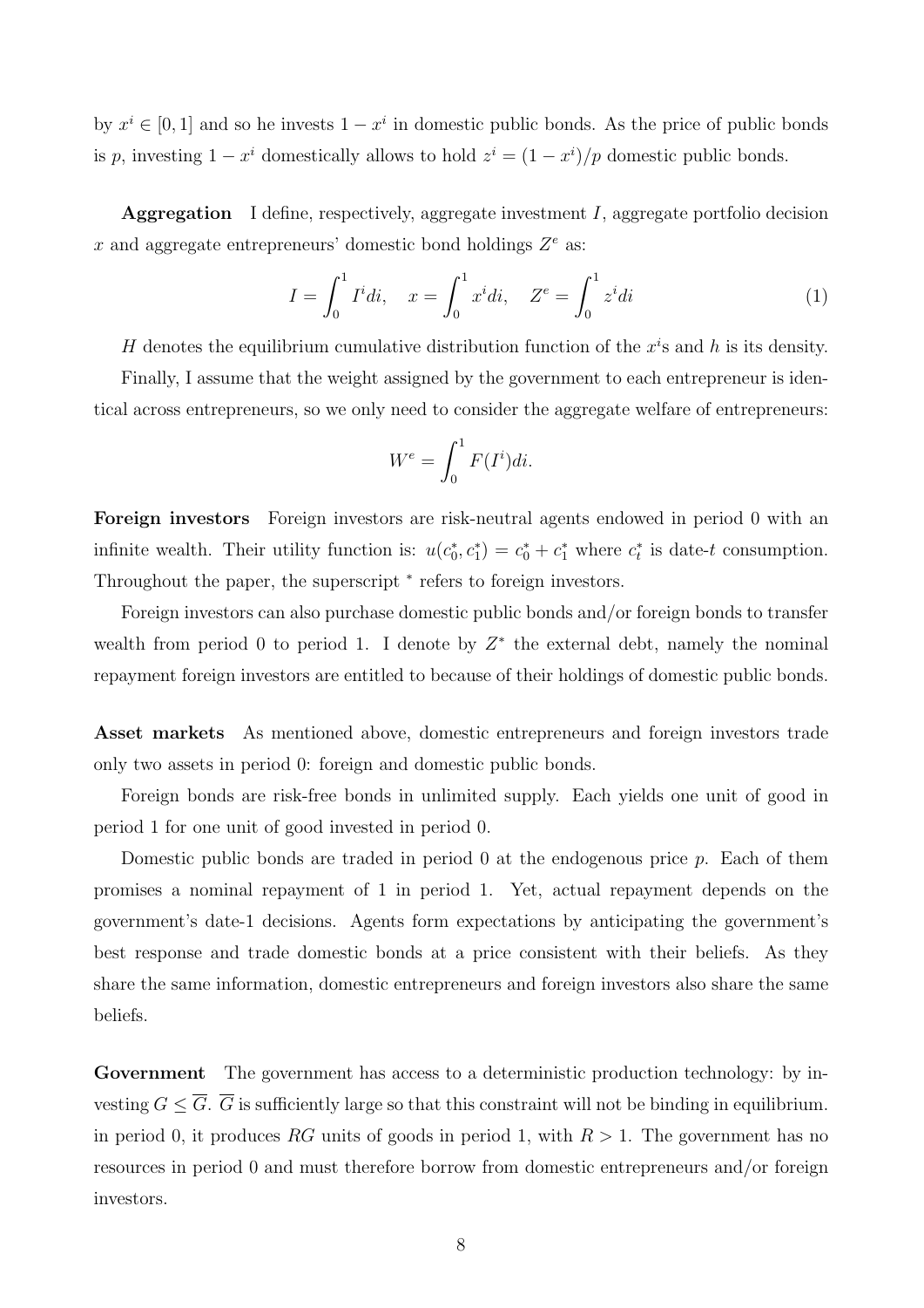by $x^i \in [0,1]$ and so he invests $1 - x^i$ in domestic public bonds. As the price of public bonds is $p$, investing $1 - x^i$ domestically allows to hold $z^i = (1 - x^i)/p$ domestic public bonds.

**Aggregation** I define, respectively, aggregate investment $I$, aggregate portfolio decision $x$ and aggregate entrepreneurs' domestic bond holdings $Z^e$ as:

$$I = \int_0^1 I^i di, \quad x = \int_0^1 x^i di, \quad Z^e = \int_0^1 z^i di \tag{1}$$

$H$ denotes the equilibrium cumulative distribution function of the $x^i$s and $h$ is its density.

Finally, I assume that the weight assigned by the government to each entrepreneur is identical across entrepreneurs, so we only need to consider the aggregate welfare of entrepreneurs:

$$W^e = \int_0^1 F(I^i) di.$$

**Foreign investors** Foreign investors are risk-neutral agents endowed in period 0 with an infinite wealth. Their utility function is: $u(c_0^*, c_1^*) = c_0^* + c_1^*$ where $c_t^*$ is date-$t$ consumption. Throughout the paper, the superscript $^*$ refers to foreign investors.

Foreign investors can also purchase domestic public bonds and/or foreign bonds to transfer wealth from period 0 to period 1. I denote by $Z^*$ the external debt, namely the nominal repayment foreign investors are entitled to because of their holdings of domestic public bonds.

**Asset markets** As mentioned above, domestic entrepreneurs and foreign investors trade only two assets in period 0: foreign and domestic public bonds.

Foreign bonds are risk-free bonds in unlimited supply. Each yields one unit of good in period 1 for one unit of good invested in period 0.

Domestic public bonds are traded in period 0 at the endogenous price $p$. Each of them promises a nominal repayment of 1 in period 1. Yet, actual repayment depends on the government's date-1 decisions. Agents form expectations by anticipating the government's best response and trade domestic bonds at a price consistent with their beliefs. As they share the same information, domestic entrepreneurs and foreign investors also share the same beliefs.

**Government** The government has access to a deterministic production technology: by investing $G \leq \overline{G}$. $\overline{G}$ is sufficiently large so that this constraint will not be binding in equilibrium. in period 0, it produces $RG$ units of goods in period 1, with $R > 1$. The government has no resources in period 0 and must therefore borrow from domestic entrepreneurs and/or foreign investors.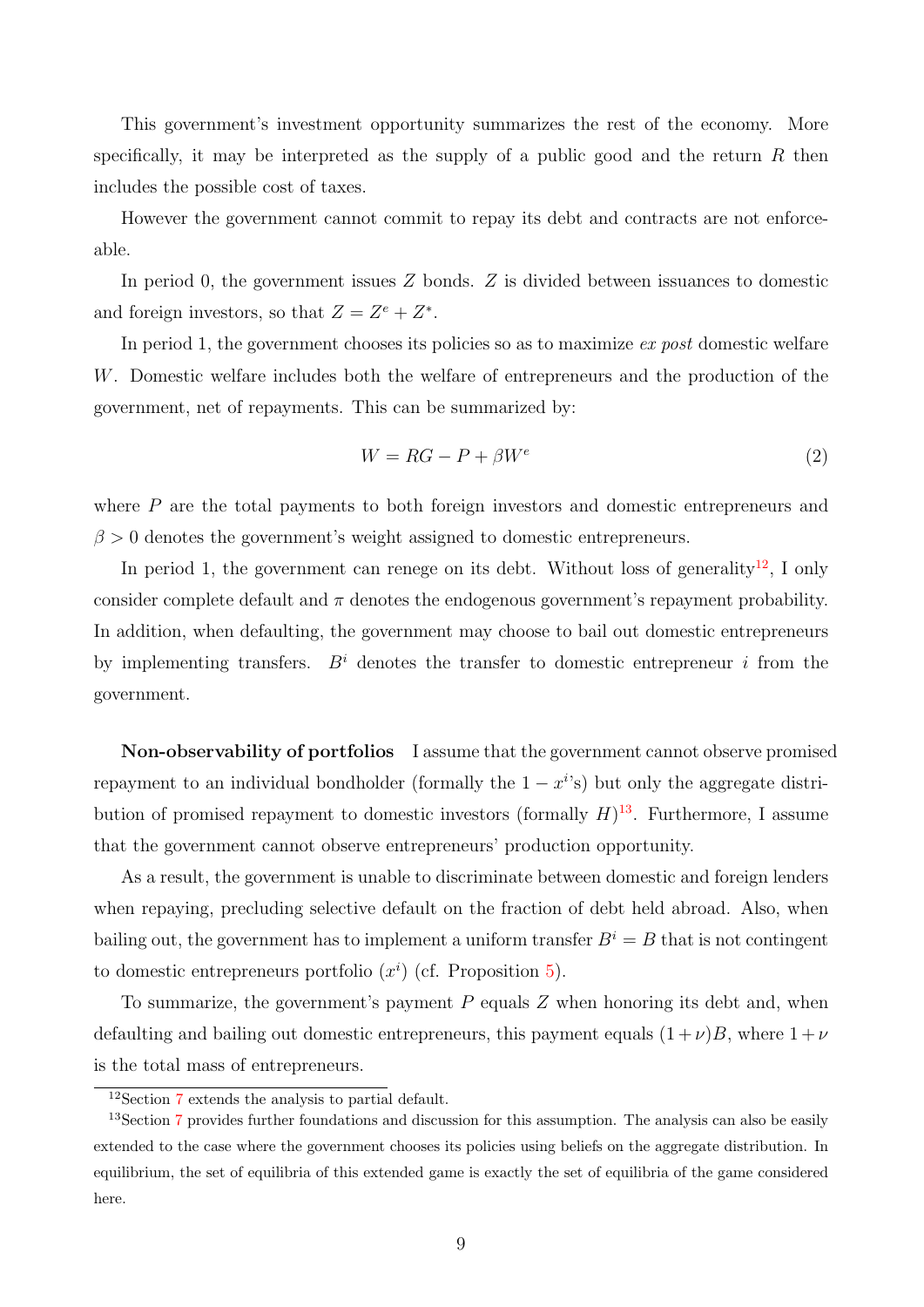This government's investment opportunity summarizes the rest of the economy. More specifically, it may be interpreted as the supply of a public good and the return $R$ then includes the possible cost of taxes.

However the government cannot commit to repay its debt and contracts are not enforceable.

In period 0, the government issues $Z$ bonds. $Z$ is divided between issuances to domestic and foreign investors, so that $Z = Z^e + Z^*$.

In period 1, the government chooses its policies so as to maximize *ex post* domestic welfare $W$. Domestic welfare includes both the welfare of entrepreneurs and the production of the government, net of repayments. This can be summarized by:

$$W = RG - P + \beta W^e \tag{2}$$

where $P$ are the total payments to both foreign investors and domestic entrepreneurs and $\beta > 0$ denotes the government's weight assigned to domestic entrepreneurs.

In period 1, the government can renege on its debt. Without loss of generality[12], I only consider complete default and $\pi$ denotes the endogenous government's repayment probability. In addition, when defaulting, the government may choose to bail out domestic entrepreneurs by implementing transfers. $B^i$ denotes the transfer to domestic entrepreneur $i$ from the government.

**Non-observability of portfolios** I assume that the government cannot observe promised repayment to an individual bondholder (formally the $1 - x^i$'s) but only the aggregate distribution of promised repayment to domestic investors (formally $H$)[13]. Furthermore, I assume that the government cannot observe entrepreneurs' production opportunity.

As a result, the government is unable to discriminate between domestic and foreign lenders when repaying, precluding selective default on the fraction of debt held abroad. Also, when bailing out, the government has to implement a uniform transfer $B^i = B$ that is not contingent to domestic entrepreneurs portfolio ($x^i$) (cf. Proposition 5).

To summarize, the government's payment $P$ equals $Z$ when honoring its debt and, when defaulting and bailing out domestic entrepreneurs, this payment equals $(1+\nu)B$, where $1+\nu$ is the total mass of entrepreneurs.

[12] Section 7 extends the analysis to partial default.

[13] Section 7 provides further foundations and discussion for this assumption. The analysis can also be easily extended to the case where the government chooses its policies using beliefs on the aggregate distribution. In equilibrium, the set of equilibria of this extended game is exactly the set of equilibria of the game considered here.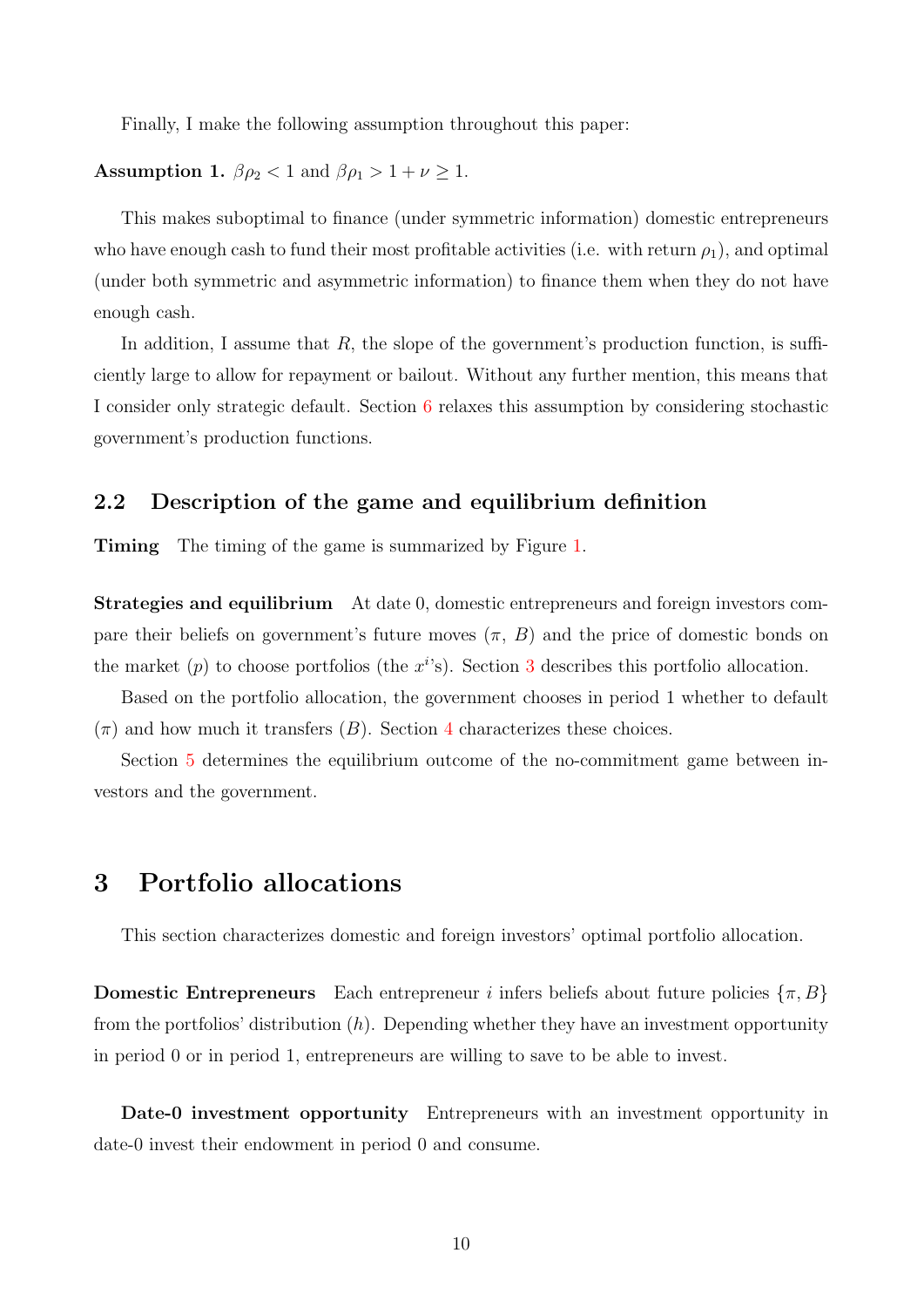Finally, I make the following assumption throughout this paper:

**Assumption 1.** $\beta\rho_2 < 1$ and $\beta\rho_1 > 1 + \nu \geq 1$.

This makes suboptimal to finance (under symmetric information) domestic entrepreneurs who have enough cash to fund their most profitable activities (i.e. with return $\rho_1$), and optimal (under both symmetric and asymmetric information) to finance them when they do not have enough cash.

In addition, I assume that $R$, the slope of the government's production function, is sufficiently large to allow for repayment or bailout. Without any further mention, this means that I consider only strategic default. Section 6 relaxes this assumption by considering stochastic government's production functions.

## 2.2 Description of the game and equilibrium definition

**Timing** The timing of the game is summarized by Figure 1.

**Strategies and equilibrium** At date 0, domestic entrepreneurs and foreign investors compare their beliefs on government's future moves ($\pi$, $B$) and the price of domestic bonds on the market ($p$) to choose portfolios (the $x^i$'s). Section 3 describes this portfolio allocation.

Based on the portfolio allocation, the government chooses in period 1 whether to default ($\pi$) and how much it transfers ($B$). Section 4 characterizes these choices.

Section 5 determines the equilibrium outcome of the no-commitment game between investors and the government.

# 3 Portfolio allocations

This section characterizes domestic and foreign investors' optimal portfolio allocation.

**Domestic Entrepreneurs** Each entrepreneur $i$ infers beliefs about future policies $\{\pi, B\}$ from the portfolios' distribution ($h$). Depending whether they have an investment opportunity in period 0 or in period 1, entrepreneurs are willing to save to be able to invest.

**Date-0 investment opportunity** Entrepreneurs with an investment opportunity in date-0 invest their endowment in period 0 and consume.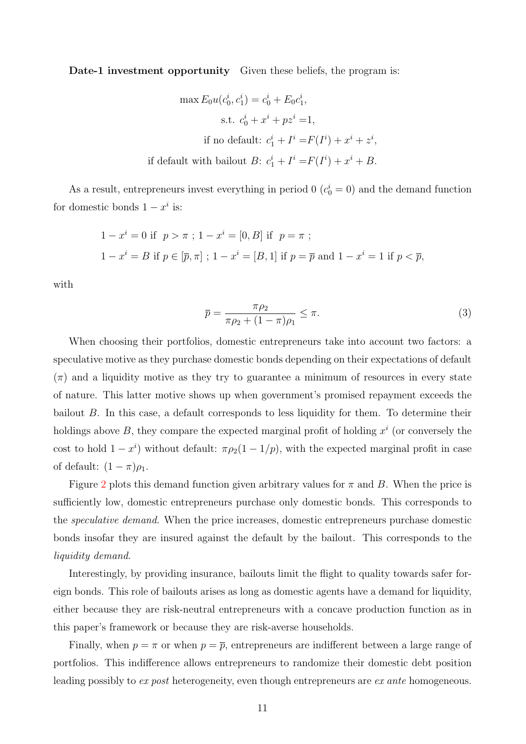**Date-1 investment opportunity** Given these beliefs, the program is:

$$
\begin{aligned}
\max E_0 u(c_0^i, c_1^i) &= c_0^i + E_0 c_1^i, \\
\text{s.t. } c_0^i + x^i + p z^i &= 1, \\
\text{if no default: } c_1^i + I^i &= F(I^i) + x^i + z^i, \\
\text{if default with bailout } B\text{: } c_1^i + I^i &= F(I^i) + x^i + B.
\end{aligned}
$$

As a result, entrepreneurs invest everything in period 0 ($c_0^i = 0$) and the demand function for domestic bonds $1 - x^i$ is:

$$
\begin{aligned}
&1 - x^i = 0 \text{ if } \ p > \pi \ ; \ 1 - x^i = [0, B] \text{ if } \ p = \pi \ ; \\
&1 - x^i = B \text{ if } p \in [\overline{p}, \pi] \ ; \ 1 - x^i = [B, 1] \text{ if } p = \overline{p} \text{ and } 1 - x^i = 1 \text{ if } p < \overline{p},
\end{aligned}
$$

with

$$
\overline{p} = \frac{\pi \rho_2}{\pi \rho_2 + (1 - \pi)\rho_1} \leq \pi. \tag{3}
$$

When choosing their portfolios, domestic entrepreneurs take into account two factors: a speculative motive as they purchase domestic bonds depending on their expectations of default ($\pi$) and a liquidity motive as they try to guarantee a minimum of resources in every state of nature. This latter motive shows up when government's promised repayment exceeds the bailout $B$. In this case, a default corresponds to less liquidity for them. To determine their holdings above $B$, they compare the expected marginal profit of holding $x^i$ (or conversely the cost to hold $1 - x^i$) without default: $\pi \rho_2 (1 - 1/p)$, with the expected marginal profit in case of default: $(1 - \pi)\rho_1$.

Figure 2 plots this demand function given arbitrary values for $\pi$ and $B$. When the price is sufficiently low, domestic entrepreneurs purchase only domestic bonds. This corresponds to the *speculative demand*. When the price increases, domestic entrepreneurs purchase domestic bonds insofar they are insured against the default by the bailout. This corresponds to the *liquidity demand*.

Interestingly, by providing insurance, bailouts limit the flight to quality towards safer foreign bonds. This role of bailouts arises as long as domestic agents have a demand for liquidity, either because they are risk-neutral entrepreneurs with a concave production function as in this paper's framework or because they are risk-averse households.

Finally, when $p = \pi$ or when $p = \overline{p}$, entrepreneurs are indifferent between a large range of portfolios. This indifference allows entrepreneurs to randomize their domestic debt position leading possibly to *ex post* heterogeneity, even though entrepreneurs are *ex ante* homogeneous.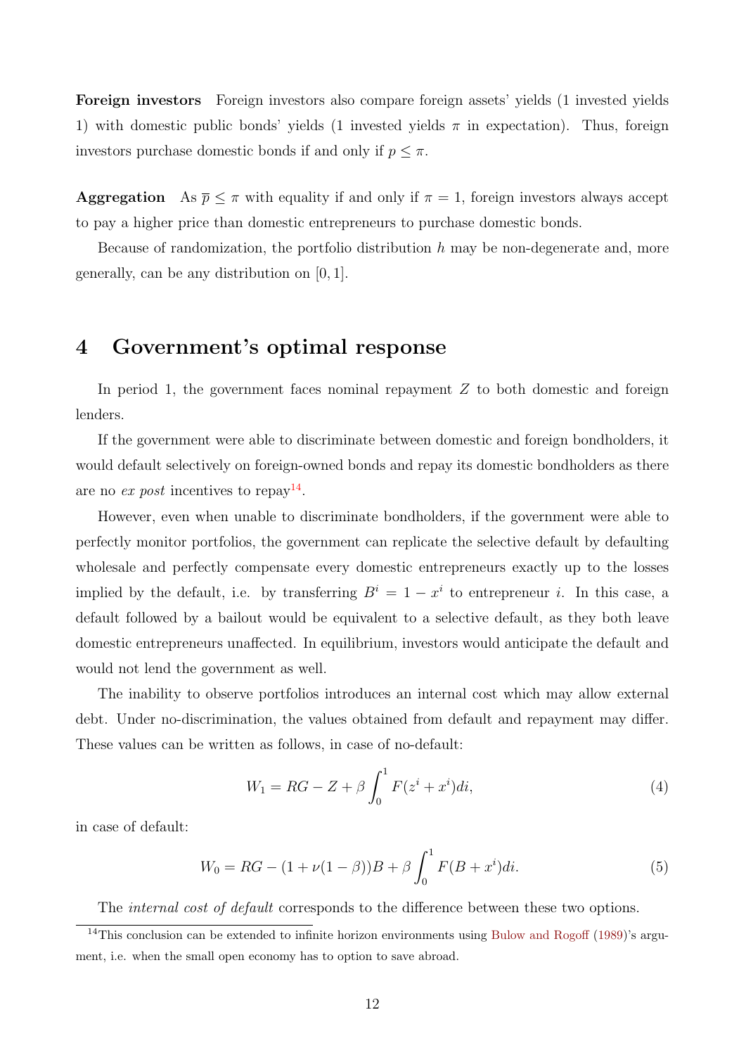**Foreign investors** Foreign investors also compare foreign assets' yields (1 invested yields 1) with domestic public bonds' yields (1 invested yields $\pi$ in expectation). Thus, foreign investors purchase domestic bonds if and only if $p \leq \pi$.

**Aggregation** As $\overline{p} \leq \pi$ with equality if and only if $\pi = 1$, foreign investors always accept to pay a higher price than domestic entrepreneurs to purchase domestic bonds.

Because of randomization, the portfolio distribution $h$ may be non-degenerate and, more generally, can be any distribution on $[0, 1]$.

# 4 Government's optimal response

In period 1, the government faces nominal repayment $Z$ to both domestic and foreign lenders.

If the government were able to discriminate between domestic and foreign bondholders, it would default selectively on foreign-owned bonds and repay its domestic bondholders as there are no *ex post* incentives to repay[14].

However, even when unable to discriminate bondholders, if the government were able to perfectly monitor portfolios, the government can replicate the selective default by defaulting wholesale and perfectly compensate every domestic entrepreneurs exactly up to the losses implied by the default, i.e. by transferring $B^i = 1 - x^i$ to entrepreneur $i$. In this case, a default followed by a bailout would be equivalent to a selective default, as they both leave domestic entrepreneurs unaffected. In equilibrium, investors would anticipate the default and would not lend the government as well.

The inability to observe portfolios introduces an internal cost which may allow external debt. Under no-discrimination, the values obtained from default and repayment may differ. These values can be written as follows, in case of no-default:

$$W_1 = RG - Z + \beta \int_0^1 F(z^i + x^i) di, \tag{4}$$

in case of default:

$$W_0 = RG - (1 + \nu(1 - \beta))B + \beta \int_0^1 F(B + x^i) di. \tag{5}$$

The *internal cost of default* corresponds to the difference between these two options.

[14] This conclusion can be extended to infinite horizon environments using Bulow and Rogoff (1989)'s argument, i.e. when the small open economy has to option to save abroad.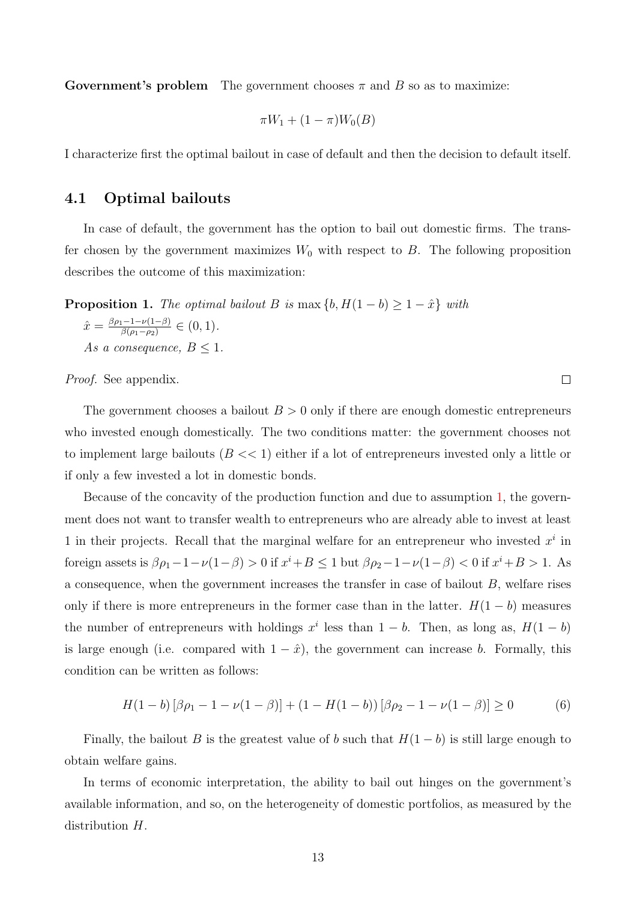**Government's problem** The government chooses $\pi$ and $B$ so as to maximize:

$$\pi W_1 + (1-\pi) W_0(B)$$

I characterize first the optimal bailout in case of default and then the decision to default itself.

## 4.1 Optimal bailouts

In case of default, the government has the option to bail out domestic firms. The transfer chosen by the government maximizes $W_0$ with respect to $B$. The following proposition describes the outcome of this maximization:

**Proposition 1.** *The optimal bailout $B$ is* $\max \{b, H(1-b) \geq 1-\hat{x}\}$ *with* $\hat{x} = \frac{\beta\rho_1 - 1 - \nu(1-\beta)}{\beta(\rho_1 - \rho_2)} \in (0,1)$.
*As a consequence,* $B \leq 1$.

*Proof.* See appendix. □

The government chooses a bailout $B > 0$ only if there are enough domestic entrepreneurs who invested enough domestically. The two conditions matter: the government chooses not to implement large bailouts ($B << 1$) either if a lot of entrepreneurs invested only a little or if only a few invested a lot in domestic bonds.

Because of the concavity of the production function and due to assumption 1, the government does not want to transfer wealth to entrepreneurs who are already able to invest at least 1 in their projects. Recall that the marginal welfare for an entrepreneur who invested $x^i$ in foreign assets is $\beta\rho_1 - 1 - \nu(1-\beta) > 0$ if $x^i + B \leq 1$ but $\beta\rho_2 - 1 - \nu(1-\beta) < 0$ if $x^i + B > 1$. As a consequence, when the government increases the transfer in case of bailout $B$, welfare rises only if there is more entrepreneurs in the former case than in the latter. $H(1-b)$ measures the number of entrepreneurs with holdings $x^i$ less than $1-b$. Then, as long as, $H(1-b)$ is large enough (i.e. compared with $1-\hat{x}$), the government can increase $b$. Formally, this condition can be written as follows:

$$H(1-b)\left[\beta\rho_1 - 1 - \nu(1-\beta)\right] + (1 - H(1-b))\left[\beta\rho_2 - 1 - \nu(1-\beta)\right] \geq 0 \tag{6}$$

Finally, the bailout $B$ is the greatest value of $b$ such that $H(1-b)$ is still large enough to obtain welfare gains.

In terms of economic interpretation, the ability to bail out hinges on the government's available information, and so, on the heterogeneity of domestic portfolios, as measured by the distribution $H$.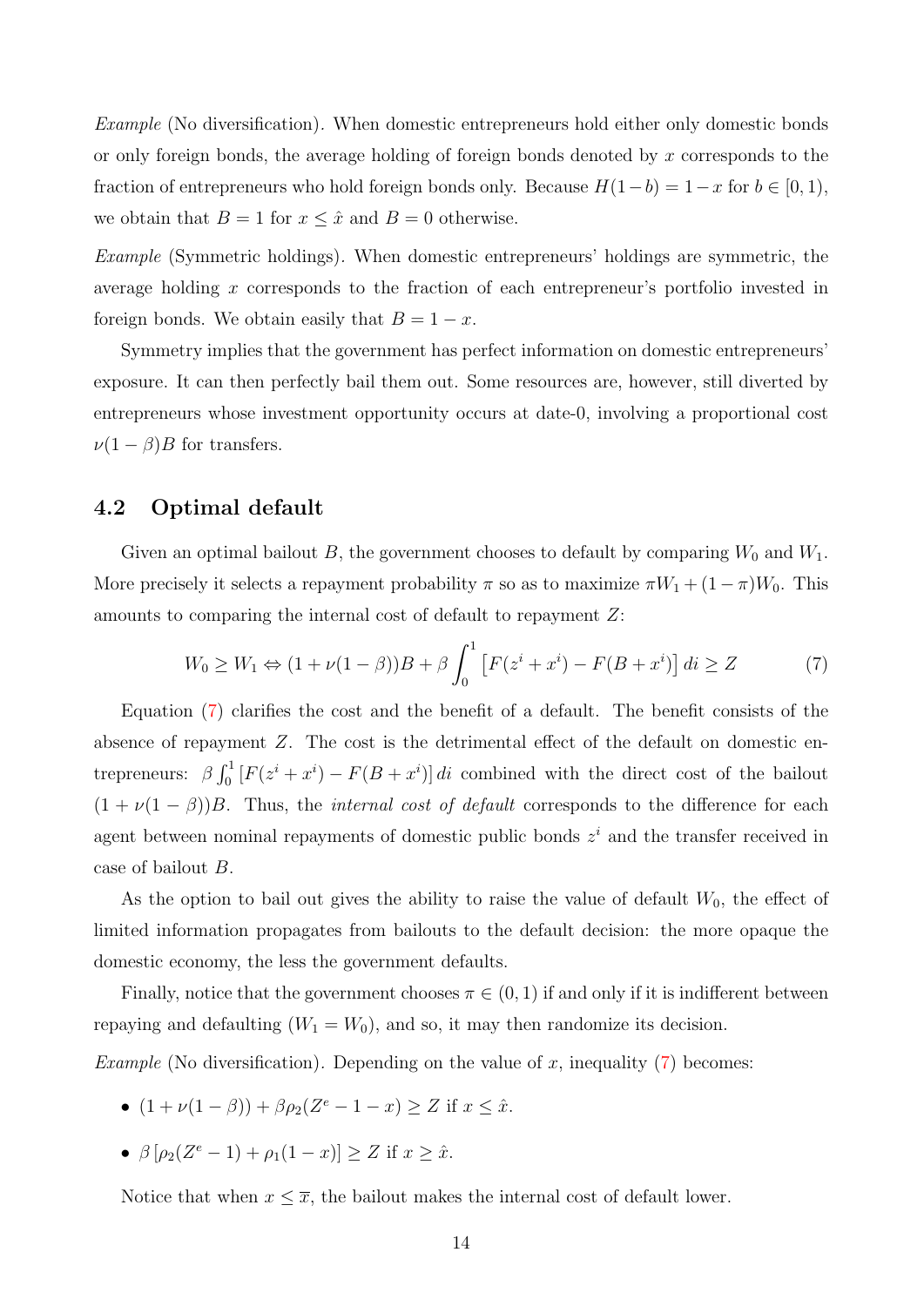*Example* (No diversification). When domestic entrepreneurs hold either only domestic bonds or only foreign bonds, the average holding of foreign bonds denoted by $x$ corresponds to the fraction of entrepreneurs who hold foreign bonds only. Because $H(1-b) = 1-x$ for $b \in [0,1)$, we obtain that $B = 1$ for $x \leq \hat{x}$ and $B = 0$ otherwise.

*Example* (Symmetric holdings). When domestic entrepreneurs' holdings are symmetric, the average holding $x$ corresponds to the fraction of each entrepreneur's portfolio invested in foreign bonds. We obtain easily that $B = 1 - x$.

Symmetry implies that the government has perfect information on domestic entrepreneurs' exposure. It can then perfectly bail them out. Some resources are, however, still diverted by entrepreneurs whose investment opportunity occurs at date-0, involving a proportional cost $\nu(1-\beta)B$ for transfers.

## 4.2 Optimal default

Given an optimal bailout $B$, the government chooses to default by comparing $W_0$ and $W_1$. More precisely it selects a repayment probability $\pi$ so as to maximize $\pi W_1 + (1-\pi)W_0$. This amounts to comparing the internal cost of default to repayment $Z$:

$$W_0 \geq W_1 \Leftrightarrow (1+\nu(1-\beta))B + \beta \int_0^1 \left[F(z^i + x^i) - F(B + x^i)\right] di \geq Z \tag{7}$$

Equation (7) clarifies the cost and the benefit of a default. The benefit consists of the absence of repayment $Z$. The cost is the detrimental effect of the default on domestic entrepreneurs: $\beta \int_0^1 \left[F(z^i + x^i) - F(B + x^i)\right] di$ combined with the direct cost of the bailout $(1+\nu(1-\beta))B$. Thus, the *internal cost of default* corresponds to the difference for each agent between nominal repayments of domestic public bonds $z^i$ and the transfer received in case of bailout $B$.

As the option to bail out gives the ability to raise the value of default $W_0$, the effect of limited information propagates from bailouts to the default decision: the more opaque the domestic economy, the less the government defaults.

Finally, notice that the government chooses $\pi \in (0,1)$ if and only if it is indifferent between repaying and defaulting ($W_1 = W_0$), and so, it may then randomize its decision.

*Example* (No diversification). Depending on the value of $x$, inequality (7) becomes:

- $(1+\nu(1-\beta)) + \beta\rho_2(Z^e - 1 - x) \geq Z$ if $x \leq \hat{x}$.
- $\beta\left[\rho_2(Z^e - 1) + \rho_1(1-x)\right] \geq Z$ if $x \geq \hat{x}$.

Notice that when $x \leq \overline{x}$, the bailout makes the internal cost of default lower.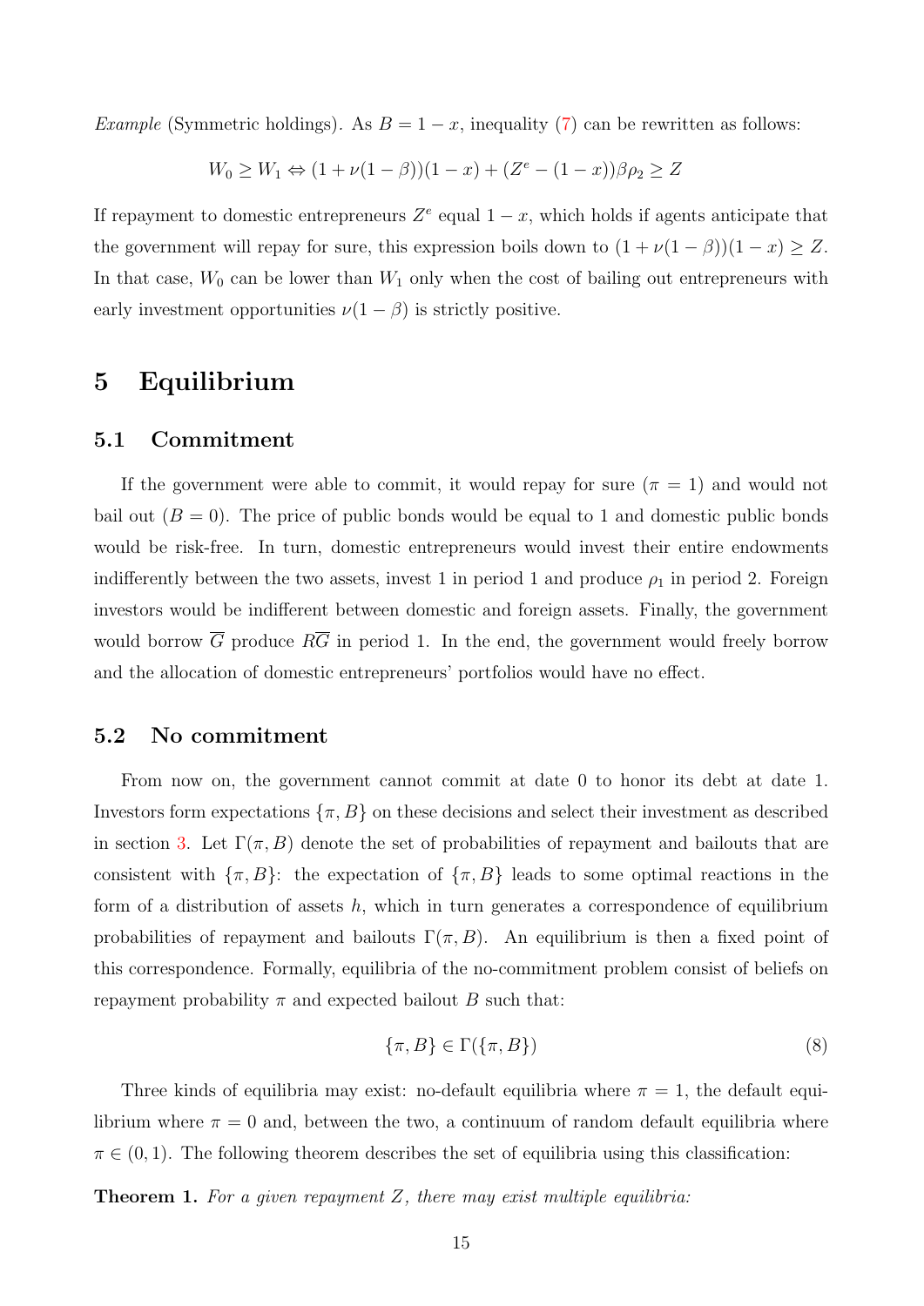*Example* (Symmetric holdings). As $B = 1 - x$, inequality (7) can be rewritten as follows:

$$W_0 \geq W_1 \Leftrightarrow (1 + \nu(1-\beta))(1-x) + (Z^e - (1-x))\beta\rho_2 \geq Z$$

If repayment to domestic entrepreneurs $Z^e$ equal $1 - x$, which holds if agents anticipate that the government will repay for sure, this expression boils down to $(1 + \nu(1-\beta))(1-x) \geq Z$. In that case, $W_0$ can be lower than $W_1$ only when the cost of bailing out entrepreneurs with early investment opportunities $\nu(1-\beta)$ is strictly positive.

# 5 Equilibrium

## 5.1 Commitment

If the government were able to commit, it would repay for sure ($\pi = 1$) and would not bail out ($B = 0$). The price of public bonds would be equal to 1 and domestic public bonds would be risk-free. In turn, domestic entrepreneurs would invest their entire endowments indifferently between the two assets, invest 1 in period 1 and produce $\rho_1$ in period 2. Foreign investors would be indifferent between domestic and foreign assets. Finally, the government would borrow $\overline{G}$ produce $R\overline{G}$ in period 1. In the end, the government would freely borrow and the allocation of domestic entrepreneurs' portfolios would have no effect.

## 5.2 No commitment

From now on, the government cannot commit at date 0 to honor its debt at date 1. Investors form expectations $\{\pi, B\}$ on these decisions and select their investment as described in section 3. Let $\Gamma(\pi, B)$ denote the set of probabilities of repayment and bailouts that are consistent with $\{\pi, B\}$: the expectation of $\{\pi, B\}$ leads to some optimal reactions in the form of a distribution of assets $h$, which in turn generates a correspondence of equilibrium probabilities of repayment and bailouts $\Gamma(\pi, B)$. An equilibrium is then a fixed point of this correspondence. Formally, equilibria of the no-commitment problem consist of beliefs on repayment probability $\pi$ and expected bailout $B$ such that:

$$\{\pi, B\} \in \Gamma(\{\pi, B\}) \tag{8}$$

Three kinds of equilibria may exist: no-default equilibria where $\pi = 1$, the default equilibrium where $\pi = 0$ and, between the two, a continuum of random default equilibria where $\pi \in (0, 1)$. The following theorem describes the set of equilibria using this classification:

**Theorem 1.** *For a given repayment $Z$, there may exist multiple equilibria:*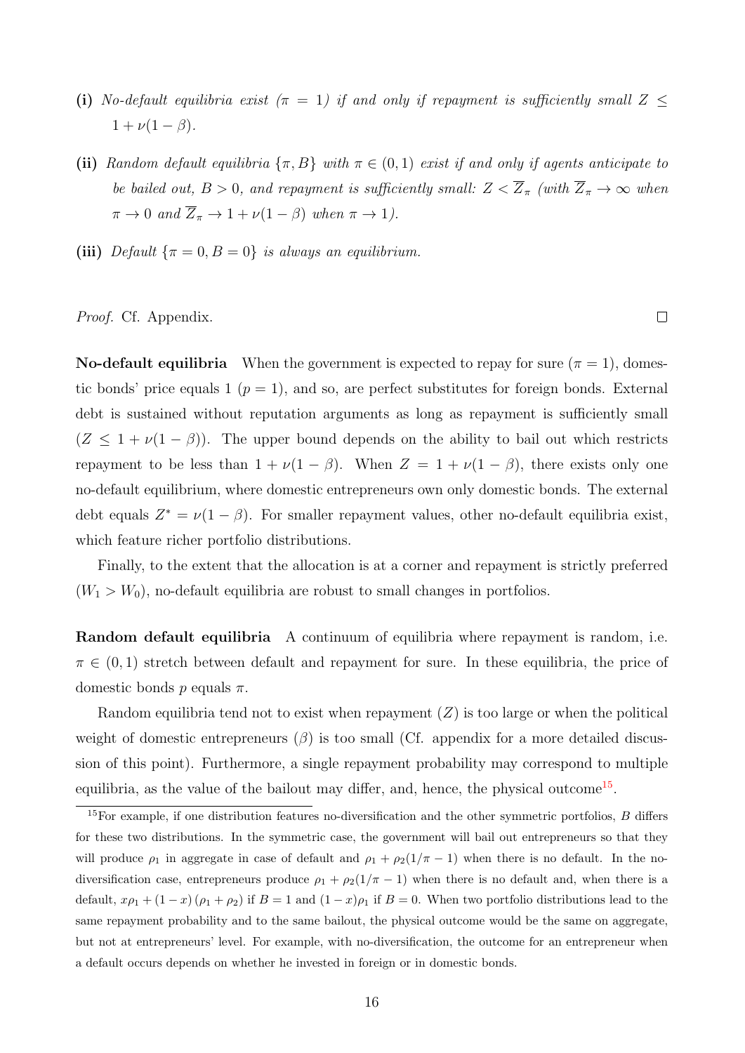**(i)** *No-default equilibria exist ($\pi = 1$) if and only if repayment is sufficiently small $Z \leq 1 + \nu(1 - \beta)$.*

**(ii)** *Random default equilibria $\{\pi, B\}$ with $\pi \in (0, 1)$ exist if and only if agents anticipate to be bailed out, $B > 0$, and repayment is sufficiently small: $Z < \overline{Z}_\pi$ (with $\overline{Z}_\pi \to \infty$ when $\pi \to 0$ and $\overline{Z}_\pi \to 1 + \nu(1 - \beta)$ when $\pi \to 1$).*

**(iii)** *Default $\{\pi = 0, B = 0\}$ is always an equilibrium.*

*Proof.* Cf. Appendix. □

**No-default equilibria** When the government is expected to repay for sure ($\pi = 1$), domestic bonds' price equals 1 ($p = 1$), and so, are perfect substitutes for foreign bonds. External debt is sustained without reputation arguments as long as repayment is sufficiently small ($Z \leq 1 + \nu(1 - \beta)$). The upper bound depends on the ability to bail out which restricts repayment to be less than $1 + \nu(1 - \beta)$. When $Z = 1 + \nu(1 - \beta)$, there exists only one no-default equilibrium, where domestic entrepreneurs own only domestic bonds. The external debt equals $Z^* = \nu(1 - \beta)$. For smaller repayment values, other no-default equilibria exist, which feature richer portfolio distributions.

Finally, to the extent that the allocation is at a corner and repayment is strictly preferred ($W_1 > W_0$), no-default equilibria are robust to small changes in portfolios.

**Random default equilibria** A continuum of equilibria where repayment is random, i.e. $\pi \in (0, 1)$ stretch between default and repayment for sure. In these equilibria, the price of domestic bonds $p$ equals $\pi$.

Random equilibria tend not to exist when repayment ($Z$) is too large or when the political weight of domestic entrepreneurs ($\beta$) is too small (Cf. appendix for a more detailed discussion of this point). Furthermore, a single repayment probability may correspond to multiple equilibria, as the value of the bailout may differ, and, hence, the physical outcome[15].

[15] For example, if one distribution features no-diversification and the other symmetric portfolios, $B$ differs for these two distributions. In the symmetric case, the government will bail out entrepreneurs so that they will produce $\rho_1$ in aggregate in case of default and $\rho_1 + \rho_2(1/\pi - 1)$ when there is no default. In the no-diversification case, entrepreneurs produce $\rho_1 + \rho_2(1/\pi - 1)$ when there is no default and, when there is a default, $x\rho_1 + (1 - x)(\rho_1 + \rho_2)$ if $B = 1$ and $(1 - x)\rho_1$ if $B = 0$. When two portfolio distributions lead to the same repayment probability and to the same bailout, the physical outcome would be the same on aggregate, but not at entrepreneurs' level. For example, with no-diversification, the outcome for an entrepreneur when a default occurs depends on whether he invested in foreign or in domestic bonds.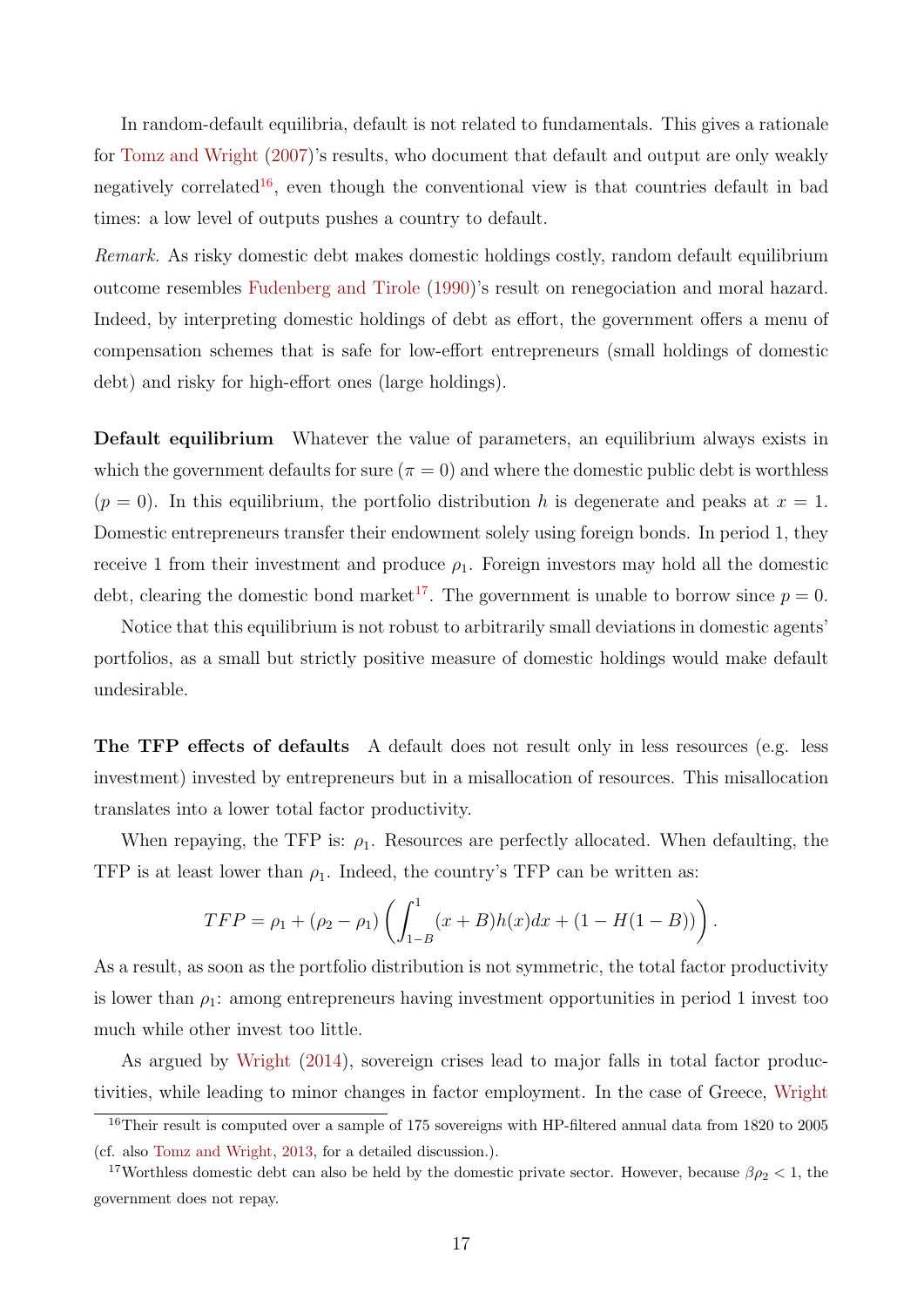In random-default equilibria, default is not related to fundamentals. This gives a rationale for Tomz and Wright (2007)'s results, who document that default and output are only weakly negatively correlated[16], even though the conventional view is that countries default in bad times: a low level of outputs pushes a country to default.

*Remark.* As risky domestic debt makes domestic holdings costly, random default equilibrium outcome resembles Fudenberg and Tirole (1990)'s result on renegociation and moral hazard. Indeed, by interpreting domestic holdings of debt as effort, the government offers a menu of compensation schemes that is safe for low-effort entrepreneurs (small holdings of domestic debt) and risky for high-effort ones (large holdings).

**Default equilibrium** Whatever the value of parameters, an equilibrium always exists in which the government defaults for sure ($\pi = 0$) and where the domestic public debt is worthless ($p = 0$). In this equilibrium, the portfolio distribution $h$ is degenerate and peaks at $x = 1$. Domestic entrepreneurs transfer their endowment solely using foreign bonds. In period 1, they receive 1 from their investment and produce $\rho_1$. Foreign investors may hold all the domestic debt, clearing the domestic bond market[17]. The government is unable to borrow since $p = 0$.

Notice that this equilibrium is not robust to arbitrarily small deviations in domestic agents' portfolios, as a small but strictly positive measure of domestic holdings would make default undesirable.

**The TFP effects of defaults** A default does not result only in less resources (e.g. less investment) invested by entrepreneurs but in a misallocation of resources. This misallocation translates into a lower total factor productivity.

When repaying, the TFP is: $\rho_1$. Resources are perfectly allocated. When defaulting, the TFP is at least lower than $\rho_1$. Indeed, the country's TFP can be written as:

$$TFP = \rho_1 + (\rho_2 - \rho_1) \left( \int_{1-B}^{1} (x + B) h(x) dx + (1 - H(1 - B)) \right).$$

As a result, as soon as the portfolio distribution is not symmetric, the total factor productivity is lower than $\rho_1$: among entrepreneurs having investment opportunities in period 1 invest too much while other invest too little.

As argued by Wright (2014), sovereign crises lead to major falls in total factor productivities, while leading to minor changes in factor employment. In the case of Greece, Wright

[16] Their result is computed over a sample of 175 sovereigns with HP-filtered annual data from 1820 to 2005 (cf. also Tomz and Wright, 2013, for a detailed discussion.).

[17] Worthless domestic debt can also be held by the domestic private sector. However, because $\beta\rho_2 < 1$, the government does not repay.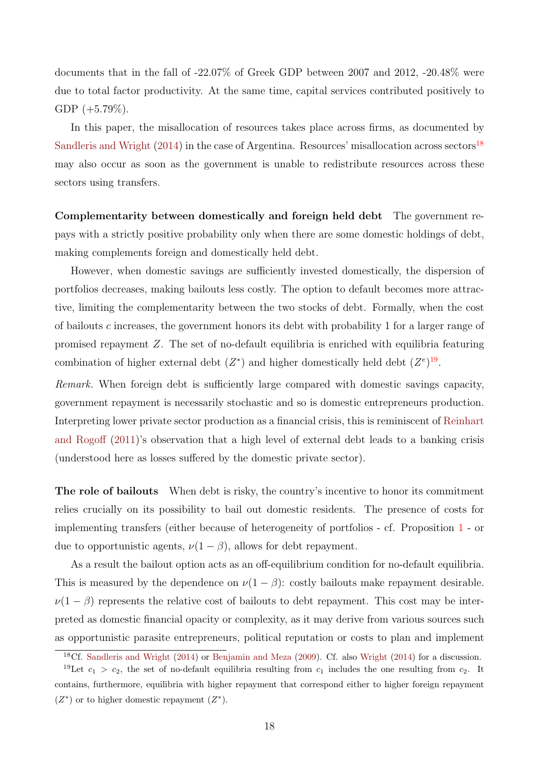documents that in the fall of -22.07% of Greek GDP between 2007 and 2012, -20.48% were due to total factor productivity. At the same time, capital services contributed positively to GDP (+5.79%).

In this paper, the misallocation of resources takes place across firms, as documented by Sandleris and Wright (2014) in the case of Argentina. Resources' misallocation across sectors[18] may also occur as soon as the government is unable to redistribute resources across these sectors using transfers.

**Complementarity between domestically and foreign held debt** The government repays with a strictly positive probability only when there are some domestic holdings of debt, making complements foreign and domestically held debt.

However, when domestic savings are sufficiently invested domestically, the dispersion of portfolios decreases, making bailouts less costly. The option to default becomes more attractive, limiting the complementarity between the two stocks of debt. Formally, when the cost of bailouts $c$ increases, the government honors its debt with probability 1 for a larger range of promised repayment $Z$. The set of no-default equilibria is enriched with equilibria featuring combination of higher external debt ($Z^*$) and higher domestically held debt ($Z^e$)[19].

*Remark.* When foreign debt is sufficiently large compared with domestic savings capacity, government repayment is necessarily stochastic and so is domestic entrepreneurs production. Interpreting lower private sector production as a financial crisis, this is reminiscent of Reinhart and Rogoff (2011)'s observation that a high level of external debt leads to a banking crisis (understood here as losses suffered by the domestic private sector).

**The role of bailouts** When debt is risky, the country's incentive to honor its commitment relies crucially on its possibility to bail out domestic residents. The presence of costs for implementing transfers (either because of heterogeneity of portfolios - cf. Proposition 1 - or due to opportunistic agents, $\nu(1-\beta)$, allows for debt repayment.

As a result the bailout option acts as an off-equilibrium condition for no-default equilibria. This is measured by the dependence on $\nu(1-\beta)$: costly bailouts make repayment desirable. $\nu(1-\beta)$ represents the relative cost of bailouts to debt repayment. This cost may be interpreted as domestic financial opacity or complexity, as it may derive from various sources such as opportunistic parasite entrepreneurs, political reputation or costs to plan and implement

[18] Cf. Sandleris and Wright (2014) or Benjamin and Meza (2009). Cf. also Wright (2014) for a discussion.

[19] Let $c_1 > c_2$, the set of no-default equilibria resulting from $c_1$ includes the one resulting from $c_2$. It contains, furthermore, equilibria with higher repayment that correspond either to higher foreign repayment ($Z^*$) or to higher domestic repayment ($Z^*$).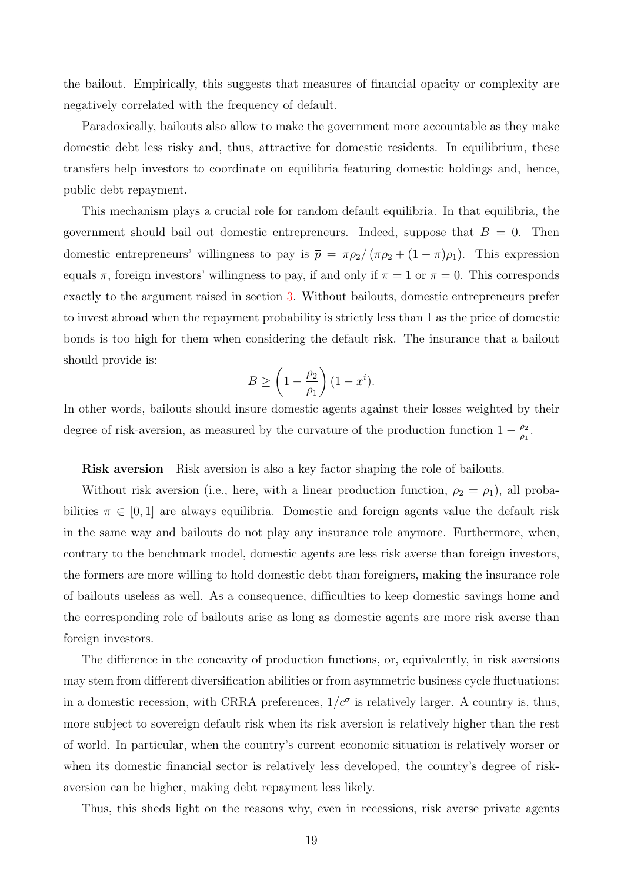the bailout. Empirically, this suggests that measures of financial opacity or complexity are negatively correlated with the frequency of default.

Paradoxically, bailouts also allow to make the government more accountable as they make domestic debt less risky and, thus, attractive for domestic residents. In equilibrium, these transfers help investors to coordinate on equilibria featuring domestic holdings and, hence, public debt repayment.

This mechanism plays a crucial role for random default equilibria. In that equilibria, the government should bail out domestic entrepreneurs. Indeed, suppose that $B = 0$. Then domestic entrepreneurs' willingness to pay is $\overline{p} = \pi\rho_2/\left(\pi\rho_2 + (1-\pi)\rho_1\right)$. This expression equals $\pi$, foreign investors' willingness to pay, if and only if $\pi = 1$ or $\pi = 0$. This corresponds exactly to the argument raised in section 3. Without bailouts, domestic entrepreneurs prefer to invest abroad when the repayment probability is strictly less than 1 as the price of domestic bonds is too high for them when considering the default risk. The insurance that a bailout should provide is:

$$B \geq \left(1 - \frac{\rho_2}{\rho_1}\right)(1 - x^i).$$

In other words, bailouts should insure domestic agents against their losses weighted by their degree of risk-aversion, as measured by the curvature of the production function $1 - \frac{\rho_2}{\rho_1}$.

**Risk aversion** Risk aversion is also a key factor shaping the role of bailouts.

Without risk aversion (i.e., here, with a linear production function, $\rho_2 = \rho_1$), all probabilities $\pi \in [0, 1]$ are always equilibria. Domestic and foreign agents value the default risk in the same way and bailouts do not play any insurance role anymore. Furthermore, when, contrary to the benchmark model, domestic agents are less risk averse than foreign investors, the formers are more willing to hold domestic debt than foreigners, making the insurance role of bailouts useless as well. As a consequence, difficulties to keep domestic savings home and the corresponding role of bailouts arise as long as domestic agents are more risk averse than foreign investors.

The difference in the concavity of production functions, or, equivalently, in risk aversions may stem from different diversification abilities or from asymmetric business cycle fluctuations: in a domestic recession, with CRRA preferences, $1/c^\sigma$ is relatively larger. A country is, thus, more subject to sovereign default risk when its risk aversion is relatively higher than the rest of world. In particular, when the country's current economic situation is relatively worser or when its domestic financial sector is relatively less developed, the country's degree of risk-aversion can be higher, making debt repayment less likely.

Thus, this sheds light on the reasons why, even in recessions, risk averse private agents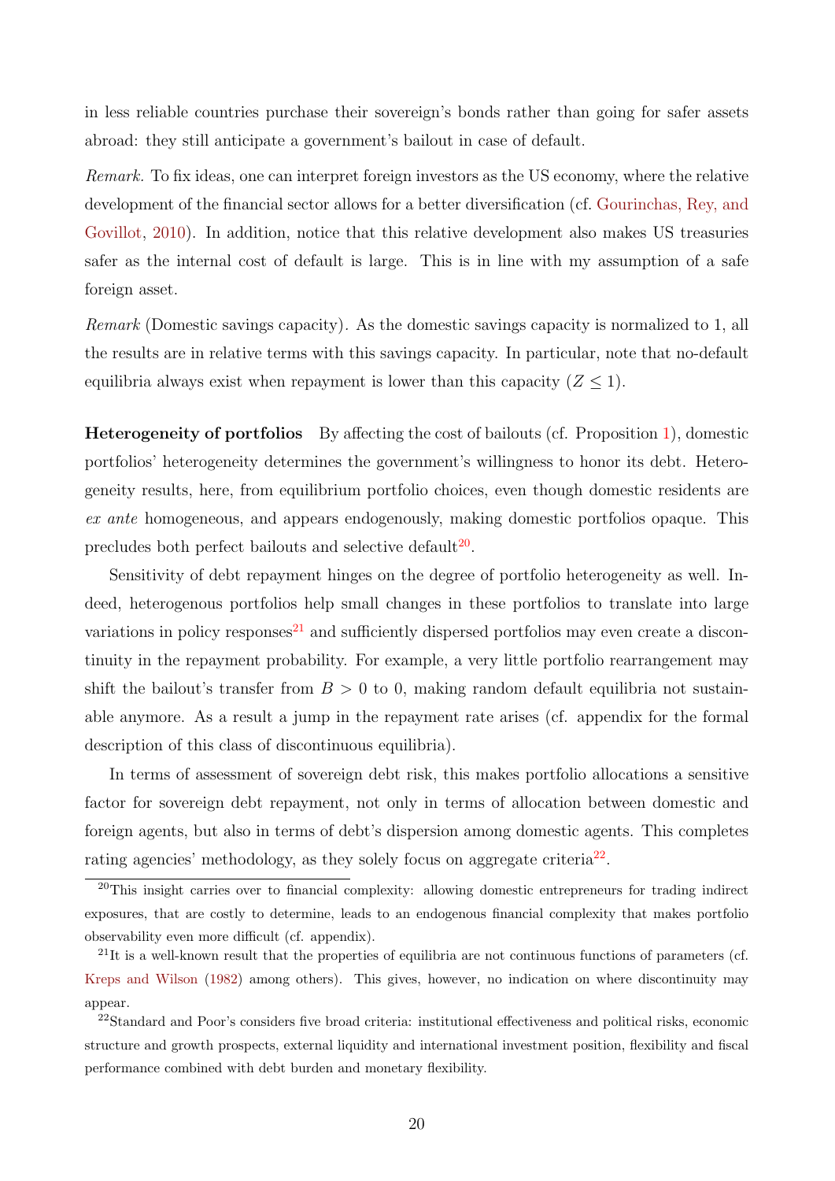in less reliable countries purchase their sovereign's bonds rather than going for safer assets abroad: they still anticipate a government's bailout in case of default.

*Remark.* To fix ideas, one can interpret foreign investors as the US economy, where the relative development of the financial sector allows for a better diversification (cf. Gourinchas, Rey, and Govillot, 2010). In addition, notice that this relative development also makes US treasuries safer as the internal cost of default is large. This is in line with my assumption of a safe foreign asset.

*Remark* (Domestic savings capacity). As the domestic savings capacity is normalized to 1, all the results are in relative terms with this savings capacity. In particular, note that no-default equilibria always exist when repayment is lower than this capacity ($Z \leq 1$).

**Heterogeneity of portfolios** By affecting the cost of bailouts (cf. Proposition 1), domestic portfolios' heterogeneity determines the government's willingness to honor its debt. Heterogeneity results, here, from equilibrium portfolio choices, even though domestic residents are *ex ante* homogeneous, and appears endogenously, making domestic portfolios opaque. This precludes both perfect bailouts and selective default[20].

Sensitivity of debt repayment hinges on the degree of portfolio heterogeneity as well. Indeed, heterogenous portfolios help small changes in these portfolios to translate into large variations in policy responses[21] and sufficiently dispersed portfolios may even create a discontinuity in the repayment probability. For example, a very little portfolio rearrangement may shift the bailout's transfer from $B > 0$ to 0, making random default equilibria not sustainable anymore. As a result a jump in the repayment rate arises (cf. appendix for the formal description of this class of discontinuous equilibria).

In terms of assessment of sovereign debt risk, this makes portfolio allocations a sensitive factor for sovereign debt repayment, not only in terms of allocation between domestic and foreign agents, but also in terms of debt's dispersion among domestic agents. This completes rating agencies' methodology, as they solely focus on aggregate criteria[22].

[20] This insight carries over to financial complexity: allowing domestic entrepreneurs for trading indirect exposures, that are costly to determine, leads to an endogenous financial complexity that makes portfolio observability even more difficult (cf. appendix).

[21] It is a well-known result that the properties of equilibria are not continuous functions of parameters (cf. Kreps and Wilson (1982) among others). This gives, however, no indication on where discontinuity may appear.

[22] Standard and Poor's considers five broad criteria: institutional effectiveness and political risks, economic structure and growth prospects, external liquidity and international investment position, flexibility and fiscal performance combined with debt burden and monetary flexibility.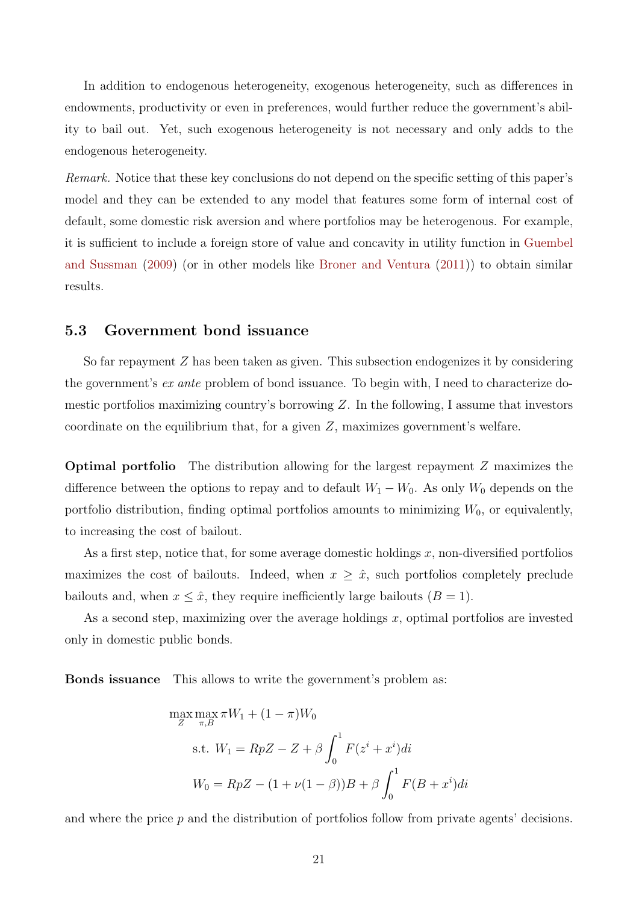In addition to endogenous heterogeneity, exogenous heterogeneity, such as differences in endowments, productivity or even in preferences, would further reduce the government's ability to bail out. Yet, such exogenous heterogeneity is not necessary and only adds to the endogenous heterogeneity.

*Remark.* Notice that these key conclusions do not depend on the specific setting of this paper's model and they can be extended to any model that features some form of internal cost of default, some domestic risk aversion and where portfolios may be heterogenous. For example, it is sufficient to include a foreign store of value and concavity in utility function in Guembel and Sussman (2009) (or in other models like Broner and Ventura (2011)) to obtain similar results.

### 5.3 Government bond issuance

So far repayment $Z$ has been taken as given. This subsection endogenizes it by considering the government's *ex ante* problem of bond issuance. To begin with, I need to characterize domestic portfolios maximizing country's borrowing $Z$. In the following, I assume that investors coordinate on the equilibrium that, for a given $Z$, maximizes government's welfare.

**Optimal portfolio** The distribution allowing for the largest repayment $Z$ maximizes the difference between the options to repay and to default $W_1 - W_0$. As only $W_0$ depends on the portfolio distribution, finding optimal portfolios amounts to minimizing $W_0$, or equivalently, to increasing the cost of bailout.

As a first step, notice that, for some average domestic holdings $x$, non-diversified portfolios maximizes the cost of bailouts. Indeed, when $x \geq \hat{x}$, such portfolios completely preclude bailouts and, when $x \leq \hat{x}$, they require inefficiently large bailouts ($B = 1$).

As a second step, maximizing over the average holdings $x$, optimal portfolios are invested only in domestic public bonds.

**Bonds issuance** This allows to write the government's problem as:

$$
\begin{aligned}
&\max_{Z} \max_{\pi,B} \pi W_1 + (1-\pi) W_0 \\
&\quad \text{s.t. } W_1 = RpZ - Z + \beta \int_0^1 F(z^i + x^i) di \\
&\quad\quad\; W_0 = RpZ - (1 + \nu(1-\beta))B + \beta \int_0^1 F(B + x^i) di
\end{aligned}
$$

and where the price $p$ and the distribution of portfolios follow from private agents' decisions.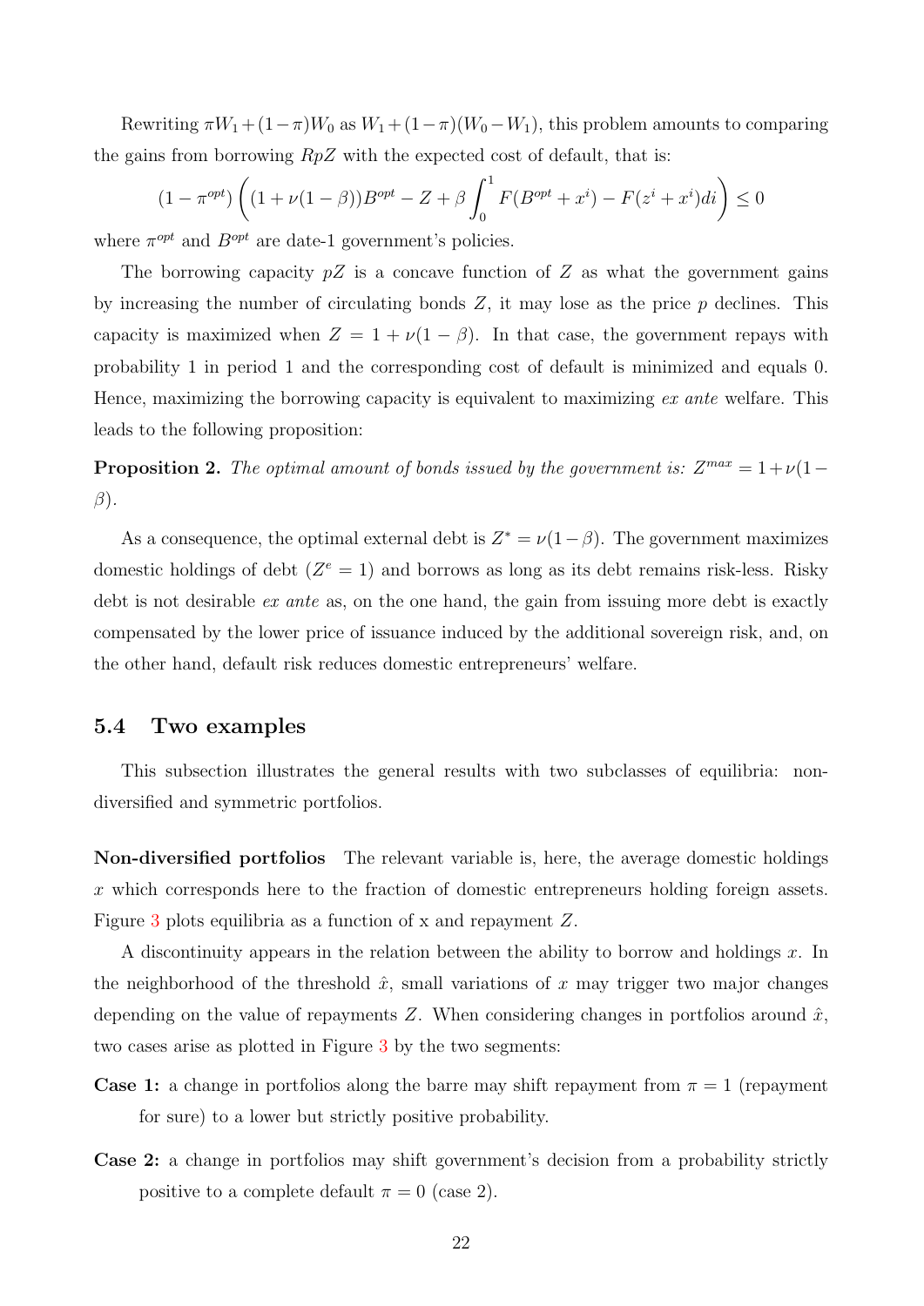Rewriting $\pi W_1 + (1-\pi)W_0$ as $W_1 + (1-\pi)(W_0 - W_1)$, this problem amounts to comparing the gains from borrowing $RpZ$ with the expected cost of default, that is:

$$(1-\pi^{opt})\left((1+\nu(1-\beta))B^{opt} - Z + \beta\int_0^1 F(B^{opt}+x^i) - F(z^i + x^i)di\right) \leq 0$$

where $\pi^{opt}$ and $B^{opt}$ are date-1 government's policies.

The borrowing capacity $pZ$ is a concave function of $Z$ as what the government gains by increasing the number of circulating bonds $Z$, it may lose as the price $p$ declines. This capacity is maximized when $Z = 1 + \nu(1-\beta)$. In that case, the government repays with probability 1 in period 1 and the corresponding cost of default is minimized and equals 0. Hence, maximizing the borrowing capacity is equivalent to maximizing *ex ante* welfare. This leads to the following proposition:

**Proposition 2.** *The optimal amount of bonds issued by the government is:* $Z^{max} = 1 + \nu(1-\beta)$.

As a consequence, the optimal external debt is $Z^* = \nu(1-\beta)$. The government maximizes domestic holdings of debt ($Z^e = 1$) and borrows as long as its debt remains risk-less. Risky debt is not desirable *ex ante* as, on the one hand, the gain from issuing more debt is exactly compensated by the lower price of issuance induced by the additional sovereign risk, and, on the other hand, default risk reduces domestic entrepreneurs' welfare.

## 5.4 Two examples

This subsection illustrates the general results with two subclasses of equilibria: non-diversified and symmetric portfolios.

**Non-diversified portfolios** The relevant variable is, here, the average domestic holdings $x$ which corresponds here to the fraction of domestic entrepreneurs holding foreign assets. Figure 3 plots equilibria as a function of x and repayment $Z$.

A discontinuity appears in the relation between the ability to borrow and holdings $x$. In the neighborhood of the threshold $\hat{x}$, small variations of $x$ may trigger two major changes depending on the value of repayments $Z$. When considering changes in portfolios around $\hat{x}$, two cases arise as plotted in Figure 3 by the two segments:

- **Case 1:** a change in portfolios along the barre may shift repayment from $\pi = 1$ (repayment for sure) to a lower but strictly positive probability.
- **Case 2:** a change in portfolios may shift government's decision from a probability strictly positive to a complete default $\pi = 0$ (case 2).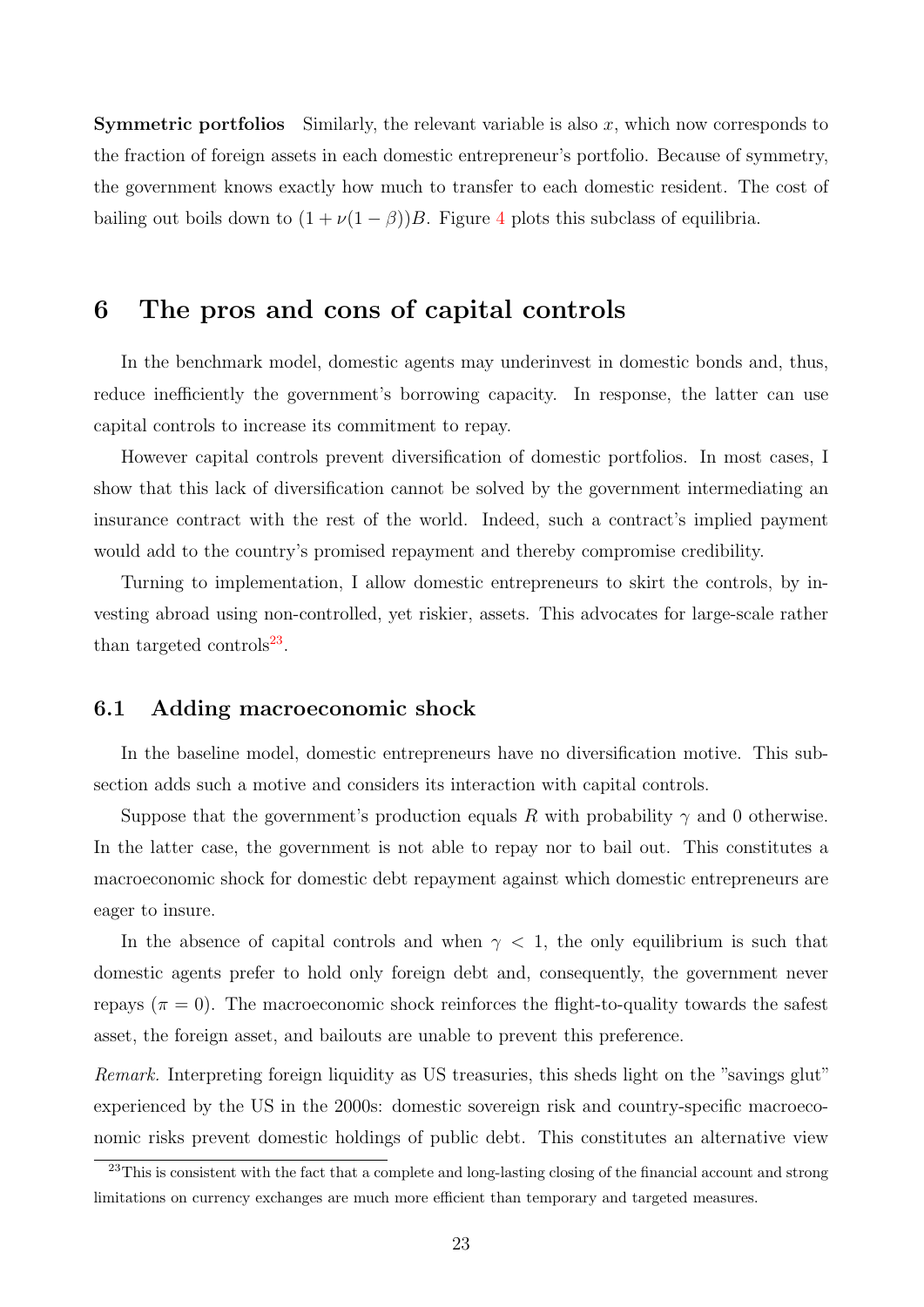**Symmetric portfolios** Similarly, the relevant variable is also $x$, which now corresponds to the fraction of foreign assets in each domestic entrepreneur's portfolio. Because of symmetry, the government knows exactly how much to transfer to each domestic resident. The cost of bailing out boils down to $(1 + \nu(1 - \beta))B$. Figure 4 plots this subclass of equilibria.

# 6 The pros and cons of capital controls

In the benchmark model, domestic agents may underinvest in domestic bonds and, thus, reduce inefficiently the government's borrowing capacity. In response, the latter can use capital controls to increase its commitment to repay.

However capital controls prevent diversification of domestic portfolios. In most cases, I show that this lack of diversification cannot be solved by the government intermediating an insurance contract with the rest of the world. Indeed, such a contract's implied payment would add to the country's promised repayment and thereby compromise credibility.

Turning to implementation, I allow domestic entrepreneurs to skirt the controls, by investing abroad using non-controlled, yet riskier, assets. This advocates for large-scale rather than targeted controls[23].

## 6.1 Adding macroeconomic shock

In the baseline model, domestic entrepreneurs have no diversification motive. This subsection adds such a motive and considers its interaction with capital controls.

Suppose that the government's production equals $R$ with probability $\gamma$ and 0 otherwise. In the latter case, the government is not able to repay nor to bail out. This constitutes a macroeconomic shock for domestic debt repayment against which domestic entrepreneurs are eager to insure.

In the absence of capital controls and when $\gamma < 1$, the only equilibrium is such that domestic agents prefer to hold only foreign debt and, consequently, the government never repays ($\pi = 0$). The macroeconomic shock reinforces the flight-to-quality towards the safest asset, the foreign asset, and bailouts are unable to prevent this preference.

*Remark.* Interpreting foreign liquidity as US treasuries, this sheds light on the "savings glut" experienced by the US in the 2000s: domestic sovereign risk and country-specific macroeconomic risks prevent domestic holdings of public debt. This constitutes an alternative view

[23] This is consistent with the fact that a complete and long-lasting closing of the financial account and strong limitations on currency exchanges are much more efficient than temporary and targeted measures.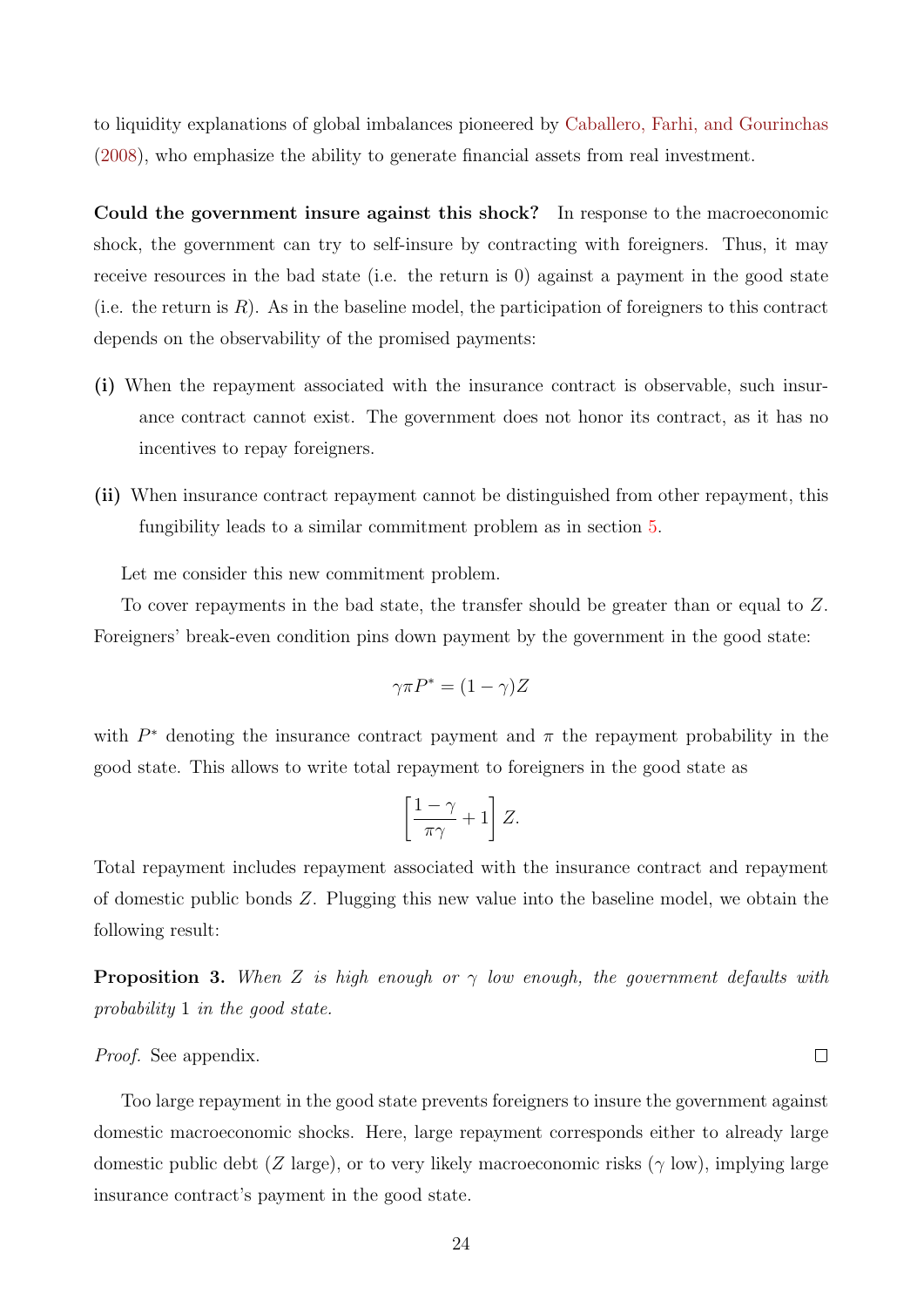to liquidity explanations of global imbalances pioneered by Caballero, Farhi, and Gourinchas (2008), who emphasize the ability to generate financial assets from real investment.

**Could the government insure against this shock?** In response to the macroeconomic shock, the government can try to self-insure by contracting with foreigners. Thus, it may receive resources in the bad state (i.e. the return is 0) against a payment in the good state (i.e. the return is $R$). As in the baseline model, the participation of foreigners to this contract depends on the observability of the promised payments:

**(i)** When the repayment associated with the insurance contract is observable, such insurance contract cannot exist. The government does not honor its contract, as it has no incentives to repay foreigners.

**(ii)** When insurance contract repayment cannot be distinguished from other repayment, this fungibility leads to a similar commitment problem as in section 5.

Let me consider this new commitment problem.

To cover repayments in the bad state, the transfer should be greater than or equal to $Z$. Foreigners' break-even condition pins down payment by the government in the good state:

$$\gamma \pi P^* = (1 - \gamma) Z$$

with $P^*$ denoting the insurance contract payment and $\pi$ the repayment probability in the good state. This allows to write total repayment to foreigners in the good state as

$$\left[ \frac{1 - \gamma}{\pi \gamma} + 1 \right] Z.$$

Total repayment includes repayment associated with the insurance contract and repayment of domestic public bonds $Z$. Plugging this new value into the baseline model, we obtain the following result:

**Proposition 3.** *When $Z$ is high enough or $\gamma$ low enough, the government defaults with probability* 1 *in the good state.*

*Proof.* See appendix. □

Too large repayment in the good state prevents foreigners to insure the government against domestic macroeconomic shocks. Here, large repayment corresponds either to already large domestic public debt ($Z$ large), or to very likely macroeconomic risks ($\gamma$ low), implying large insurance contract's payment in the good state.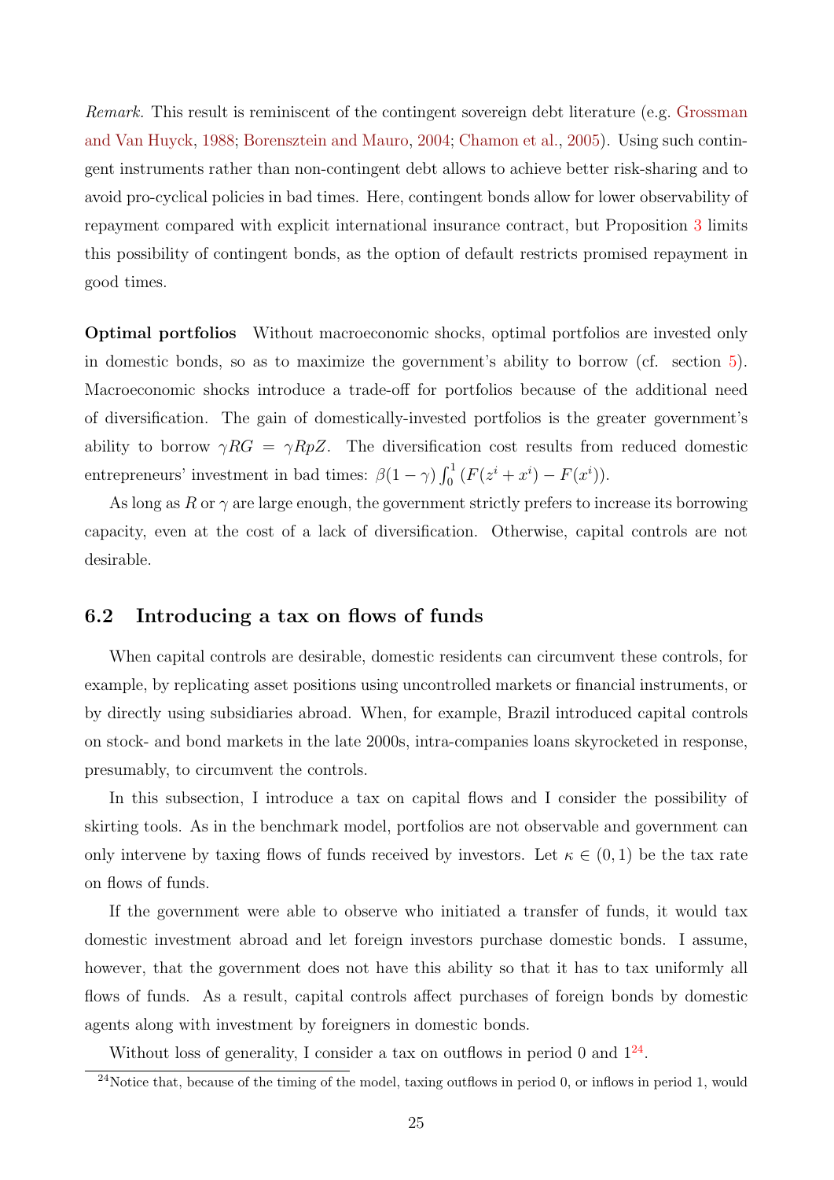*Remark.* This result is reminiscent of the contingent sovereign debt literature (e.g. Grossman and Van Huyck, 1988; Borensztein and Mauro, 2004; Chamon et al., 2005). Using such contingent instruments rather than non-contingent debt allows to achieve better risk-sharing and to avoid pro-cyclical policies in bad times. Here, contingent bonds allow for lower observability of repayment compared with explicit international insurance contract, but Proposition 3 limits this possibility of contingent bonds, as the option of default restricts promised repayment in good times.

**Optimal portfolios** Without macroeconomic shocks, optimal portfolios are invested only in domestic bonds, so as to maximize the government's ability to borrow (cf. section 5). Macroeconomic shocks introduce a trade-off for portfolios because of the additional need of diversification. The gain of domestically-invested portfolios is the greater government's ability to borrow $\gamma RG = \gamma RpZ$. The diversification cost results from reduced domestic entrepreneurs' investment in bad times: $\beta(1-\gamma)\int_0^1 (F(z^i + x^i) - F(x^i))$.

As long as $R$ or $\gamma$ are large enough, the government strictly prefers to increase its borrowing capacity, even at the cost of a lack of diversification. Otherwise, capital controls are not desirable.

### 6.2 Introducing a tax on flows of funds

When capital controls are desirable, domestic residents can circumvent these controls, for example, by replicating asset positions using uncontrolled markets or financial instruments, or by directly using subsidiaries abroad. When, for example, Brazil introduced capital controls on stock- and bond markets in the late 2000s, intra-companies loans skyrocketed in response, presumably, to circumvent the controls.

In this subsection, I introduce a tax on capital flows and I consider the possibility of skirting tools. As in the benchmark model, portfolios are not observable and government can only intervene by taxing flows of funds received by investors. Let $\kappa \in (0, 1)$ be the tax rate on flows of funds.

If the government were able to observe who initiated a transfer of funds, it would tax domestic investment abroad and let foreign investors purchase domestic bonds. I assume, however, that the government does not have this ability so that it has to tax uniformly all flows of funds. As a result, capital controls affect purchases of foreign bonds by domestic agents along with investment by foreigners in domestic bonds.

Without loss of generality, I consider a tax on outflows in period 0 and 1[24].

[24] Notice that, because of the timing of the model, taxing outflows in period 0, or inflows in period 1, would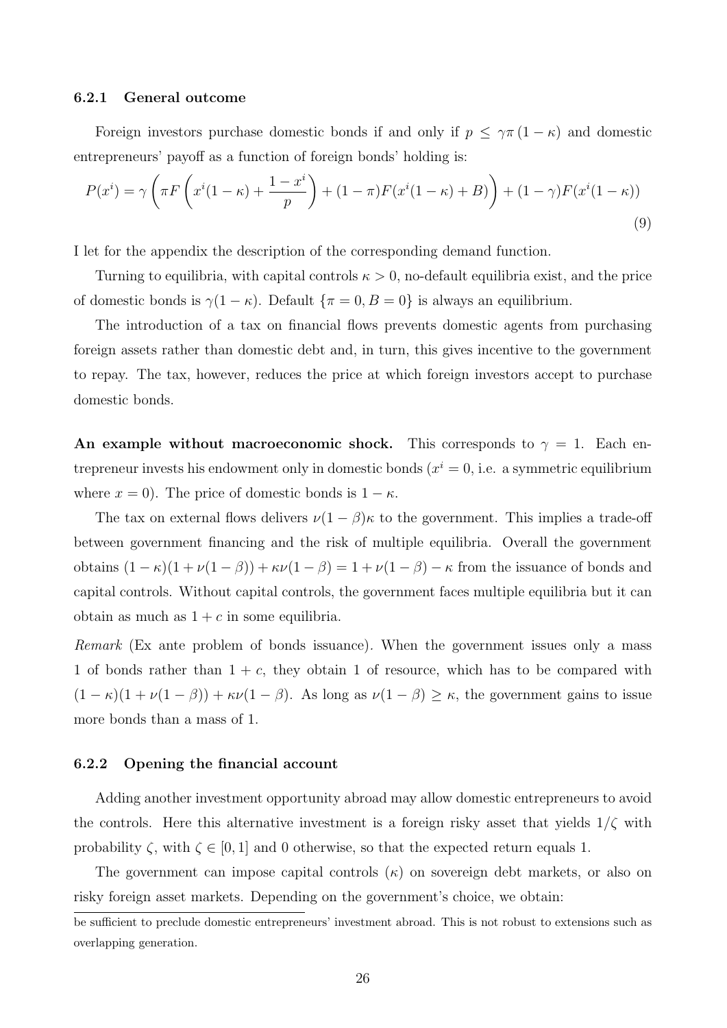### 6.2.1 General outcome

Foreign investors purchase domestic bonds if and only if $p \leq \gamma\pi(1-\kappa)$ and domestic entrepreneurs' payoff as a function of foreign bonds' holding is:

$$P(x^i) = \gamma\left(\pi F\left(x^i(1-\kappa) + \frac{1-x^i}{p}\right) + (1-\pi)F(x^i(1-\kappa)+B)\right) + (1-\gamma)F(x^i(1-\kappa)) \tag{9}$$

I let for the appendix the description of the corresponding demand function.

Turning to equilibria, with capital controls $\kappa > 0$, no-default equilibria exist, and the price of domestic bonds is $\gamma(1-\kappa)$. Default $\{\pi = 0, B = 0\}$ is always an equilibrium.

The introduction of a tax on financial flows prevents domestic agents from purchasing foreign assets rather than domestic debt and, in turn, this gives incentive to the government to repay. The tax, however, reduces the price at which foreign investors accept to purchase domestic bonds.

**An example without macroeconomic shock.** This corresponds to $\gamma = 1$. Each entrepreneur invests his endowment only in domestic bonds ($x^i = 0$, i.e. a symmetric equilibrium where $x = 0$). The price of domestic bonds is $1 - \kappa$.

The tax on external flows delivers $\nu(1-\beta)\kappa$ to the government. This implies a trade-off between government financing and the risk of multiple equilibria. Overall the government obtains $(1-\kappa)(1+\nu(1-\beta)) + \kappa\nu(1-\beta) = 1 + \nu(1-\beta) - \kappa$ from the issuance of bonds and capital controls. Without capital controls, the government faces multiple equilibria but it can obtain as much as $1 + c$ in some equilibria.

*Remark* (Ex ante problem of bonds issuance). When the government issues only a mass 1 of bonds rather than $1 + c$, they obtain 1 of resource, which has to be compared with $(1-\kappa)(1+\nu(1-\beta)) + \kappa\nu(1-\beta)$. As long as $\nu(1-\beta) \geq \kappa$, the government gains to issue more bonds than a mass of 1.

### 6.2.2 Opening the financial account

Adding another investment opportunity abroad may allow domestic entrepreneurs to avoid the controls. Here this alternative investment is a foreign risky asset that yields $1/\zeta$ with probability $\zeta$, with $\zeta \in [0, 1]$ and 0 otherwise, so that the expected return equals 1.

The government can impose capital controls ($\kappa$) on sovereign debt markets, or also on risky foreign asset markets. Depending on the government's choice, we obtain:

be sufficient to preclude domestic entrepreneurs' investment abroad. This is not robust to extensions such as overlapping generation.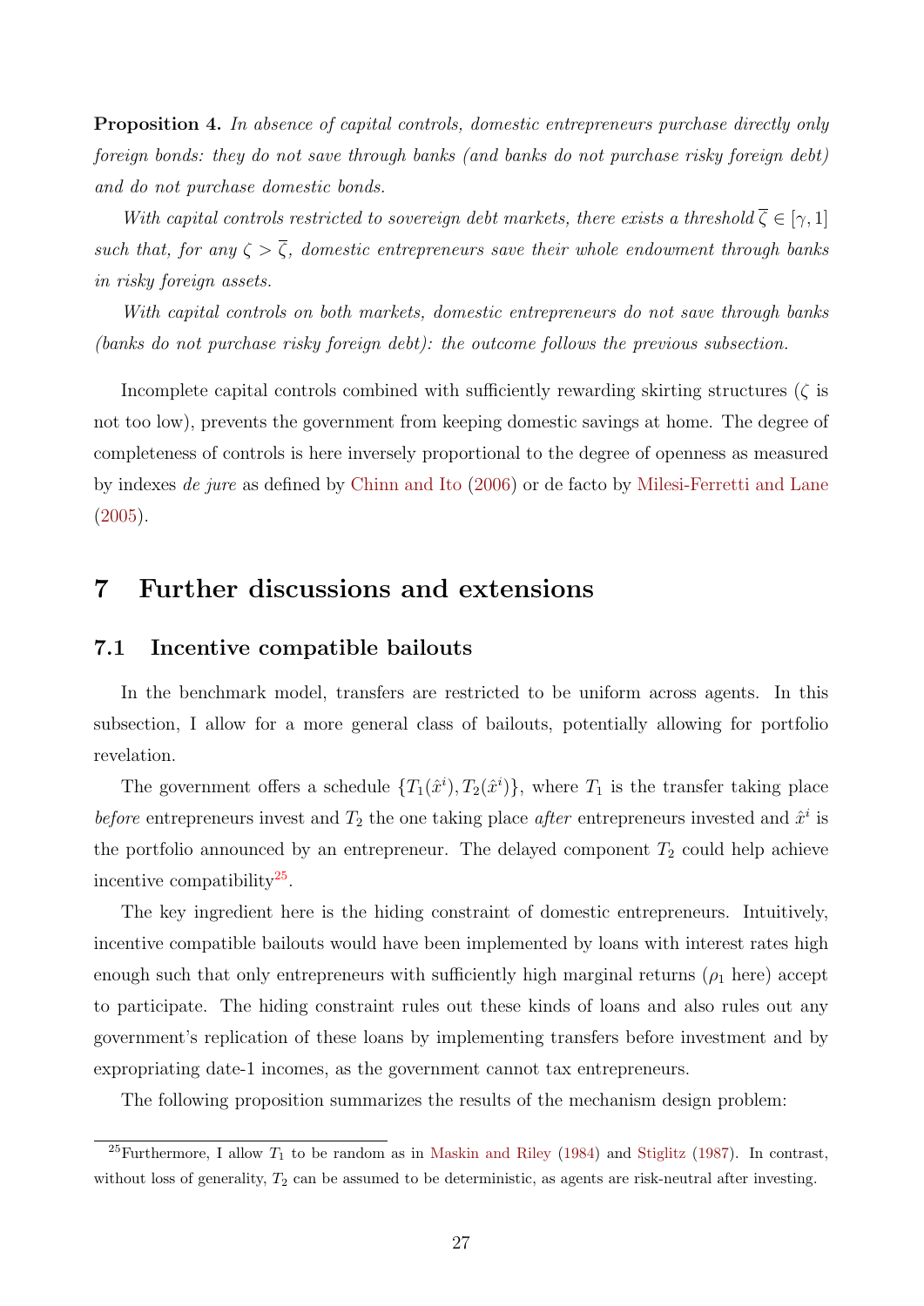**Proposition 4.** *In absence of capital controls, domestic entrepreneurs purchase directly only foreign bonds: they do not save through banks (and banks do not purchase risky foreign debt) and do not purchase domestic bonds.*

*With capital controls restricted to sovereign debt markets, there exists a threshold $\overline{\zeta} \in [\gamma, 1]$ such that, for any $\zeta > \overline{\zeta}$, domestic entrepreneurs save their whole endowment through banks in risky foreign assets.*

*With capital controls on both markets, domestic entrepreneurs do not save through banks (banks do not purchase risky foreign debt): the outcome follows the previous subsection.*

Incomplete capital controls combined with sufficiently rewarding skirting structures ($\zeta$ is not too low), prevents the government from keeping domestic savings at home. The degree of completeness of controls is here inversely proportional to the degree of openness as measured by indexes *de jure* as defined by Chinn and Ito (2006) or de facto by Milesi-Ferretti and Lane (2005).

# 7 Further discussions and extensions

## 7.1 Incentive compatible bailouts

In the benchmark model, transfers are restricted to be uniform across agents. In this subsection, I allow for a more general class of bailouts, potentially allowing for portfolio revelation.

The government offers a schedule $\{T_1(\hat{x}^i), T_2(\hat{x}^i)\}$, where $T_1$ is the transfer taking place *before* entrepreneurs invest and $T_2$ the one taking place *after* entrepreneurs invested and $\hat{x}^i$ is the portfolio announced by an entrepreneur. The delayed component $T_2$ could help achieve incentive compatibility[25].

The key ingredient here is the hiding constraint of domestic entrepreneurs. Intuitively, incentive compatible bailouts would have been implemented by loans with interest rates high enough such that only entrepreneurs with sufficiently high marginal returns ($\rho_1$ here) accept to participate. The hiding constraint rules out these kinds of loans and also rules out any government's replication of these loans by implementing transfers before investment and by expropriating date-1 incomes, as the government cannot tax entrepreneurs.

The following proposition summarizes the results of the mechanism design problem:

[25] Furthermore, I allow $T_1$ to be random as in Maskin and Riley (1984) and Stiglitz (1987). In contrast, without loss of generality, $T_2$ can be assumed to be deterministic, as agents are risk-neutral after investing.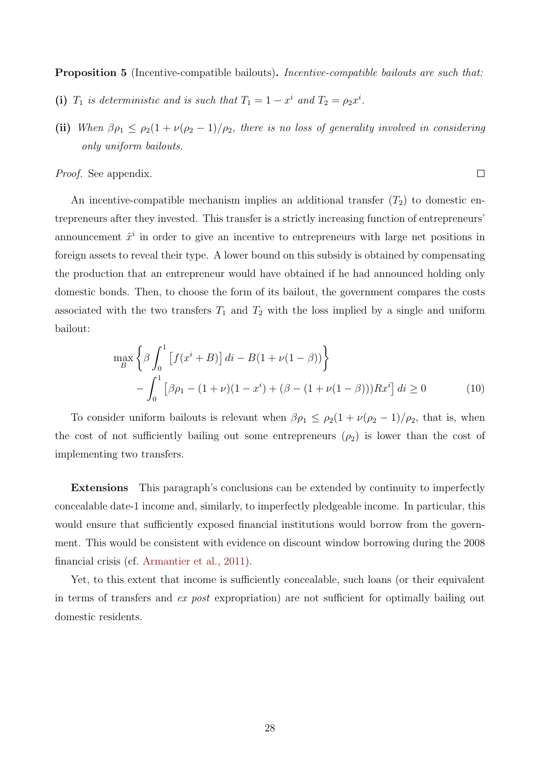**Proposition 5** (Incentive-compatible bailouts)**.** *Incentive-compatible bailouts are such that:*

**(i)** *$T_1$ is deterministic and is such that $T_1 = 1 - x^i$ and $T_2 = \rho_2 x^i$.*

**(ii)** *When $\beta\rho_1 \leq \rho_2(1 + \nu(\rho_2 - 1)/\rho_2$, there is no loss of generality involved in considering only uniform bailouts.*

*Proof.* See appendix. ☐

An incentive-compatible mechanism implies an additional transfer ($T_2$) to domestic entrepreneurs after they invested. This transfer is a strictly increasing function of entrepreneurs' announcement $\hat{x}^i$ in order to give an incentive to entrepreneurs with large net positions in foreign assets to reveal their type. A lower bound on this subsidy is obtained by compensating the production that an entrepreneur would have obtained if he had announced holding only domestic bonds. Then, to choose the form of its bailout, the government compares the costs associated with the two transfers $T_1$ and $T_2$ with the loss implied by a single and uniform bailout:

$$\max_B \left\{ \beta \int_0^1 \left[ f(x^i + B) \right] di - B(1 + \nu(1 - \beta)) \right\}$$
$$- \int_0^1 \left[ \beta\rho_1 - (1 + \nu)(1 - x^i) + (\beta - (1 + \nu(1 - \beta)))Rx^i \right] di \geq 0 \tag{10}$$

To consider uniform bailouts is relevant when $\beta\rho_1 \leq \rho_2(1 + \nu(\rho_2 - 1)/\rho_2$, that is, when the cost of not sufficiently bailing out some entrepreneurs ($\rho_2$) is lower than the cost of implementing two transfers.

**Extensions** This paragraph's conclusions can be extended by continuity to imperfectly concealable date-1 income and, similarly, to imperfectly pledgeable income. In particular, this would ensure that sufficiently exposed financial institutions would borrow from the government. This would be consistent with evidence on discount window borrowing during the 2008 financial crisis (cf. Armantier et al., 2011).

Yet, to this extent that income is sufficiently concealable, such loans (or their equivalent in terms of transfers and *ex post* expropriation) are not sufficient for optimally bailing out domestic residents.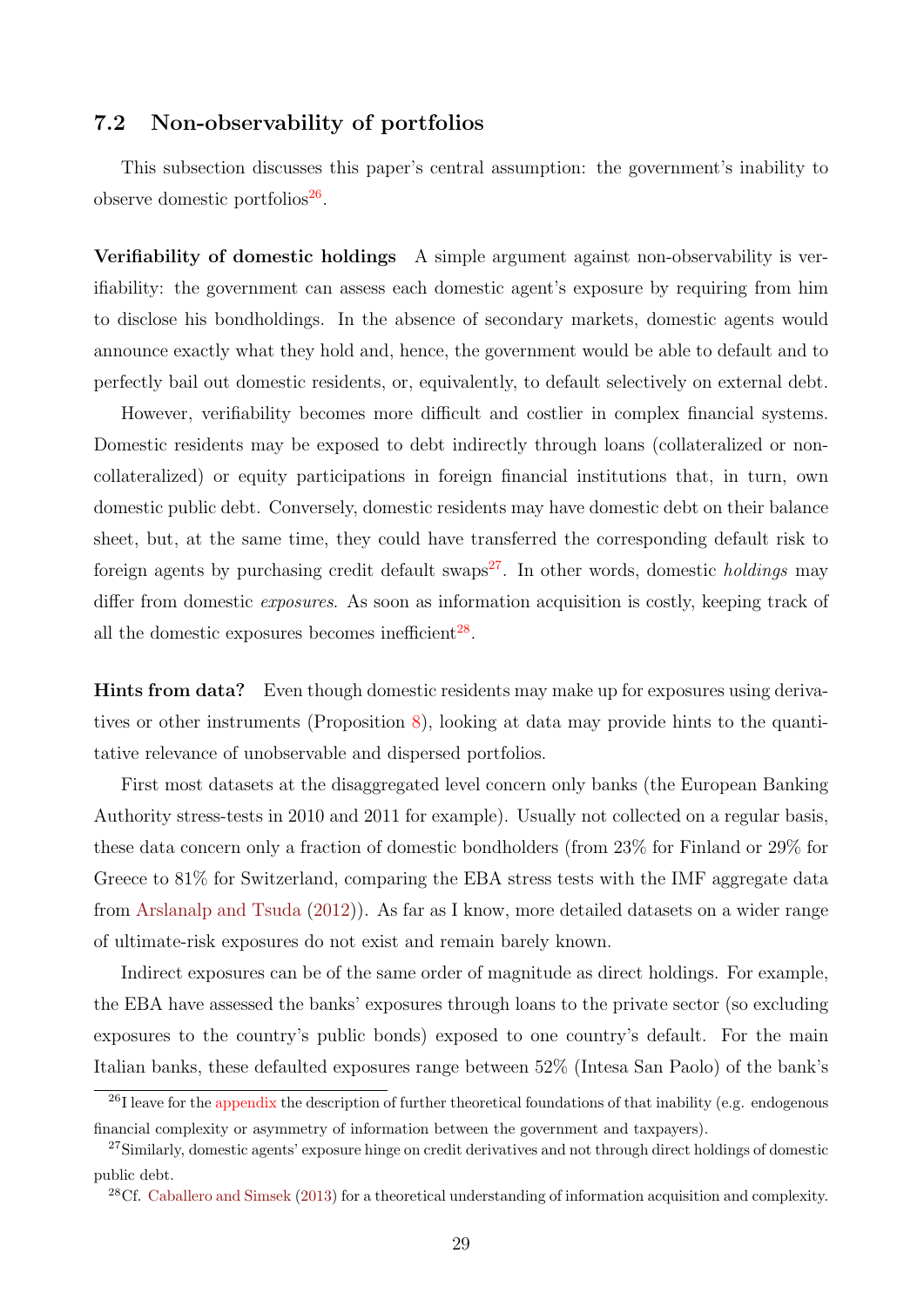## 7.2 Non-observability of portfolios

This subsection discusses this paper's central assumption: the government's inability to observe domestic portfolios[26].

**Verifiability of domestic holdings** A simple argument against non-observability is verifiability: the government can assess each domestic agent's exposure by requiring from him to disclose his bondholdings. In the absence of secondary markets, domestic agents would announce exactly what they hold and, hence, the government would be able to default and to perfectly bail out domestic residents, or, equivalently, to default selectively on external debt.

However, verifiability becomes more difficult and costlier in complex financial systems. Domestic residents may be exposed to debt indirectly through loans (collateralized or non-collateralized) or equity participations in foreign financial institutions that, in turn, own domestic public debt. Conversely, domestic residents may have domestic debt on their balance sheet, but, at the same time, they could have transferred the corresponding default risk to foreign agents by purchasing credit default swaps[27]. In other words, domestic *holdings* may differ from domestic *exposures*. As soon as information acquisition is costly, keeping track of all the domestic exposures becomes inefficient[28].

**Hints from data?** Even though domestic residents may make up for exposures using derivatives or other instruments (Proposition 8), looking at data may provide hints to the quantitative relevance of unobservable and dispersed portfolios.

First most datasets at the disaggregated level concern only banks (the European Banking Authority stress-tests in 2010 and 2011 for example). Usually not collected on a regular basis, these data concern only a fraction of domestic bondholders (from 23% for Finland or 29% for Greece to 81% for Switzerland, comparing the EBA stress tests with the IMF aggregate data from Arslanalp and Tsuda (2012)). As far as I know, more detailed datasets on a wider range of ultimate-risk exposures do not exist and remain barely known.

Indirect exposures can be of the same order of magnitude as direct holdings. For example, the EBA have assessed the banks' exposures through loans to the private sector (so excluding exposures to the country's public bonds) exposed to one country's default. For the main Italian banks, these defaulted exposures range between 52% (Intesa San Paolo) of the bank's

[26] I leave for the appendix the description of further theoretical foundations of that inability (e.g. endogenous financial complexity or asymmetry of information between the government and taxpayers).

[27] Similarly, domestic agents' exposure hinge on credit derivatives and not through direct holdings of domestic public debt.

[28] Cf. Caballero and Simsek (2013) for a theoretical understanding of information acquisition and complexity.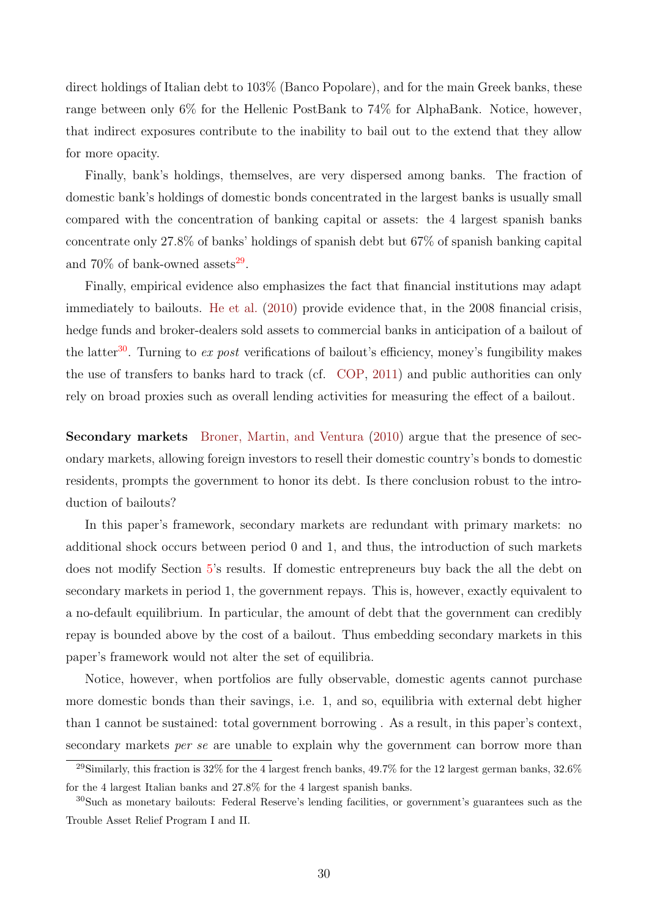direct holdings of Italian debt to 103% (Banco Popolare), and for the main Greek banks, these range between only 6% for the Hellenic PostBank to 74% for AlphaBank. Notice, however, that indirect exposures contribute to the inability to bail out to the extend that they allow for more opacity.

Finally, bank's holdings, themselves, are very dispersed among banks. The fraction of domestic bank's holdings of domestic bonds concentrated in the largest banks is usually small compared with the concentration of banking capital or assets: the 4 largest spanish banks concentrate only 27.8% of banks' holdings of spanish debt but 67% of spanish banking capital and 70% of bank-owned assets[29].

Finally, empirical evidence also emphasizes the fact that financial institutions may adapt immediately to bailouts. He et al. (2010) provide evidence that, in the 2008 financial crisis, hedge funds and broker-dealers sold assets to commercial banks in anticipation of a bailout of the latter[30]. Turning to *ex post* verifications of bailout's efficiency, money's fungibility makes the use of transfers to banks hard to track (cf. COP, 2011) and public authorities can only rely on broad proxies such as overall lending activities for measuring the effect of a bailout.

**Secondary markets** Broner, Martin, and Ventura (2010) argue that the presence of secondary markets, allowing foreign investors to resell their domestic country's bonds to domestic residents, prompts the government to honor its debt. Is there conclusion robust to the introduction of bailouts?

In this paper's framework, secondary markets are redundant with primary markets: no additional shock occurs between period 0 and 1, and thus, the introduction of such markets does not modify Section 5's results. If domestic entrepreneurs buy back the all the debt on secondary markets in period 1, the government repays. This is, however, exactly equivalent to a no-default equilibrium. In particular, the amount of debt that the government can credibly repay is bounded above by the cost of a bailout. Thus embedding secondary markets in this paper's framework would not alter the set of equilibria.

Notice, however, when portfolios are fully observable, domestic agents cannot purchase more domestic bonds than their savings, i.e. 1, and so, equilibria with external debt higher than 1 cannot be sustained: total government borrowing . As a result, in this paper's context, secondary markets *per se* are unable to explain why the government can borrow more than

[29] Similarly, this fraction is 32% for the 4 largest french banks, 49.7% for the 12 largest german banks, 32.6% for the 4 largest Italian banks and 27.8% for the 4 largest spanish banks.

[30] Such as monetary bailouts: Federal Reserve's lending facilities, or government's guarantees such as the Trouble Asset Relief Program I and II.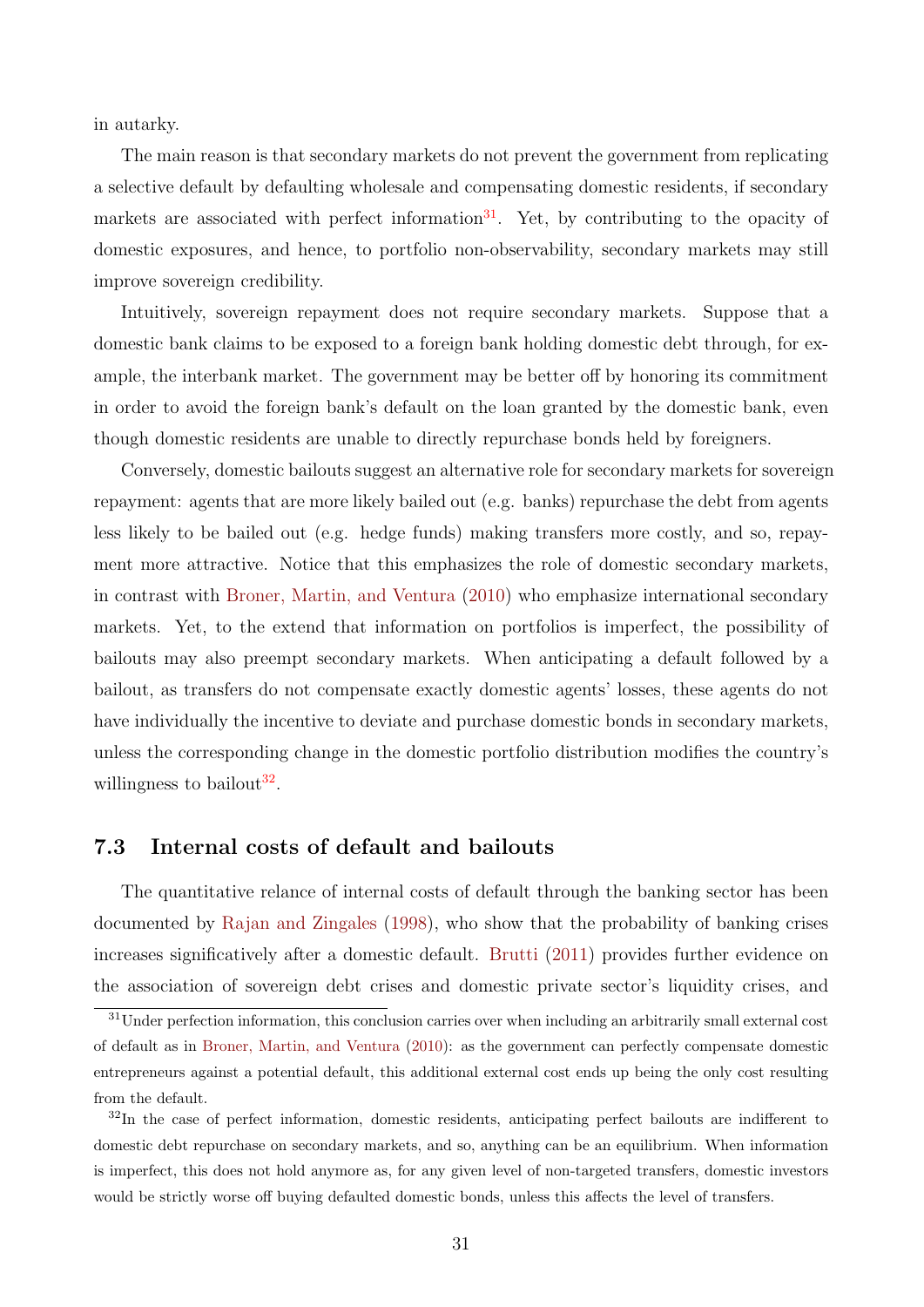in autarky.

The main reason is that secondary markets do not prevent the government from replicating a selective default by defaulting wholesale and compensating domestic residents, if secondary markets are associated with perfect information[31]. Yet, by contributing to the opacity of domestic exposures, and hence, to portfolio non-observability, secondary markets may still improve sovereign credibility.

Intuitively, sovereign repayment does not require secondary markets. Suppose that a domestic bank claims to be exposed to a foreign bank holding domestic debt through, for example, the interbank market. The government may be better off by honoring its commitment in order to avoid the foreign bank's default on the loan granted by the domestic bank, even though domestic residents are unable to directly repurchase bonds held by foreigners.

Conversely, domestic bailouts suggest an alternative role for secondary markets for sovereign repayment: agents that are more likely bailed out (e.g. banks) repurchase the debt from agents less likely to be bailed out (e.g. hedge funds) making transfers more costly, and so, repayment more attractive. Notice that this emphasizes the role of domestic secondary markets, in contrast with Broner, Martin, and Ventura (2010) who emphasize international secondary markets. Yet, to the extend that information on portfolios is imperfect, the possibility of bailouts may also preempt secondary markets. When anticipating a default followed by a bailout, as transfers do not compensate exactly domestic agents' losses, these agents do not have individually the incentive to deviate and purchase domestic bonds in secondary markets, unless the corresponding change in the domestic portfolio distribution modifies the country's willingness to bailout[32].

## 7.3 Internal costs of default and bailouts

The quantitative relance of internal costs of default through the banking sector has been documented by Rajan and Zingales (1998), who show that the probability of banking crises increases significantly after a domestic default. Brutti (2011) provides further evidence on the association of sovereign debt crises and domestic private sector's liquidity crises, and

[31] Under perfection information, this conclusion carries over when including an arbitrarily small external cost of default as in Broner, Martin, and Ventura (2010): as the government can perfectly compensate domestic entrepreneurs against a potential default, this additional external cost ends up being the only cost resulting from the default.

[32] In the case of perfect information, domestic residents, anticipating perfect bailouts are indifferent to domestic debt repurchase on secondary markets, and so, anything can be an equilibrium. When information is imperfect, this does not hold anymore as, for any given level of non-targeted transfers, domestic investors would be strictly worse off buying defaulted domestic bonds, unless this affects the level of transfers.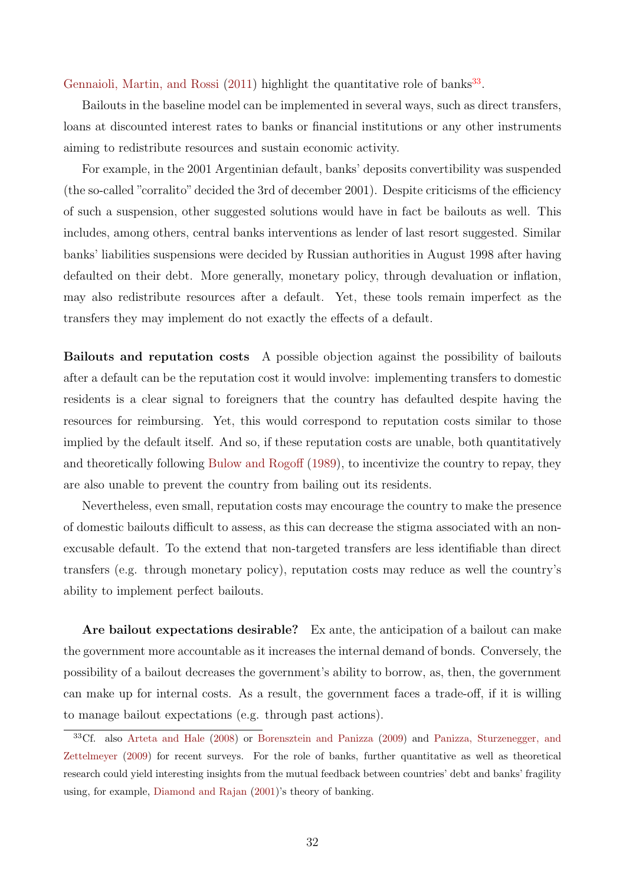Gennaioli, Martin, and Rossi (2011) highlight the quantitative role of banks[33].

Bailouts in the baseline model can be implemented in several ways, such as direct transfers, loans at discounted interest rates to banks or financial institutions or any other instruments aiming to redistribute resources and sustain economic activity.

For example, in the 2001 Argentinian default, banks' deposits convertibility was suspended (the so-called "corralito" decided the 3rd of december 2001). Despite criticisms of the efficiency of such a suspension, other suggested solutions would have in fact be bailouts as well. This includes, among others, central banks interventions as lender of last resort suggested. Similar banks' liabilities suspensions were decided by Russian authorities in August 1998 after having defaulted on their debt. More generally, monetary policy, through devaluation or inflation, may also redistribute resources after a default. Yet, these tools remain imperfect as the transfers they may implement do not exactly the effects of a default.

**Bailouts and reputation costs** A possible objection against the possibility of bailouts after a default can be the reputation cost it would involve: implementing transfers to domestic residents is a clear signal to foreigners that the country has defaulted despite having the resources for reimbursing. Yet, this would correspond to reputation costs similar to those implied by the default itself. And so, if these reputation costs are unable, both quantitatively and theoretically following Bulow and Rogoff (1989), to incentivize the country to repay, they are also unable to prevent the country from bailing out its residents.

Nevertheless, even small, reputation costs may encourage the country to make the presence of domestic bailouts difficult to assess, as this can decrease the stigma associated with an non-excusable default. To the extend that non-targeted transfers are less identifiable than direct transfers (e.g. through monetary policy), reputation costs may reduce as well the country's ability to implement perfect bailouts.

**Are bailout expectations desirable?** Ex ante, the anticipation of a bailout can make the government more accountable as it increases the internal demand of bonds. Conversely, the possibility of a bailout decreases the government's ability to borrow, as, then, the government can make up for internal costs. As a result, the government faces a trade-off, if it is willing to manage bailout expectations (e.g. through past actions).

[33] Cf. also Arteta and Hale (2008) or Borensztein and Panizza (2009) and Panizza, Sturzenegger, and Zettelmeyer (2009) for recent surveys. For the role of banks, further quantitative as well as theoretical research could yield interesting insights from the mutual feedback between countries' debt and banks' fragility using, for example, Diamond and Rajan (2001)'s theory of banking.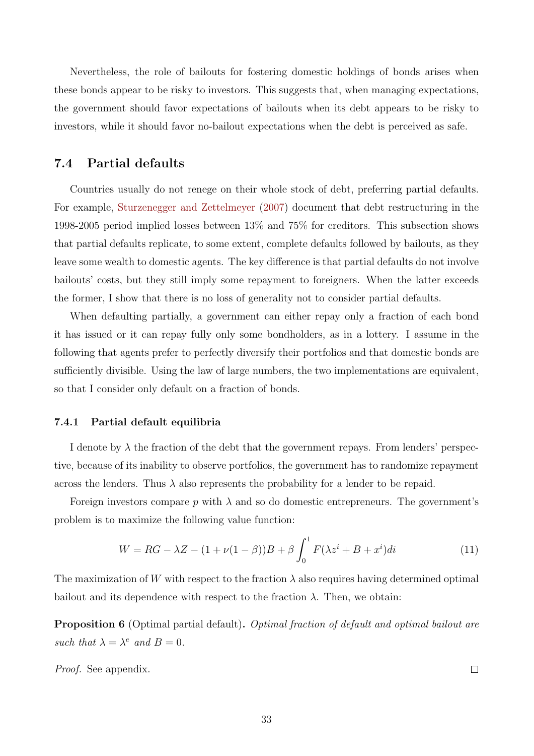Nevertheless, the role of bailouts for fostering domestic holdings of bonds arises when these bonds appear to be risky to investors. This suggests that, when managing expectations, the government should favor expectations of bailouts when its debt appears to be risky to investors, while it should favor no-bailout expectations when the debt is perceived as safe.

## 7.4 Partial defaults

Countries usually do not renege on their whole stock of debt, preferring partial defaults. For example, Sturzenegger and Zettelmeyer (2007) document that debt restructuring in the 1998-2005 period implied losses between 13% and 75% for creditors. This subsection shows that partial defaults replicate, to some extent, complete defaults followed by bailouts, as they leave some wealth to domestic agents. The key difference is that partial defaults do not involve bailouts' costs, but they still imply some repayment to foreigners. When the latter exceeds the former, I show that there is no loss of generality not to consider partial defaults.

When defaulting partially, a government can either repay only a fraction of each bond it has issued or it can repay fully only some bondholders, as in a lottery. I assume in the following that agents prefer to perfectly diversify their portfolios and that domestic bonds are sufficiently divisible. Using the law of large numbers, the two implementations are equivalent, so that I consider only default on a fraction of bonds.

### 7.4.1 Partial default equilibria

I denote by $\lambda$ the fraction of the debt that the government repays. From lenders' perspective, because of its inability to observe portfolios, the government has to randomize repayment across the lenders. Thus $\lambda$ also represents the probability for a lender to be repaid.

Foreign investors compare $p$ with $\lambda$ and so do domestic entrepreneurs. The government's problem is to maximize the following value function:

$$W = RG - \lambda Z - (1 + \nu(1-\beta))B + \beta \int_0^1 F(\lambda z^i + B + x^i)di \tag{11}$$

The maximization of $W$ with respect to the fraction $\lambda$ also requires having determined optimal bailout and its dependence with respect to the fraction $\lambda$. Then, we obtain:

**Proposition 6** (Optimal partial default)**.** *Optimal fraction of default and optimal bailout are such that* $\lambda = \lambda^e$ *and* $B = 0$*.*

*Proof.* See appendix. □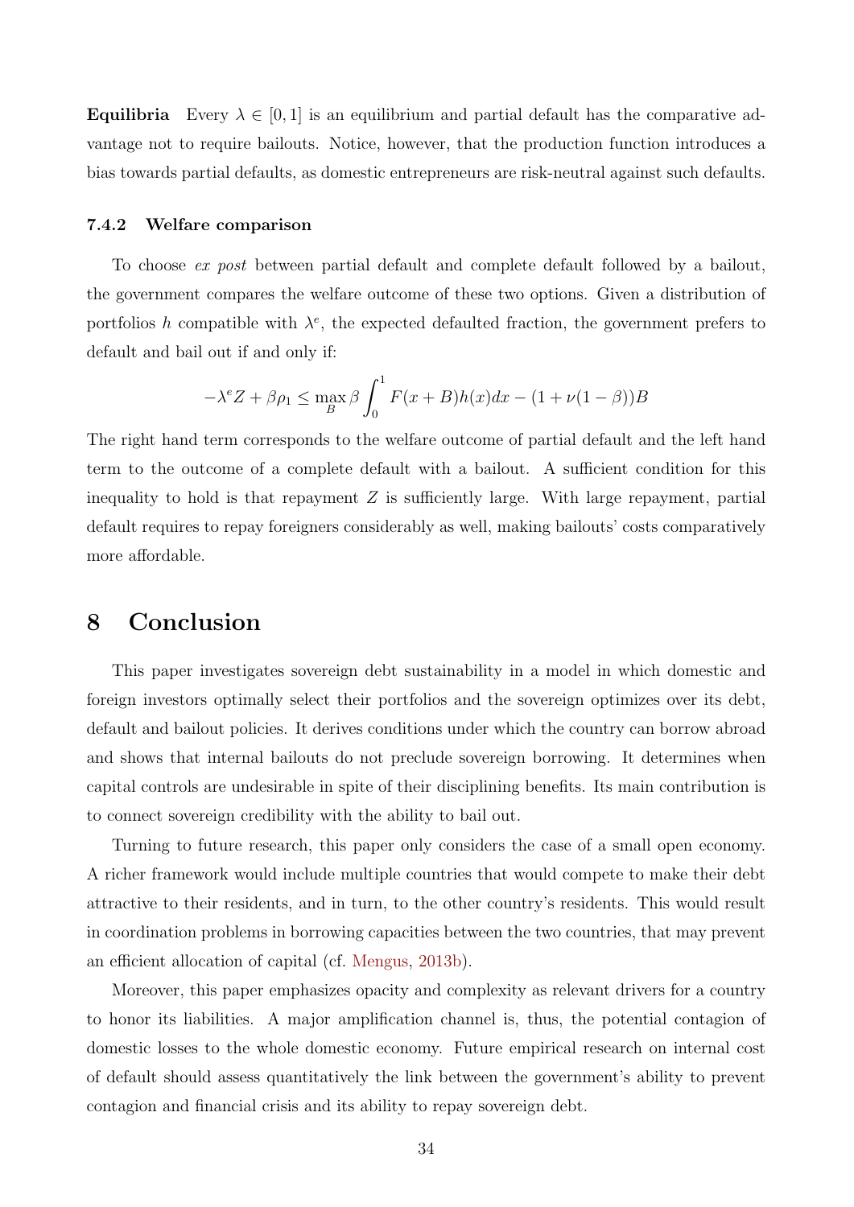**Equilibria** Every $\lambda \in [0, 1]$ is an equilibrium and partial default has the comparative advantage not to require bailouts. Notice, however, that the production function introduces a bias towards partial defaults, as domestic entrepreneurs are risk-neutral against such defaults.

#### 7.4.2 Welfare comparison

To choose *ex post* between partial default and complete default followed by a bailout, the government compares the welfare outcome of these two options. Given a distribution of portfolios $h$ compatible with $\lambda^e$, the expected defaulted fraction, the government prefers to default and bail out if and only if:

$$-\lambda^e Z + \beta \rho_1 \leq \max_B \beta \int_0^1 F(x + B) h(x) dx - (1 + \nu(1 - \beta))B$$

The right hand term corresponds to the welfare outcome of partial default and the left hand term to the outcome of a complete default with a bailout. A sufficient condition for this inequality to hold is that repayment $Z$ is sufficiently large. With large repayment, partial default requires to repay foreigners considerably as well, making bailouts' costs comparatively more affordable.

# 8 Conclusion

This paper investigates sovereign debt sustainability in a model in which domestic and foreign investors optimally select their portfolios and the sovereign optimizes over its debt, default and bailout policies. It derives conditions under which the country can borrow abroad and shows that internal bailouts do not preclude sovereign borrowing. It determines when capital controls are undesirable in spite of their disciplining benefits. Its main contribution is to connect sovereign credibility with the ability to bail out.

Turning to future research, this paper only considers the case of a small open economy. A richer framework would include multiple countries that would compete to make their debt attractive to their residents, and in turn, to the other country's residents. This would result in coordination problems in borrowing capacities between the two countries, that may prevent an efficient allocation of capital (cf. Mengus, 2013b).

Moreover, this paper emphasizes opacity and complexity as relevant drivers for a country to honor its liabilities. A major amplification channel is, thus, the potential contagion of domestic losses to the whole domestic economy. Future empirical research on internal cost of default should assess quantitatively the link between the government's ability to prevent contagion and financial crisis and its ability to repay sovereign debt.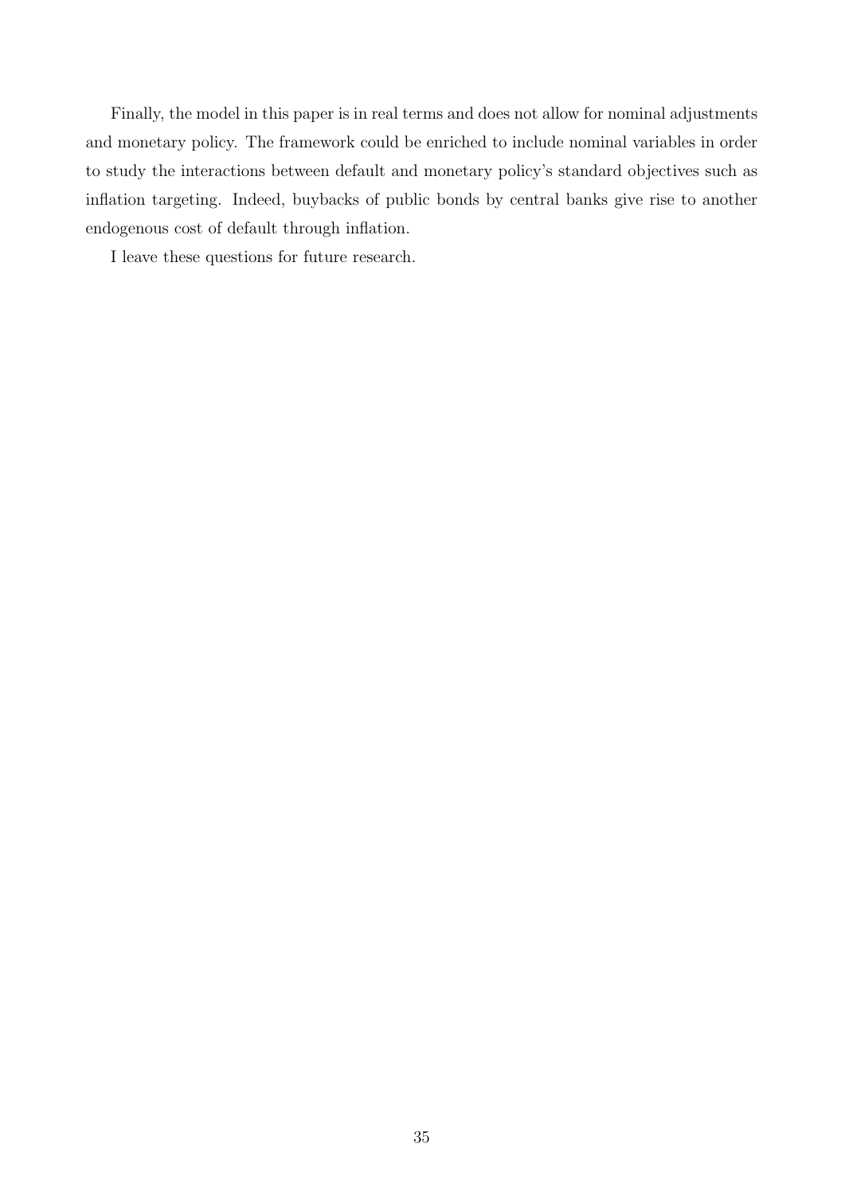Finally, the model in this paper is in real terms and does not allow for nominal adjustments and monetary policy. The framework could be enriched to include nominal variables in order to study the interactions between default and monetary policy's standard objectives such as inflation targeting. Indeed, buybacks of public bonds by central banks give rise to another endogenous cost of default through inflation.

I leave these questions for future research.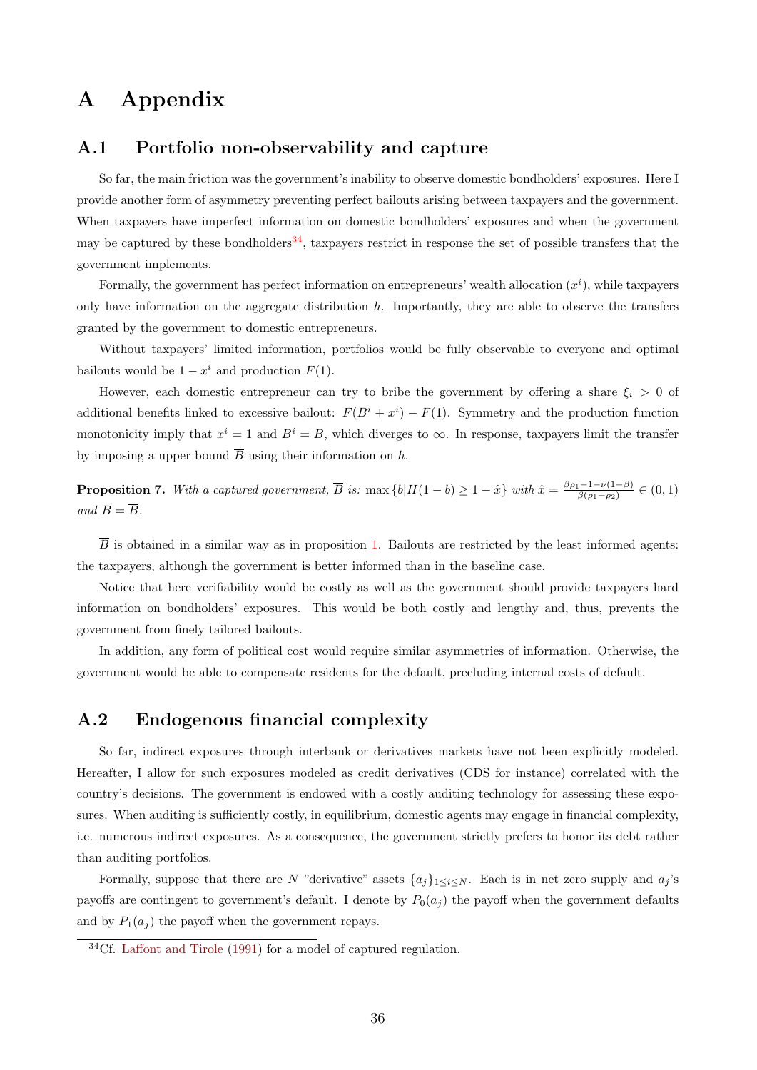# A Appendix

## A.1 Portfolio non-observability and capture

So far, the main friction was the government's inability to observe domestic bondholders' exposures. Here I provide another form of asymmetry preventing perfect bailouts arising between taxpayers and the government. When taxpayers have imperfect information on domestic bondholders' exposures and when the government may be captured by these bondholders[34], taxpayers restrict in response the set of possible transfers that the government implements.

Formally, the government has perfect information on entrepreneurs' wealth allocation ($x^i$), while taxpayers only have information on the aggregate distribution $h$. Importantly, they are able to observe the transfers granted by the government to domestic entrepreneurs.

Without taxpayers' limited information, portfolios would be fully observable to everyone and optimal bailouts would be $1 - x^i$ and production $F(1)$.

However, each domestic entrepreneur can try to bribe the government by offering a share $\xi_i > 0$ of additional benefits linked to excessive bailout: $F(B^i + x^i) - F(1)$. Symmetry and the production function monotonicity imply that $x^i = 1$ and $B^i = B$, which diverges to $\infty$. In response, taxpayers limit the transfer by imposing a upper bound $\overline{B}$ using their information on $h$.

**Proposition 7.** *With a captured government, $\overline{B}$ is:* $\max \{b | H(1-b) \geq 1 - \hat{x}\}$ *with* $\hat{x} = \frac{\beta\rho_1 - 1 - \nu(1-\beta)}{\beta(\rho_1 - \rho_2)} \in (0, 1)$ *and* $B = \overline{B}$.

$\overline{B}$ is obtained in a similar way as in proposition 1. Bailouts are restricted by the least informed agents: the taxpayers, although the government is better informed than in the baseline case.

Notice that here verifiability would be costly as well as the government should provide taxpayers hard information on bondholders' exposures. This would be both costly and lengthy and, thus, prevents the government from finely tailored bailouts.

In addition, any form of political cost would require similar asymmetries of information. Otherwise, the government would be able to compensate residents for the default, precluding internal costs of default.

## A.2 Endogenous financial complexity

So far, indirect exposures through interbank or derivatives markets have not been explicitly modeled. Hereafter, I allow for such exposures modeled as credit derivatives (CDS for instance) correlated with the country's decisions. The government is endowed with a costly auditing technology for assessing these exposures. When auditing is sufficiently costly, in equilibrium, domestic agents may engage in financial complexity, i.e. numerous indirect exposures. As a consequence, the government strictly prefers to honor its debt rather than auditing portfolios.

Formally, suppose that there are $N$ "derivative" assets $\{a_j\}_{1 \leq i \leq N}$. Each is in net zero supply and $a_j$'s payoffs are contingent to government's default. I denote by $P_0(a_j)$ the payoff when the government defaults and by $P_1(a_j)$ the payoff when the government repays.

[34] Cf. Laffont and Tirole (1991) for a model of captured regulation.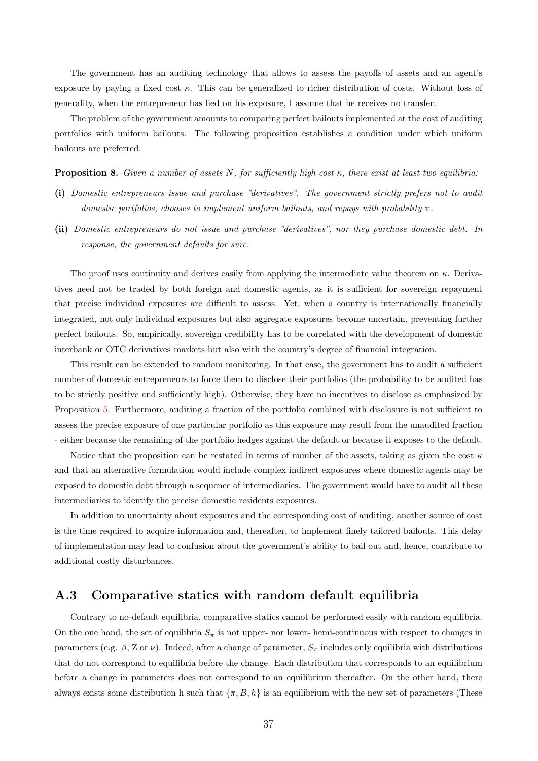The government has an auditing technology that allows to assess the payoffs of assets and an agent's exposure by paying a fixed cost $\kappa$. This can be generalized to richer distribution of costs. Without loss of generality, when the entrepreneur has lied on his exposure, I assume that he receives no transfer.

The problem of the government amounts to comparing perfect bailouts implemented at the cost of auditing portfolios with uniform bailouts. The following proposition establishes a condition under which uniform bailouts are preferred:

**Proposition 8.** *Given a number of assets $N$, for sufficiently high cost $\kappa$, there exist at least two equilibria:*

**(i)** *Domestic entrepreneurs issue and purchase "derivatives". The government strictly prefers not to audit domestic portfolios, chooses to implement uniform bailouts, and repays with probability $\pi$.*

**(ii)** *Domestic entrepreneurs do not issue and purchase "derivatives", nor they purchase domestic debt. In response, the government defaults for sure.*

The proof uses continuity and derives easily from applying the intermediate value theorem on $\kappa$. Derivatives need not be traded by both foreign and domestic agents, as it is sufficient for sovereign repayment that precise individual exposures are difficult to assess. Yet, when a country is internationally financially integrated, not only individual exposures but also aggregate exposures become uncertain, preventing further perfect bailouts. So, empirically, sovereign credibility has to be correlated with the development of domestic interbank or OTC derivatives markets but also with the country's degree of financial integration.

This result can be extended to random monitoring. In that case, the government has to audit a sufficient number of domestic entrepreneurs to force them to disclose their portfolios (the probability to be audited has to be strictly positive and sufficiently high). Otherwise, they have no incentives to disclose as emphasized by Proposition 5. Furthermore, auditing a fraction of the portfolio combined with disclosure is not sufficient to assess the precise exposure of one particular portfolio as this exposure may result from the unaudited fraction - either because the remaining of the portfolio hedges against the default or because it exposes to the default.

Notice that the proposition can be restated in terms of number of the assets, taking as given the cost $\kappa$ and that an alternative formulation would include complex indirect exposures where domestic agents may be exposed to domestic debt through a sequence of intermediaries. The government would have to audit all these intermediaries to identify the precise domestic residents exposures.

In addition to uncertainty about exposures and the corresponding cost of auditing, another source of cost is the time required to acquire information and, thereafter, to implement finely tailored bailouts. This delay of implementation may lead to confusion about the government's ability to bail out and, hence, contribute to additional costly disturbances.

## A.3 Comparative statics with random default equilibria

Contrary to no-default equilibria, comparative statics cannot be performed easily with random equilibria. On the one hand, the set of equilibria $S_\pi$ is not upper- nor lower- hemi-continuous with respect to changes in parameters (e.g. $\beta$, Z or $\nu$). Indeed, after a change of parameter, $S_\pi$ includes only equilibria with distributions that do not correspond to equilibria before the change. Each distribution that corresponds to an equilibrium before a change in parameters does not correspond to an equilibrium thereafter. On the other hand, there always exists some distribution h such that $\{\pi, B, h\}$ is an equilibrium with the new set of parameters (These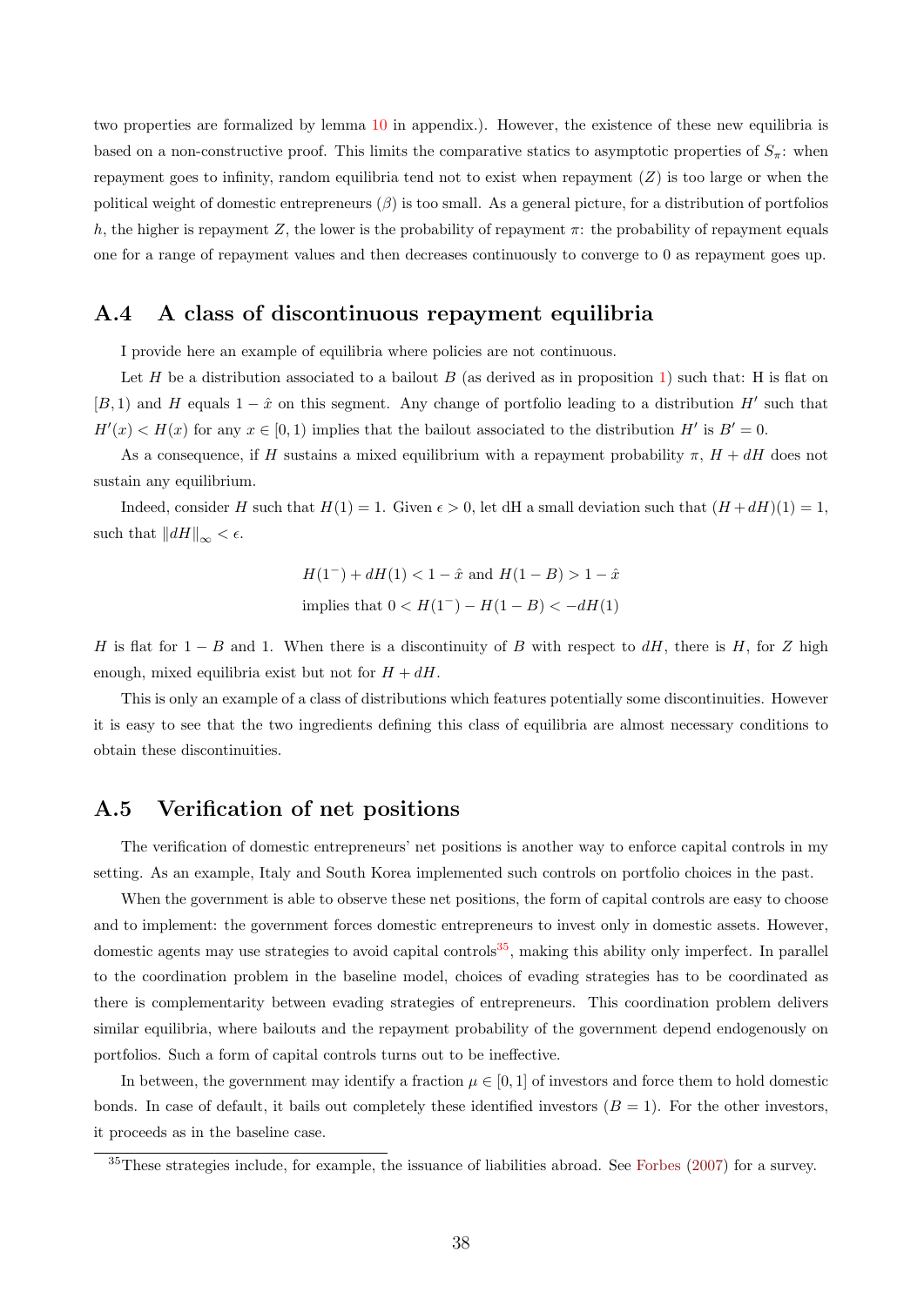two properties are formalized by lemma 10 in appendix.). However, the existence of these new equilibria is based on a non-constructive proof. This limits the comparative statics to asymptotic properties of $S_\pi$: when repayment goes to infinity, random equilibria tend not to exist when repayment ($Z$) is too large or when the political weight of domestic entrepreneurs ($\beta$) is too small. As a general picture, for a distribution of portfolios $h$, the higher is repayment $Z$, the lower is the probability of repayment $\pi$: the probability of repayment equals one for a range of repayment values and then decreases continuously to converge to 0 as repayment goes up.

## A.4 A class of discontinuous repayment equilibria

I provide here an example of equilibria where policies are not continuous.

Let $H$ be a distribution associated to a bailout $B$ (as derived as in proposition 1) such that: H is flat on $[B, 1)$ and $H$ equals $1 - \hat{x}$ on this segment. Any change of portfolio leading to a distribution $H'$ such that $H'(x) < H(x)$ for any $x \in [0, 1)$ implies that the bailout associated to the distribution $H'$ is $B' = 0$.

As a consequence, if $H$ sustains a mixed equilibrium with a repayment probability $\pi$, $H + dH$ does not sustain any equilibrium.

Indeed, consider $H$ such that $H(1) = 1$. Given $\epsilon > 0$, let dH a small deviation such that $(H + dH)(1) = 1$, such that $\|dH\|_\infty < \epsilon$.

$$H(1^-) + dH(1) < 1 - \hat{x} \text{ and } H(1 - B) > 1 - \hat{x}$$
$$\text{implies that } 0 < H(1^-) - H(1 - B) < -dH(1)$$

$H$ is flat for $1 - B$ and 1. When there is a discontinuity of $B$ with respect to $dH$, there is $H$, for $Z$ high enough, mixed equilibria exist but not for $H + dH$.

This is only an example of a class of distributions which features potentially some discontinuities. However it is easy to see that the two ingredients defining this class of equilibria are almost necessary conditions to obtain these discontinuities.

## A.5 Verification of net positions

The verification of domestic entrepreneurs' net positions is another way to enforce capital controls in my setting. As an example, Italy and South Korea implemented such controls on portfolio choices in the past.

When the government is able to observe these net positions, the form of capital controls are easy to choose and to implement: the government forces domestic entrepreneurs to invest only in domestic assets. However, domestic agents may use strategies to avoid capital controls[35], making this ability only imperfect. In parallel to the coordination problem in the baseline model, choices of evading strategies has to be coordinated as there is complementarity between evading strategies of entrepreneurs. This coordination problem delivers similar equilibria, where bailouts and the repayment probability of the government depend endogenously on portfolios. Such a form of capital controls turns out to be ineffective.

In between, the government may identify a fraction $\mu \in [0, 1]$ of investors and force them to hold domestic bonds. In case of default, it bails out completely these identified investors ($B = 1$). For the other investors, it proceeds as in the baseline case.

[35]These strategies include, for example, the issuance of liabilities abroad. See Forbes (2007) for a survey.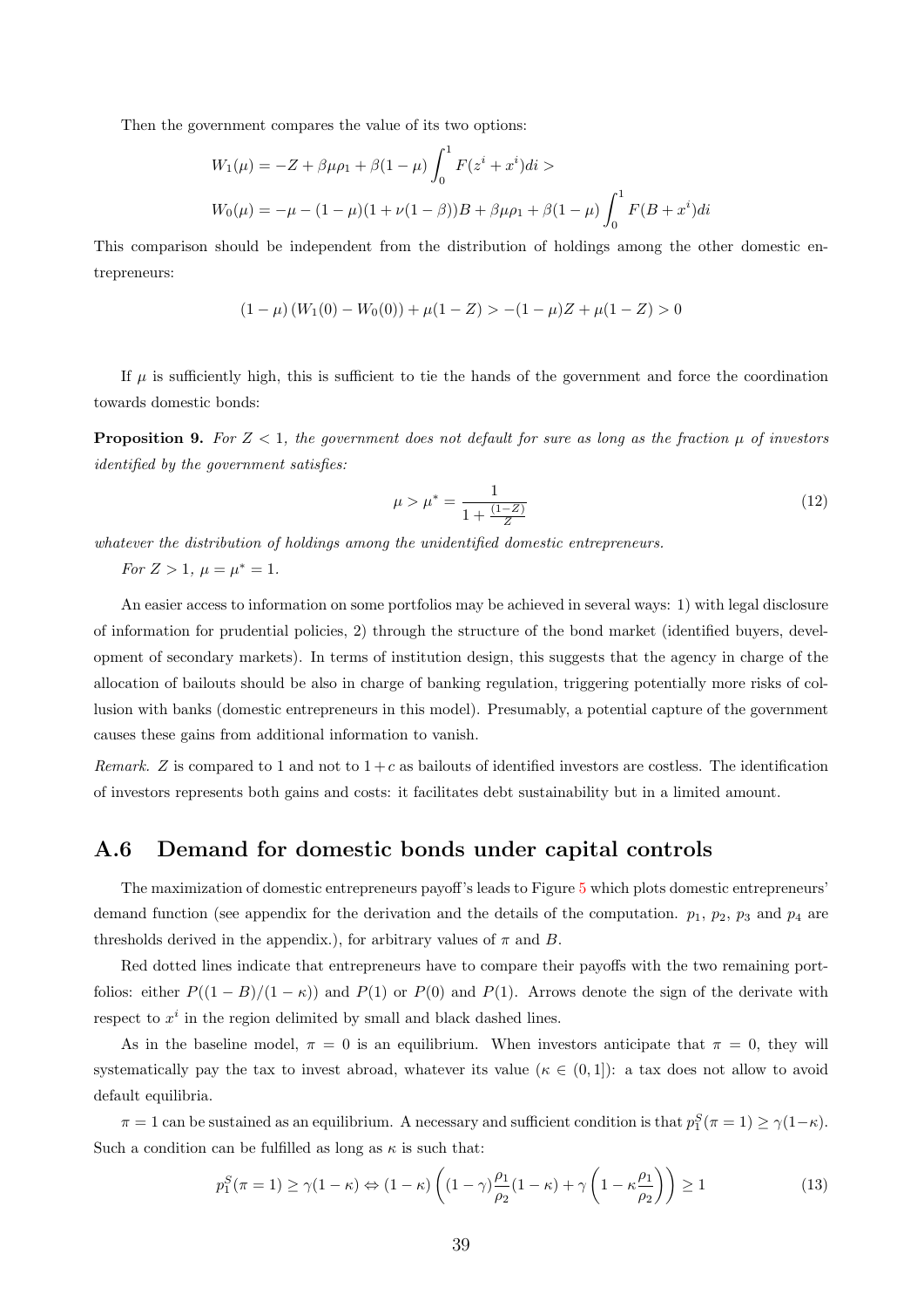Then the government compares the value of its two options:

$$W_1(\mu) = -Z + \beta\mu\rho_1 + \beta(1-\mu)\int_0^1 F(z^i + x^i)di >$$

$$W_0(\mu) = -\mu - (1-\mu)(1+\nu(1-\beta))B + \beta\mu\rho_1 + \beta(1-\mu)\int_0^1 F(B + x^i)di$$

This comparison should be independent from the distribution of holdings among the other domestic entrepreneurs:

$$(1-\mu)\left(W_1(0) - W_0(0)\right) + \mu(1-Z) > -(1-\mu)Z + \mu(1-Z) > 0$$

If $\mu$ is sufficiently high, this is sufficient to tie the hands of the government and force the coordination towards domestic bonds:

**Proposition 9.** *For $Z < 1$, the government does not default for sure as long as the fraction $\mu$ of investors identified by the government satisfies:*

$$\mu > \mu^* = \frac{1}{1 + \frac{(1-Z)}{Z}} \tag{12}$$

*whatever the distribution of holdings among the unidentified domestic entrepreneurs.*

*For $Z > 1$, $\mu = \mu^* = 1$.*

An easier access to information on some portfolios may be achieved in several ways: 1) with legal disclosure of information for prudential policies, 2) through the structure of the bond market (identified buyers, development of secondary markets). In terms of institution design, this suggests that the agency in charge of the allocation of bailouts should be also in charge of banking regulation, triggering potentially more risks of collusion with banks (domestic entrepreneurs in this model). Presumably, a potential capture of the government causes these gains from additional information to vanish.

*Remark.* $Z$ is compared to 1 and not to $1+c$ as bailouts of identified investors are costless. The identification of investors represents both gains and costs: it facilitates debt sustainability but in a limited amount.

## A.6 Demand for domestic bonds under capital controls

The maximization of domestic entrepreneurs payoff's leads to Figure 5 which plots domestic entrepreneurs' demand function (see appendix for the derivation and the details of the computation. $p_1$, $p_2$, $p_3$ and $p_4$ are thresholds derived in the appendix.), for arbitrary values of $\pi$ and $B$.

Red dotted lines indicate that entrepreneurs have to compare their payoffs with the two remaining portfolios: either $P((1-B)/(1-\kappa))$ and $P(1)$ or $P(0)$ and $P(1)$. Arrows denote the sign of the derivate with respect to $x^i$ in the region delimited by small and black dashed lines.

As in the baseline model, $\pi = 0$ is an equilibrium. When investors anticipate that $\pi = 0$, they will systematically pay the tax to invest abroad, whatever its value ($\kappa \in (0,1]$): a tax does not allow to avoid default equilibria.

$\pi = 1$ can be sustained as an equilibrium. A necessary and sufficient condition is that $p_1^S(\pi = 1) \geq \gamma(1-\kappa)$. Such a condition can be fulfilled as long as $\kappa$ is such that:

$$p_1^S(\pi = 1) \geq \gamma(1-\kappa) \Leftrightarrow (1-\kappa)\left((1-\gamma)\frac{\rho_1}{\rho_2}(1-\kappa) + \gamma\left(1 - \kappa\frac{\rho_1}{\rho_2}\right)\right) \geq 1 \tag{13}$$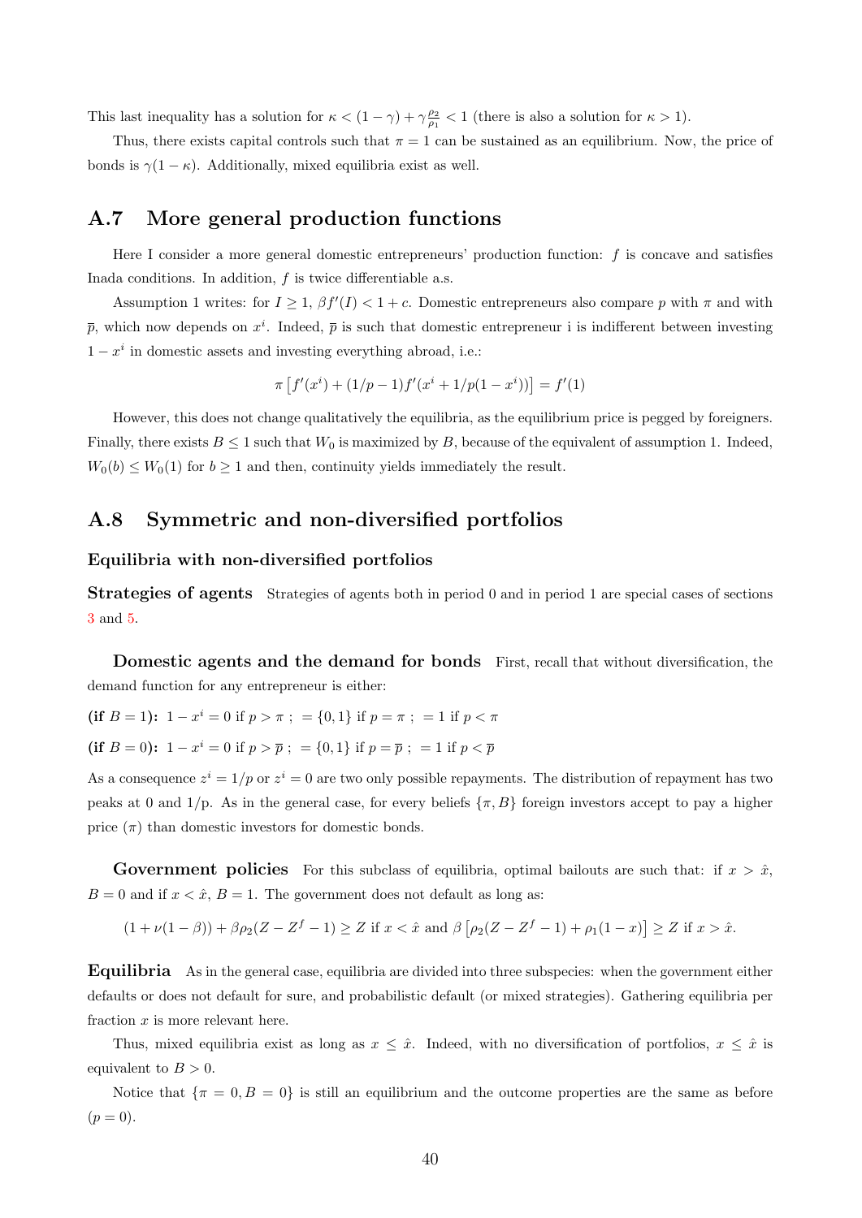This last inequality has a solution for $\kappa < (1-\gamma) + \gamma\frac{\rho_2}{\rho_1} < 1$ (there is also a solution for $\kappa > 1$).

Thus, there exists capital controls such that $\pi = 1$ can be sustained as an equilibrium. Now, the price of bonds is $\gamma(1-\kappa)$. Additionally, mixed equilibria exist as well.

## A.7 More general production functions

Here I consider a more general domestic entrepreneurs' production function: $f$ is concave and satisfies Inada conditions. In addition, $f$ is twice differentiable a.s.

Assumption 1 writes: for $I \geq 1$, $\beta f'(I) < 1 + c$. Domestic entrepreneurs also compare $p$ with $\pi$ and with $\overline{p}$, which now depends on $x^i$. Indeed, $\overline{p}$ is such that domestic entrepreneur i is indifferent between investing $1 - x^i$ in domestic assets and investing everything abroad, i.e.:

$$\pi\left[f'(x^i) + (1/p - 1)f'(x^i + 1/p(1-x^i))\right] = f'(1)$$

However, this does not change qualitatively the equilibria, as the equilibrium price is pegged by foreigners. Finally, there exists $B \leq 1$ such that $W_0$ is maximized by $B$, because of the equivalent of assumption 1. Indeed, $W_0(b) \leq W_0(1)$ for $b \geq 1$ and then, continuity yields immediately the result.

## A.8 Symmetric and non-diversified portfolios

### Equilibria with non-diversified portfolios

**Strategies of agents** Strategies of agents both in period 0 and in period 1 are special cases of sections 3 and 5.

**Domestic agents and the demand for bonds** First, recall that without diversification, the demand function for any entrepreneur is either:

**(if $B = 1$):** $1 - x^i = 0$ if $p > \pi$ ; $= \{0, 1\}$ if $p = \pi$ ; $= 1$ if $p < \pi$

**(if $B = 0$):** $1 - x^i = 0$ if $p > \overline{p}$ ; $= \{0, 1\}$ if $p = \overline{p}$ ; $= 1$ if $p < \overline{p}$

As a consequence $z^i = 1/p$ or $z^i = 0$ are two only possible repayments. The distribution of repayment has two peaks at 0 and 1/p. As in the general case, for every beliefs $\{\pi, B\}$ foreign investors accept to pay a higher price ($\pi$) than domestic investors for domestic bonds.

**Government policies** For this subclass of equilibria, optimal bailouts are such that: if $x > \hat{x}$, $B = 0$ and if $x < \hat{x}$, $B = 1$. The government does not default as long as:

$$(1 + \nu(1-\beta)) + \beta\rho_2(Z - Z^f - 1) \geq Z \text{ if } x < \hat{x} \text{ and } \beta\left[\rho_2(Z - Z^f - 1) + \rho_1(1-x)\right] \geq Z \text{ if } x > \hat{x}.$$

**Equilibria** As in the general case, equilibria are divided into three subspecies: when the government either defaults or does not default for sure, and probabilistic default (or mixed strategies). Gathering equilibria per fraction $x$ is more relevant here.

Thus, mixed equilibria exist as long as $x \leq \hat{x}$. Indeed, with no diversification of portfolios, $x \leq \hat{x}$ is equivalent to $B > 0$.

Notice that $\{\pi = 0, B = 0\}$ is still an equilibrium and the outcome properties are the same as before ($p = 0$).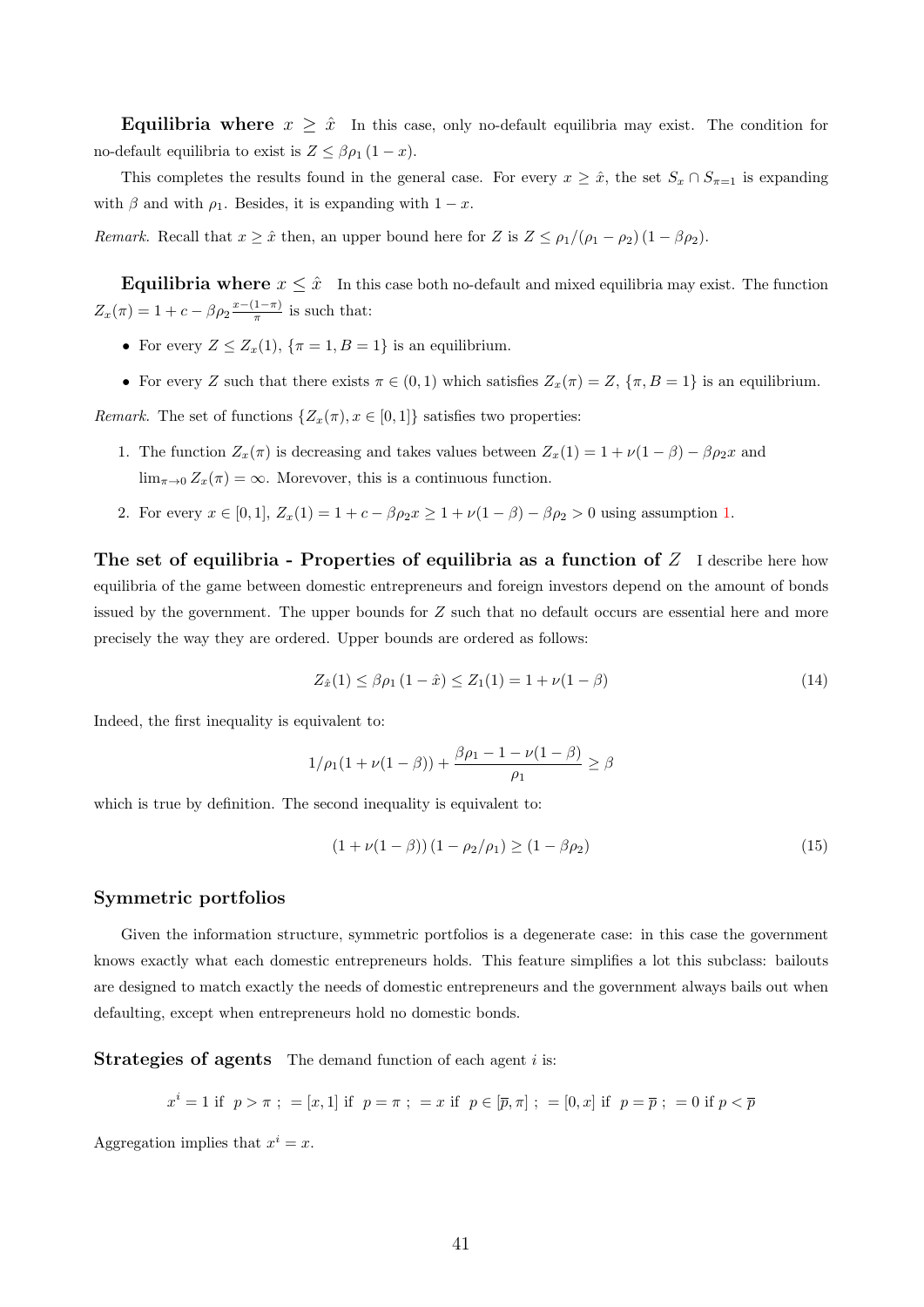**Equilibria where $x \geq \hat{x}$** In this case, only no-default equilibria may exist. The condition for no-default equilibria to exist is $Z \leq \beta\rho_1 (1 - x)$.

This completes the results found in the general case. For every $x \geq \hat{x}$, the set $S_x \cap S_{\pi=1}$ is expanding with $\beta$ and with $\rho_1$. Besides, it is expanding with $1 - x$.

*Remark.* Recall that $x \geq \hat{x}$ then, an upper bound here for $Z$ is $Z \leq \rho_1/(\rho_1 - \rho_2)(1 - \beta\rho_2)$.

**Equilibria where $x \leq \hat{x}$** In this case both no-default and mixed equilibria may exist. The function $Z_x(\pi) = 1 + c - \beta\rho_2 \frac{x-(1-\pi)}{\pi}$ is such that:

- For every $Z \leq Z_x(1)$, $\{\pi = 1, B = 1\}$ is an equilibrium.
- For every $Z$ such that there exists $\pi \in (0, 1)$ which satisfies $Z_x(\pi) = Z$, $\{\pi, B = 1\}$ is an equilibrium.

*Remark.* The set of functions $\{Z_x(\pi), x \in [0, 1]\}$ satisfies two properties:

1. The function $Z_x(\pi)$ is decreasing and takes values between $Z_x(1) = 1 + \nu(1 - \beta) - \beta\rho_2 x$ and $\lim_{\pi\to 0} Z_x(\pi) = \infty$. Morevover, this is a continuous function.
2. For every $x \in [0, 1]$, $Z_x(1) = 1 + c - \beta\rho_2 x \geq 1 + \nu(1 - \beta) - \beta\rho_2 > 0$ using assumption 1.

**The set of equilibria - Properties of equilibria as a function of $Z$** I describe here how equilibria of the game between domestic entrepreneurs and foreign investors depend on the amount of bonds issued by the government. The upper bounds for $Z$ such that no default occurs are essential here and more precisely the way they are ordered. Upper bounds are ordered as follows:

$$Z_{\hat{x}}(1) \leq \beta\rho_1 (1 - \hat{x}) \leq Z_1(1) = 1 + \nu(1 - \beta) \tag{14}$$

Indeed, the first inequality is equivalent to:

$$1/\rho_1(1 + \nu(1 - \beta)) + \frac{\beta\rho_1 - 1 - \nu(1 - \beta)}{\rho_1} \geq \beta$$

which is true by definition. The second inequality is equivalent to:

$$(1 + \nu(1 - \beta))(1 - \rho_2/\rho_1) \geq (1 - \beta\rho_2) \tag{15}$$

### Symmetric portfolios

Given the information structure, symmetric portfolios is a degenerate case: in this case the government knows exactly what each domestic entrepreneurs holds. This feature simplifies a lot this subclass: bailouts are designed to match exactly the needs of domestic entrepreneurs and the government always bails out when defaulting, except when entrepreneurs hold no domestic bonds.

**Strategies of agents** The demand function of each agent $i$ is:

$$x^i = 1 \text{ if } p > \pi \text{ ; } = [x, 1] \text{ if } p = \pi \text{ ; } = x \text{ if } p \in [\overline{p}, \pi] \text{ ; } = [0, x] \text{ if } p = \overline{p} \text{ ; } = 0 \text{ if } p < \overline{p}$$

Aggregation implies that $x^i = x$.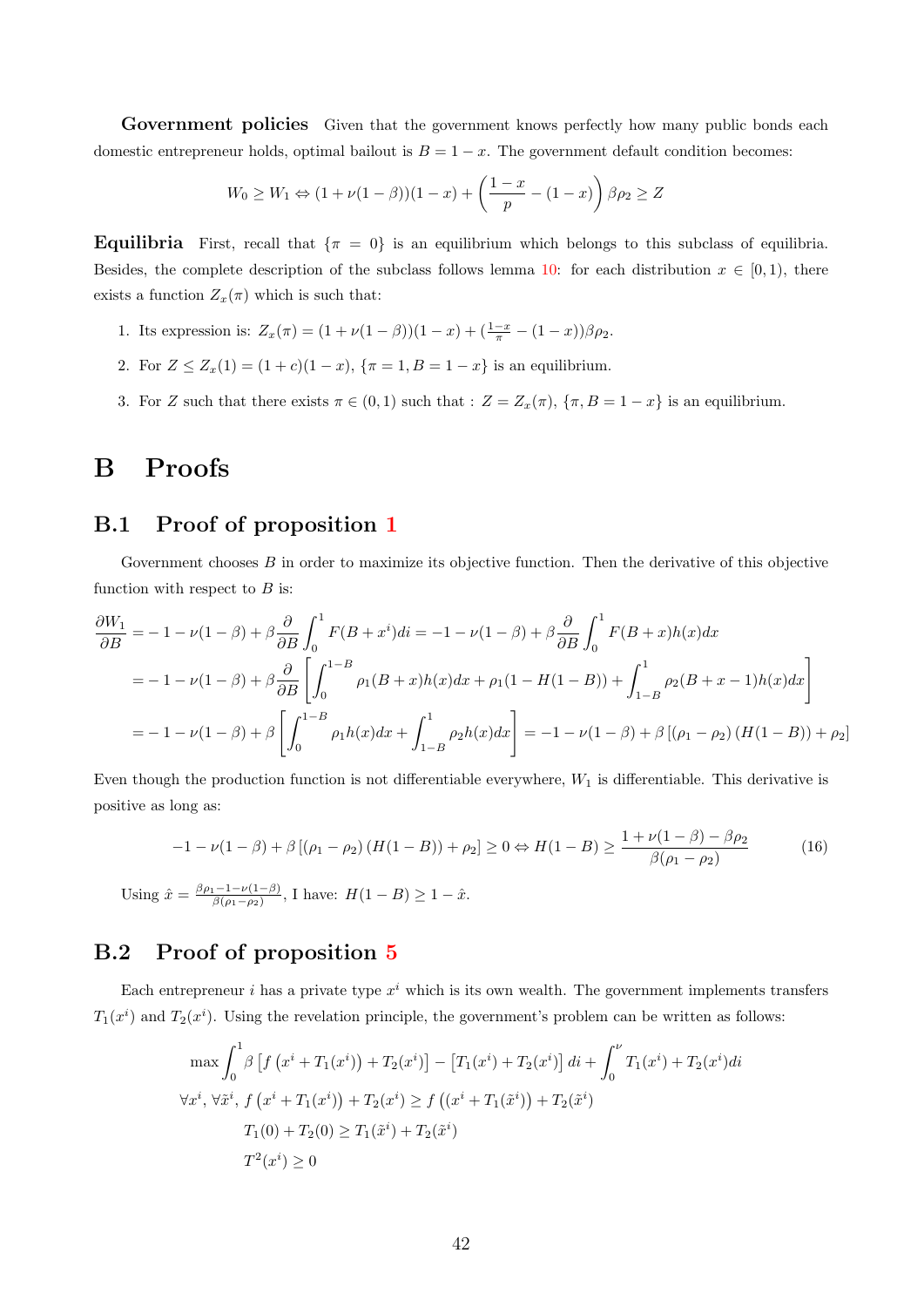**Government policies** Given that the government knows perfectly how many public bonds each domestic entrepreneur holds, optimal bailout is $B = 1 - x$. The government default condition becomes:

$$W_0 \geq W_1 \Leftrightarrow (1 + \nu(1-\beta))(1-x) + \left(\frac{1-x}{p} - (1-x)\right)\beta\rho_2 \geq Z$$

**Equilibria** First, recall that $\{\pi = 0\}$ is an equilibrium which belongs to this subclass of equilibria. Besides, the complete description of the subclass follows lemma 10: for each distribution $x \in [0, 1)$, there exists a function $Z_x(\pi)$ which is such that:

1. Its expression is: $Z_x(\pi) = (1 + \nu(1-\beta))(1-x) + (\frac{1-x}{\pi} - (1-x))\beta\rho_2$.
2. For $Z \leq Z_x(1) = (1+c)(1-x)$, $\{\pi = 1, B = 1 - x\}$ is an equilibrium.
3. For $Z$ such that there exists $\pi \in (0, 1)$ such that : $Z = Z_x(\pi)$, $\{\pi, B = 1 - x\}$ is an equilibrium.

# B Proofs

## B.1 Proof of proposition 1

Government chooses $B$ in order to maximize its objective function. Then the derivative of this objective function with respect to $B$ is:

$$\begin{aligned}
\frac{\partial W_1}{\partial B} &= -1 - \nu(1-\beta) + \beta\frac{\partial}{\partial B}\int_0^1 F(B + x^i)di = -1 - \nu(1-\beta) + \beta\frac{\partial}{\partial B}\int_0^1 F(B+x)h(x)dx \\
&= -1 - \nu(1-\beta) + \beta\frac{\partial}{\partial B}\left[\int_0^{1-B}\rho_1(B+x)h(x)dx + \rho_1(1 - H(1-B)) + \int_{1-B}^1 \rho_2(B+x-1)h(x)dx\right] \\
&= -1 - \nu(1-\beta) + \beta\left[\int_0^{1-B}\rho_1 h(x)dx + \int_{1-B}^1 \rho_2 h(x)dx\right] = -1 - \nu(1-\beta) + \beta\left[(\rho_1 - \rho_2)(H(1-B)) + \rho_2\right]
\end{aligned}$$

Even though the production function is not differentiable everywhere, $W_1$ is differentiable. This derivative is positive as long as:

$$-1 - \nu(1-\beta) + \beta\left[(\rho_1 - \rho_2)(H(1-B)) + \rho_2\right] \geq 0 \Leftrightarrow H(1-B) \geq \frac{1 + \nu(1-\beta) - \beta\rho_2}{\beta(\rho_1 - \rho_2)} \tag{16}$$

Using $\hat{x} = \frac{\beta\rho_1 - 1 - \nu(1-\beta)}{\beta(\rho_1 - \rho_2)}$, I have: $H(1-B) \geq 1 - \hat{x}$.

## B.2 Proof of proposition 5

Each entrepreneur $i$ has a private type $x^i$ which is its own wealth. The government implements transfers $T_1(x^i)$ and $T_2(x^i)$. Using the revelation principle, the government's problem can be written as follows:

$$\begin{aligned}
&\max \int_0^1 \beta\left[f\left(x^i + T_1(x^i)\right) + T_2(x^i)\right] - \left[T_1(x^i) + T_2(x^i)\right]di + \int_0^\nu T_1(x^i) + T_2(x^i)di \\
&\forall x^i, \forall \tilde{x}^i, \; f\left(x^i + T_1(x^i)\right) + T_2(x^i) \geq f\left((x^i + T_1(\tilde{x}^i)\right) + T_2(\tilde{x}^i) \\
&\qquad T_1(0) + T_2(0) \geq T_1(\tilde{x}^i) + T_2(\tilde{x}^i) \\
&\qquad T^2(x^i) \geq 0
\end{aligned}$$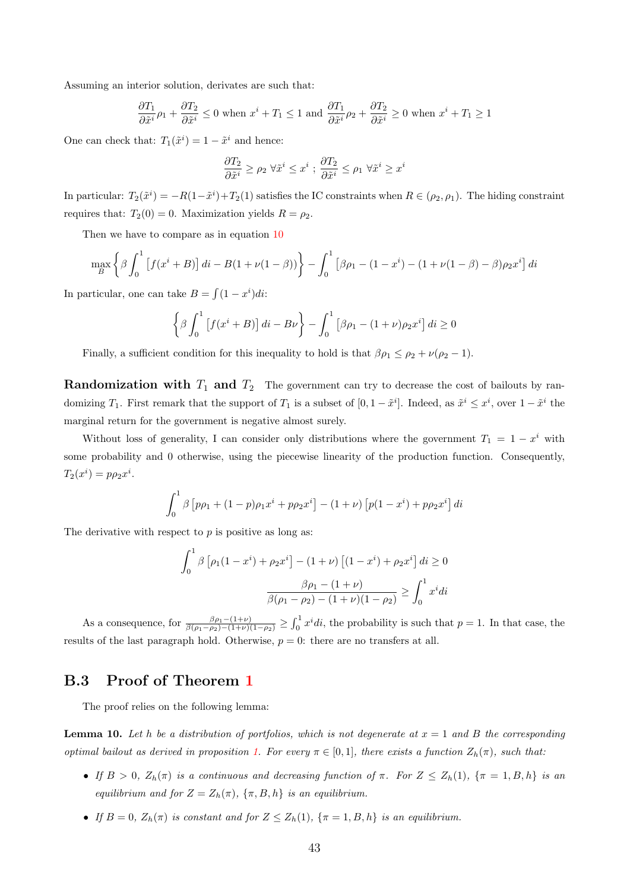Assuming an interior solution, derivates are such that:

$$\frac{\partial T_1}{\partial \tilde{x}^i}\rho_1 + \frac{\partial T_2}{\partial \tilde{x}^i} \leq 0 \text{ when } x^i + T_1 \leq 1 \text{ and } \frac{\partial T_1}{\partial \tilde{x}^i}\rho_2 + \frac{\partial T_2}{\partial \tilde{x}^i} \geq 0 \text{ when } x^i + T_1 \geq 1$$

One can check that: $T_1(\tilde{x}^i) = 1 - \tilde{x}^i$ and hence:

$$\frac{\partial T_2}{\partial \tilde{x}^i} \geq \rho_2 \ \forall \tilde{x}^i \leq x^i \ ; \ \frac{\partial T_2}{\partial \tilde{x}^i} \leq \rho_1 \ \forall \tilde{x}^i \geq x^i$$

In particular: $T_2(\tilde{x}^i) = -R(1-\tilde{x}^i)+T_2(1)$ satisfies the IC constraints when $R \in (\rho_2, \rho_1)$. The hiding constraint requires that: $T_2(0) = 0$. Maximization yields $R = \rho_2$.

Then we have to compare as in equation 10

$$\max_B \left\{ \beta \int_0^1 \left[ f(x^i + B) \right] di - B(1 + \nu(1-\beta)) \right\} - \int_0^1 \left[ \beta\rho_1 - (1-x^i) - (1+\nu(1-\beta) - \beta)\rho_2 x^i \right] di$$

In particular, one can take $B = \int (1-x^i)di$:

$$\left\{ \beta \int_0^1 \left[ f(x^i + B) \right] di - B\nu \right\} - \int_0^1 \left[ \beta\rho_1 - (1+\nu)\rho_2 x^i \right] di \geq 0$$

Finally, a sufficient condition for this inequality to hold is that $\beta\rho_1 \leq \rho_2 + \nu(\rho_2 - 1)$.

**Randomization with $T_1$ and $T_2$** The government can try to decrease the cost of bailouts by randomizing $T_1$. First remark that the support of $T_1$ is a subset of $[0, 1-\tilde{x}^i]$. Indeed, as $\tilde{x}^i \leq x^i$, over $1 - \tilde{x}^i$ the marginal return for the government is negative almost surely.

Without loss of generality, I can consider only distributions where the government $T_1 = 1 - x^i$ with some probability and 0 otherwise, using the piecewise linearity of the production function. Consequently, $T_2(x^i) = p\rho_2 x^i$.

$$\int_0^1 \beta \left[ p\rho_1 + (1-p)\rho_1 x^i + p\rho_2 x^i \right] - (1+\nu) \left[ p(1-x^i) + p\rho_2 x^i \right] di$$

The derivative with respect to $p$ is positive as long as:

$$\int_0^1 \beta \left[ \rho_1(1-x^i) + \rho_2 x^i \right] - (1+\nu) \left[ (1-x^i) + \rho_2 x^i \right] di \geq 0$$

$$\frac{\beta\rho_1 - (1+\nu)}{\beta(\rho_1 - \rho_2) - (1+\nu)(1-\rho_2)} \geq \int_0^1 x^i di$$

As a consequence, for $\frac{\beta\rho_1 - (1+\nu)}{\beta(\rho_1 - \rho_2) - (1+\nu)(1-\rho_2)} \geq \int_0^1 x^i di$, the probability is such that $p = 1$. In that case, the results of the last paragraph hold. Otherwise, $p = 0$: there are no transfers at all.

## B.3 Proof of Theorem 1

The proof relies on the following lemma:

**Lemma 10.** *Let $h$ be a distribution of portfolios, which is not degenerate at $x = 1$ and $B$ the corresponding optimal bailout as derived in proposition 1. For every $\pi \in [0, 1]$, there exists a function $Z_h(\pi)$, such that:*

- *If $B > 0$, $Z_h(\pi)$ is a continuous and decreasing function of $\pi$. For $Z \leq Z_h(1)$, $\{\pi = 1, B, h\}$ is an equilibrium and for $Z = Z_h(\pi)$, $\{\pi, B, h\}$ is an equilibrium.*
- *If $B = 0$, $Z_h(\pi)$ is constant and for $Z \leq Z_h(1)$, $\{\pi = 1, B, h\}$ is an equilibrium.*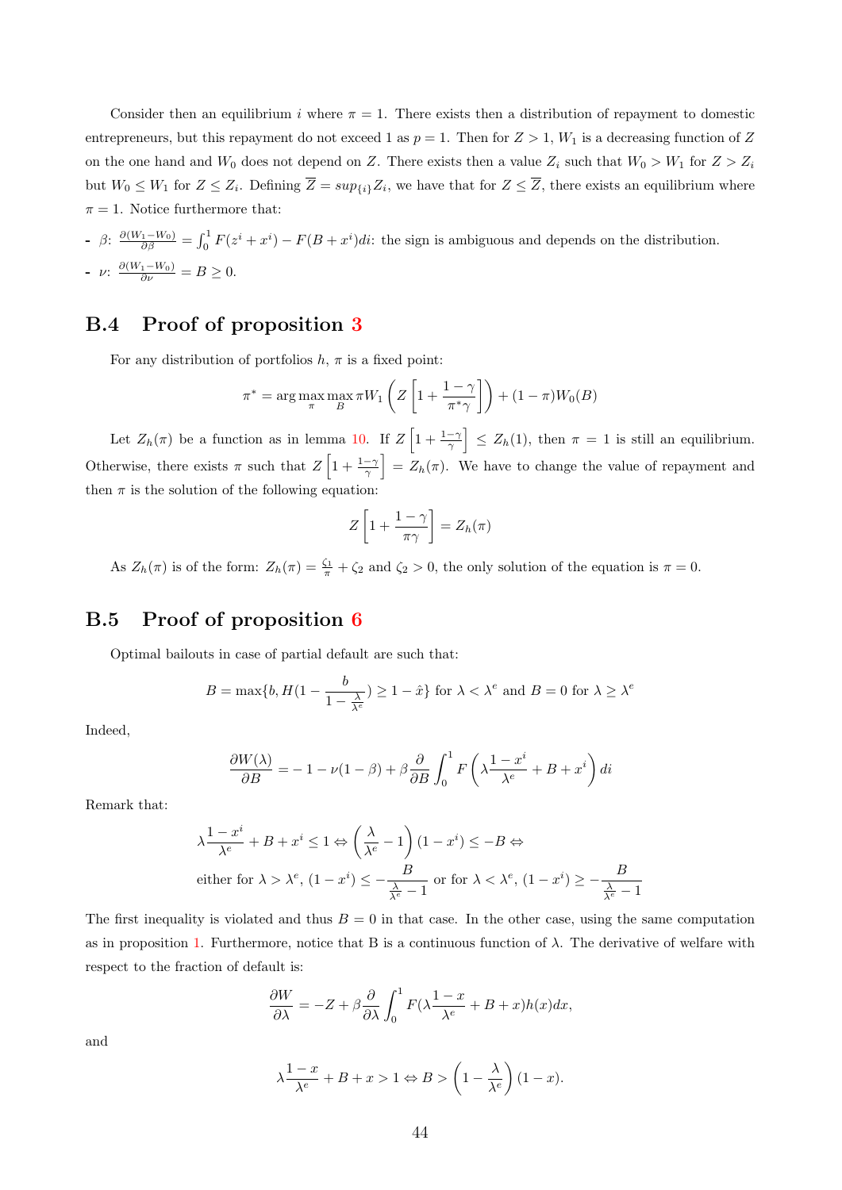Consider then an equilibrium $i$ where $\pi = 1$. There exists then a distribution of repayment to domestic entrepreneurs, but this repayment do not exceed 1 as $p = 1$. Then for $Z > 1$, $W_1$ is a decreasing function of $Z$ on the one hand and $W_0$ does not depend on $Z$. There exists then a value $Z_i$ such that $W_0 > W_1$ for $Z > Z_i$ but $W_0 \leq W_1$ for $Z \leq Z_i$. Defining $\overline{Z} = sup_{\{i\}} Z_i$, we have that for $Z \leq \overline{Z}$, there exists an equilibrium where $\pi = 1$. Notice furthermore that:

- $\beta$: $\frac{\partial (W_1 - W_0)}{\partial \beta} = \int_0^1 F(z^i + x^i) - F(B + x^i) di$: the sign is ambiguous and depends on the distribution.
- $\nu$: $\frac{\partial (W_1 - W_0)}{\partial \nu} = B \geq 0$.

## B.4 Proof of proposition 3

For any distribution of portfolios $h$, $\pi$ is a fixed point:

$$\pi^* = \arg\max_{\pi} \max_{B} \pi W_1 \left( Z \left[ 1 + \frac{1-\gamma}{\pi^* \gamma} \right] \right) + (1-\pi) W_0(B)$$

Let $Z_h(\pi)$ be a function as in lemma 10. If $Z \left[ 1 + \frac{1-\gamma}{\gamma} \right] \leq Z_h(1)$, then $\pi = 1$ is still an equilibrium. Otherwise, there exists $\pi$ such that $Z \left[ 1 + \frac{1-\gamma}{\gamma} \right] = Z_h(\pi)$. We have to change the value of repayment and then $\pi$ is the solution of the following equation:

$$Z \left[ 1 + \frac{1-\gamma}{\pi \gamma} \right] = Z_h(\pi)$$

As $Z_h(\pi)$ is of the form: $Z_h(\pi) = \frac{\zeta_1}{\pi} + \zeta_2$ and $\zeta_2 > 0$, the only solution of the equation is $\pi = 0$.

## B.5 Proof of proposition 6

Optimal bailouts in case of partial default are such that:

$$B = \max\{b, H(1 - \frac{b}{1 - \frac{\lambda}{\lambda^e}}) \geq 1 - \hat{x}\} \text{ for } \lambda < \lambda^e \text{ and } B = 0 \text{ for } \lambda \geq \lambda^e$$

Indeed,

$$\frac{\partial W(\lambda)}{\partial B} = -1 - \nu(1-\beta) + \beta \frac{\partial}{\partial B} \int_0^1 F\left( \lambda \frac{1-x^i}{\lambda^e} + B + x^i \right) di$$

Remark that:

$$\lambda \frac{1-x^i}{\lambda^e} + B + x^i \leq 1 \Leftrightarrow \left( \frac{\lambda}{\lambda^e} - 1 \right)(1 - x^i) \leq -B \Leftrightarrow$$

$$\text{either for } \lambda > \lambda^e,\ (1 - x^i) \leq -\frac{B}{\frac{\lambda}{\lambda^e} - 1} \text{ or for } \lambda < \lambda^e,\ (1 - x^i) \geq -\frac{B}{\frac{\lambda}{\lambda^e} - 1}$$

The first inequality is violated and thus $B = 0$ in that case. In the other case, using the same computation as in proposition 1. Furthermore, notice that B is a continuous function of $\lambda$. The derivative of welfare with respect to the fraction of default is:

$$\frac{\partial W}{\partial \lambda} = -Z + \beta \frac{\partial}{\partial \lambda} \int_0^1 F(\lambda \frac{1-x}{\lambda^e} + B + x) h(x) dx,$$

and

$$\lambda \frac{1-x}{\lambda^e} + B + x > 1 \Leftrightarrow B > \left( 1 - \frac{\lambda}{\lambda^e} \right)(1 - x).$$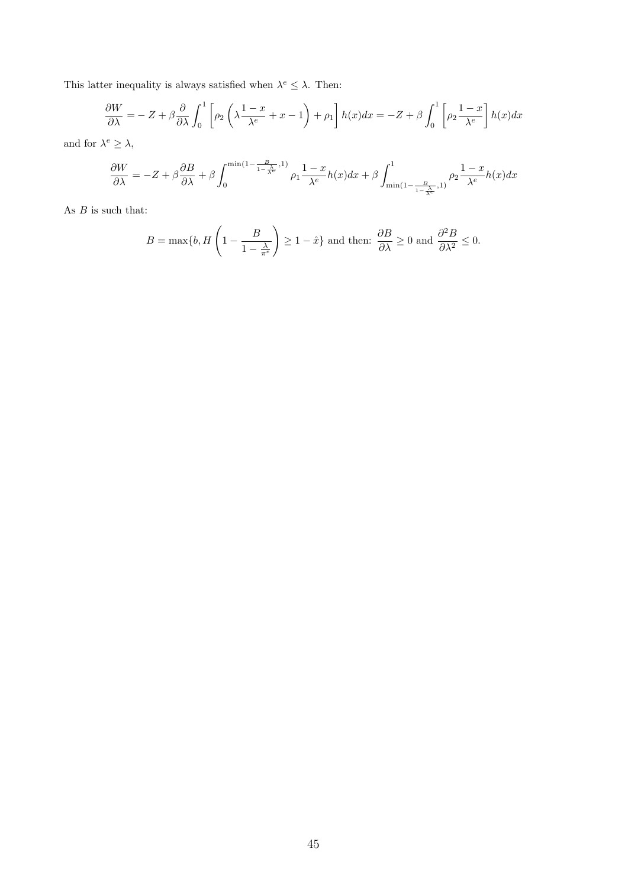This latter inequality is always satisfied when $\lambda^e \leq \lambda$. Then:

$$\frac{\partial W}{\partial \lambda} = -Z + \beta \frac{\partial}{\partial \lambda} \int_0^1 \left[ \rho_2 \left( \lambda \frac{1-x}{\lambda^e} + x - 1 \right) + \rho_1 \right] h(x)dx = -Z + \beta \int_0^1 \left[ \rho_2 \frac{1-x}{\lambda^e} \right] h(x)dx$$

and for $\lambda^e \geq \lambda$,

$$\frac{\partial W}{\partial \lambda} = -Z + \beta \frac{\partial B}{\partial \lambda} + \beta \int_0^{\min(1-\frac{B}{1-\frac{\lambda}{\lambda^e}},1)} \rho_1 \frac{1-x}{\lambda^e} h(x)dx + \beta \int_{\min(1-\frac{B}{1-\frac{\lambda}{\lambda^e}},1)}^1 \rho_2 \frac{1-x}{\lambda^e} h(x)dx$$

As $B$ is such that:

$$B = \max\{b, H\left(1 - \frac{B}{1-\frac{\lambda}{\pi^e}}\right) \geq 1 - \hat{x}\} \text{ and then: } \frac{\partial B}{\partial \lambda} \geq 0 \text{ and } \frac{\partial^2 B}{\partial \lambda^2} \leq 0.$$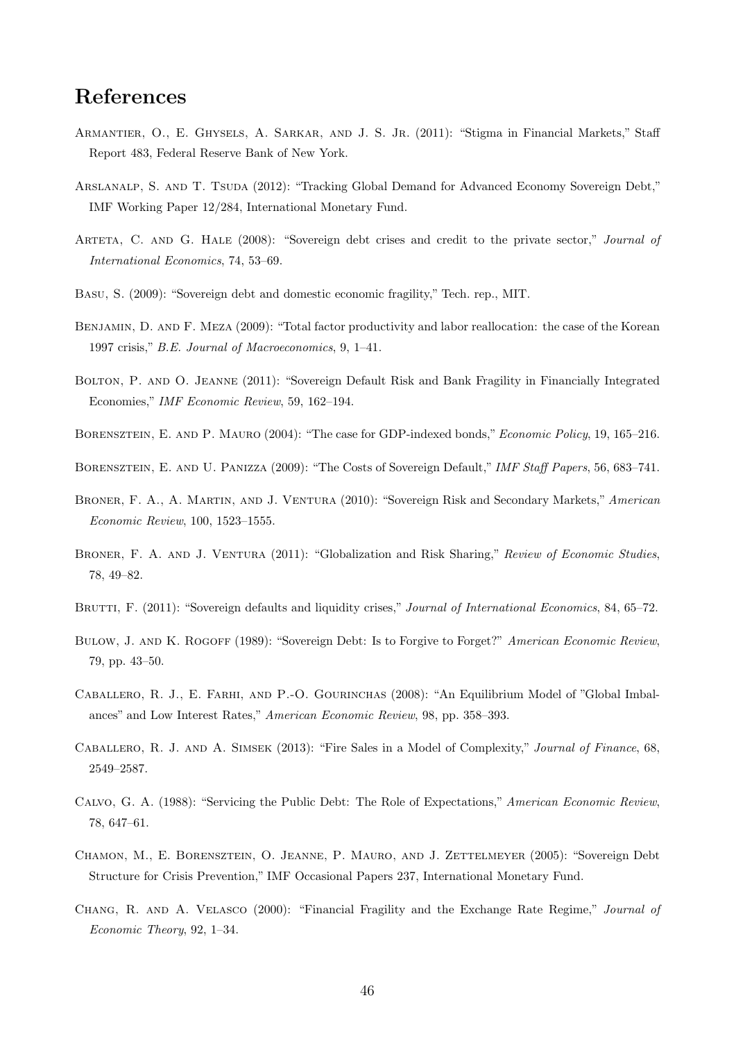# References

Armantier, O., E. Ghysels, A. Sarkar, and J. S. Jr. (2011): "Stigma in Financial Markets," Staff Report 483, Federal Reserve Bank of New York.

Arslanalp, S. and T. Tsuda (2012): "Tracking Global Demand for Advanced Economy Sovereign Debt," IMF Working Paper 12/284, International Monetary Fund.

Arteta, C. and G. Hale (2008): "Sovereign debt crises and credit to the private sector," *Journal of International Economics*, 74, 53–69.

Basu, S. (2009): "Sovereign debt and domestic economic fragility," Tech. rep., MIT.

Benjamin, D. and F. Meza (2009): "Total factor productivity and labor reallocation: the case of the Korean 1997 crisis," *B.E. Journal of Macroeconomics*, 9, 1–41.

Bolton, P. and O. Jeanne (2011): "Sovereign Default Risk and Bank Fragility in Financially Integrated Economies," *IMF Economic Review*, 59, 162–194.

Borensztein, E. and P. Mauro (2004): "The case for GDP-indexed bonds," *Economic Policy*, 19, 165–216.

Borensztein, E. and U. Panizza (2009): "The Costs of Sovereign Default," *IMF Staff Papers*, 56, 683–741.

Broner, F. A., A. Martin, and J. Ventura (2010): "Sovereign Risk and Secondary Markets," *American Economic Review*, 100, 1523–1555.

Broner, F. A. and J. Ventura (2011): "Globalization and Risk Sharing," *Review of Economic Studies*, 78, 49–82.

Brutti, F. (2011): "Sovereign defaults and liquidity crises," *Journal of International Economics*, 84, 65–72.

Bulow, J. and K. Rogoff (1989): "Sovereign Debt: Is to Forgive to Forget?" *American Economic Review*, 79, pp. 43–50.

Caballero, R. J., E. Farhi, and P.-O. Gourinchas (2008): "An Equilibrium Model of "Global Imbalances" and Low Interest Rates," *American Economic Review*, 98, pp. 358–393.

Caballero, R. J. and A. Simsek (2013): "Fire Sales in a Model of Complexity," *Journal of Finance*, 68, 2549–2587.

Calvo, G. A. (1988): "Servicing the Public Debt: The Role of Expectations," *American Economic Review*, 78, 647–61.

Chamon, M., E. Borensztein, O. Jeanne, P. Mauro, and J. Zettelmeyer (2005): "Sovereign Debt Structure for Crisis Prevention," IMF Occasional Papers 237, International Monetary Fund.

Chang, R. and A. Velasco (2000): "Financial Fragility and the Exchange Rate Regime," *Journal of Economic Theory*, 92, 1–34.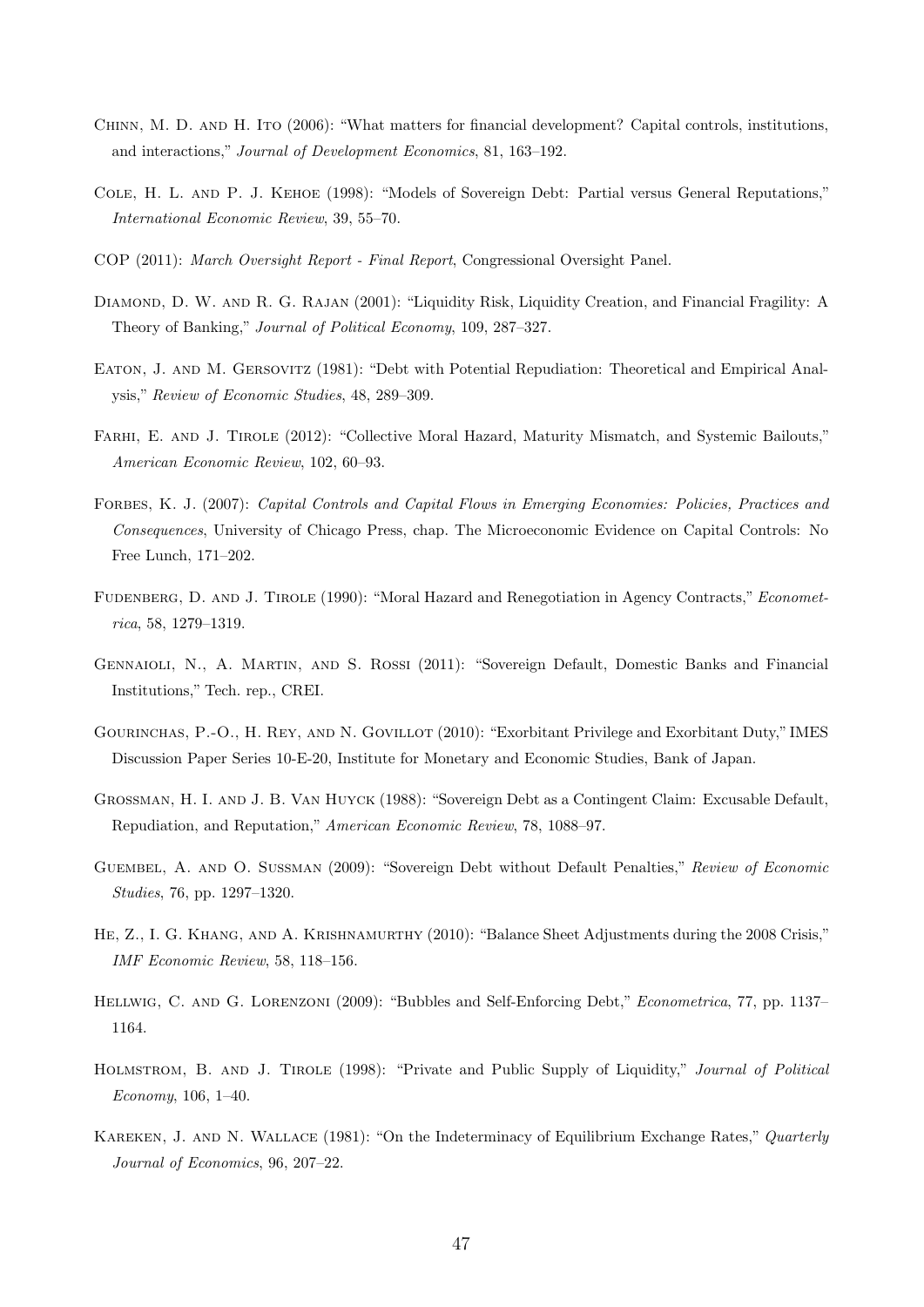Chinn, M. D. and H. Ito (2006): "What matters for financial development? Capital controls, institutions, and interactions," *Journal of Development Economics*, 81, 163–192.

Cole, H. L. and P. J. Kehoe (1998): "Models of Sovereign Debt: Partial versus General Reputations," *International Economic Review*, 39, 55–70.

COP (2011): *March Oversight Report - Final Report*, Congressional Oversight Panel.

Diamond, D. W. and R. G. Rajan (2001): "Liquidity Risk, Liquidity Creation, and Financial Fragility: A Theory of Banking," *Journal of Political Economy*, 109, 287–327.

Eaton, J. and M. Gersovitz (1981): "Debt with Potential Repudiation: Theoretical and Empirical Analysis," *Review of Economic Studies*, 48, 289–309.

Farhi, E. and J. Tirole (2012): "Collective Moral Hazard, Maturity Mismatch, and Systemic Bailouts," *American Economic Review*, 102, 60–93.

Forbes, K. J. (2007): *Capital Controls and Capital Flows in Emerging Economies: Policies, Practices and Consequences*, University of Chicago Press, chap. The Microeconomic Evidence on Capital Controls: No Free Lunch, 171–202.

Fudenberg, D. and J. Tirole (1990): "Moral Hazard and Renegotiation in Agency Contracts," *Econometrica*, 58, 1279–1319.

Gennaioli, N., A. Martin, and S. Rossi (2011): "Sovereign Default, Domestic Banks and Financial Institutions," Tech. rep., CREI.

Gourinchas, P.-O., H. Rey, and N. Govillot (2010): "Exorbitant Privilege and Exorbitant Duty," IMES Discussion Paper Series 10-E-20, Institute for Monetary and Economic Studies, Bank of Japan.

Grossman, H. I. and J. B. Van Huyck (1988): "Sovereign Debt as a Contingent Claim: Excusable Default, Repudiation, and Reputation," *American Economic Review*, 78, 1088–97.

Guembel, A. and O. Sussman (2009): "Sovereign Debt without Default Penalties," *Review of Economic Studies*, 76, pp. 1297–1320.

He, Z., I. G. Khang, and A. Krishnamurthy (2010): "Balance Sheet Adjustments during the 2008 Crisis," *IMF Economic Review*, 58, 118–156.

Hellwig, C. and G. Lorenzoni (2009): "Bubbles and Self-Enforcing Debt," *Econometrica*, 77, pp. 1137–1164.

Holmstrom, B. and J. Tirole (1998): "Private and Public Supply of Liquidity," *Journal of Political Economy*, 106, 1–40.

Kareken, J. and N. Wallace (1981): "On the Indeterminacy of Equilibrium Exchange Rates," *Quarterly Journal of Economics*, 96, 207–22.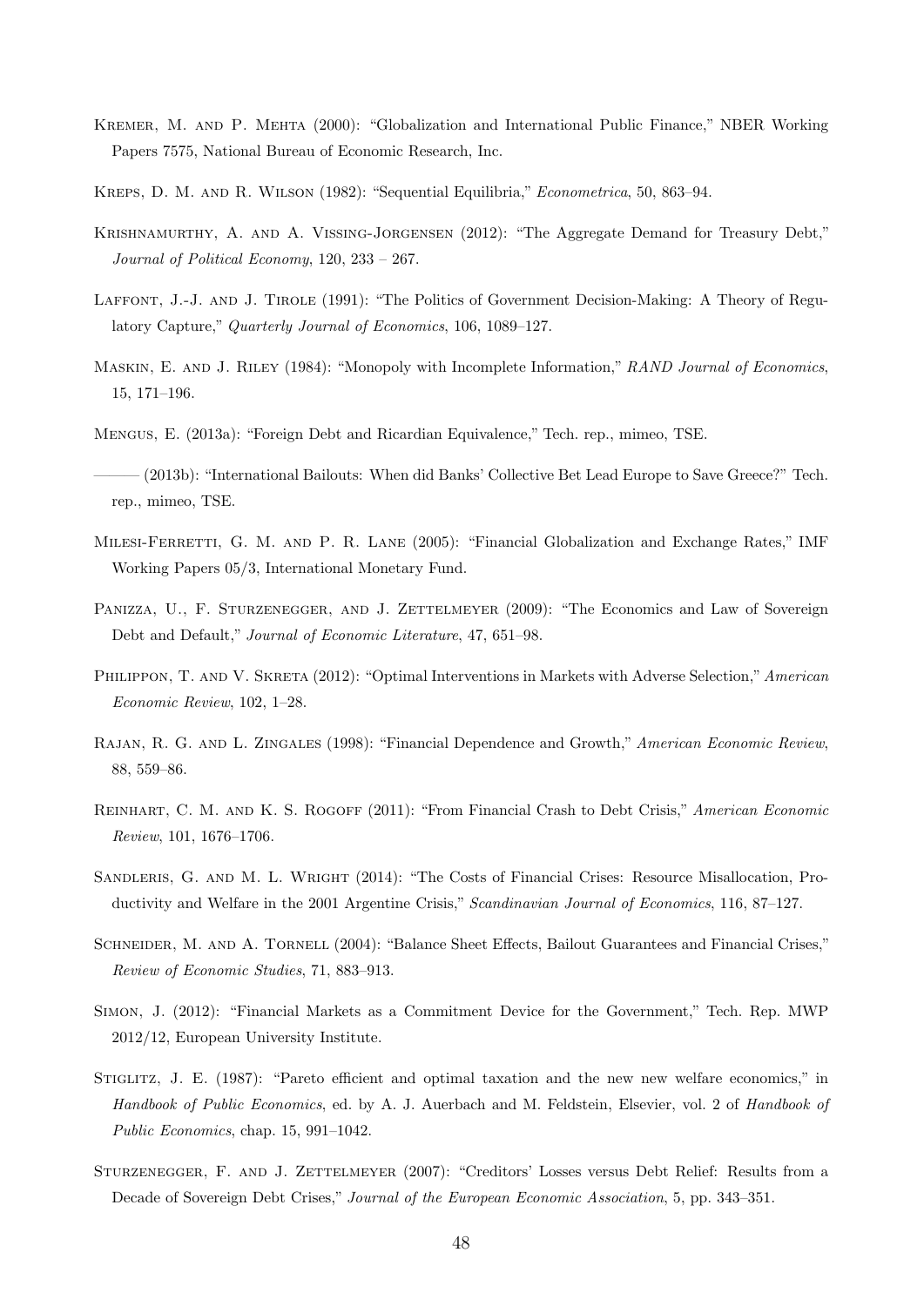Kremer, M. and P. Mehta (2000): "Globalization and International Public Finance," NBER Working Papers 7575, National Bureau of Economic Research, Inc.

Kreps, D. M. and R. Wilson (1982): "Sequential Equilibria," *Econometrica*, 50, 863–94.

Krishnamurthy, A. and A. Vissing-Jorgensen (2012): "The Aggregate Demand for Treasury Debt," *Journal of Political Economy*, 120, 233 – 267.

Laffont, J.-J. and J. Tirole (1991): "The Politics of Government Decision-Making: A Theory of Regulatory Capture," *Quarterly Journal of Economics*, 106, 1089–127.

Maskin, E. and J. Riley (1984): "Monopoly with Incomplete Information," *RAND Journal of Economics*, 15, 171–196.

Mengus, E. (2013a): "Foreign Debt and Ricardian Equivalence," Tech. rep., mimeo, TSE.

——— (2013b): "International Bailouts: When did Banks' Collective Bet Lead Europe to Save Greece?" Tech. rep., mimeo, TSE.

Milesi-Ferretti, G. M. and P. R. Lane (2005): "Financial Globalization and Exchange Rates," IMF Working Papers 05/3, International Monetary Fund.

Panizza, U., F. Sturzenegger, and J. Zettelmeyer (2009): "The Economics and Law of Sovereign Debt and Default," *Journal of Economic Literature*, 47, 651–98.

Philippon, T. and V. Skreta (2012): "Optimal Interventions in Markets with Adverse Selection," *American Economic Review*, 102, 1–28.

Rajan, R. G. and L. Zingales (1998): "Financial Dependence and Growth," *American Economic Review*, 88, 559–86.

Reinhart, C. M. and K. S. Rogoff (2011): "From Financial Crash to Debt Crisis," *American Economic Review*, 101, 1676–1706.

Sandleris, G. and M. L. Wright (2014): "The Costs of Financial Crises: Resource Misallocation, Productivity and Welfare in the 2001 Argentine Crisis," *Scandinavian Journal of Economics*, 116, 87–127.

Schneider, M. and A. Tornell (2004): "Balance Sheet Effects, Bailout Guarantees and Financial Crises," *Review of Economic Studies*, 71, 883–913.

Simon, J. (2012): "Financial Markets as a Commitment Device for the Government," Tech. Rep. MWP 2012/12, European University Institute.

Stiglitz, J. E. (1987): "Pareto efficient and optimal taxation and the new new welfare economics," in *Handbook of Public Economics*, ed. by A. J. Auerbach and M. Feldstein, Elsevier, vol. 2 of *Handbook of Public Economics*, chap. 15, 991–1042.

Sturzenegger, F. and J. Zettelmeyer (2007): "Creditors' Losses versus Debt Relief: Results from a Decade of Sovereign Debt Crises," *Journal of the European Economic Association*, 5, pp. 343–351.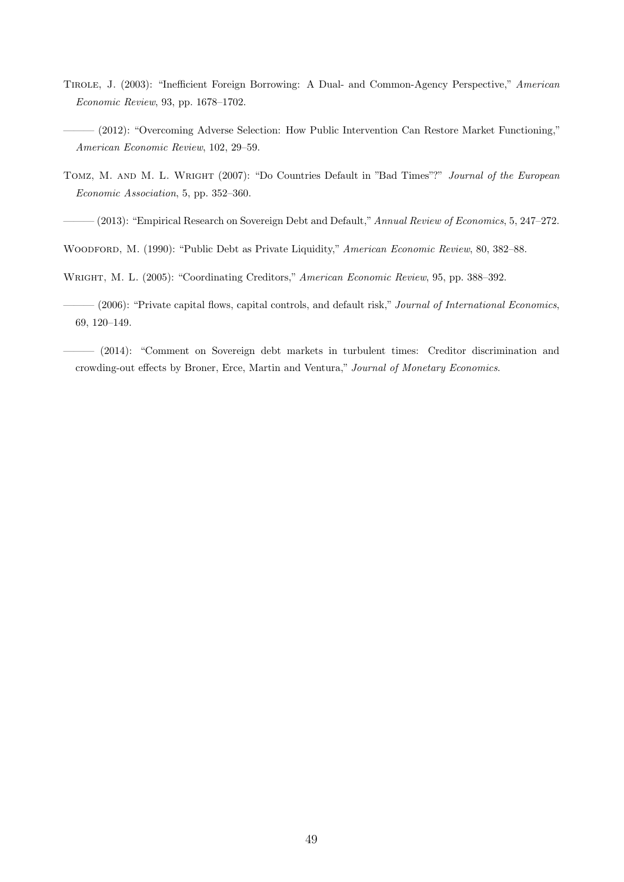Tirole, J. (2003): "Inefficient Foreign Borrowing: A Dual- and Common-Agency Perspective," *American Economic Review*, 93, pp. 1678–1702.

——— (2012): "Overcoming Adverse Selection: How Public Intervention Can Restore Market Functioning," *American Economic Review*, 102, 29–59.

Tomz, M. and M. L. Wright (2007): "Do Countries Default in "Bad Times"?" *Journal of the European Economic Association*, 5, pp. 352–360.

——— (2013): "Empirical Research on Sovereign Debt and Default," *Annual Review of Economics*, 5, 247–272.

Woodford, M. (1990): "Public Debt as Private Liquidity," *American Economic Review*, 80, 382–88.

Wright, M. L. (2005): "Coordinating Creditors," *American Economic Review*, 95, pp. 388–392.

——— (2006): "Private capital flows, capital controls, and default risk," *Journal of International Economics*, 69, 120–149.

——— (2014): "Comment on Sovereign debt markets in turbulent times: Creditor discrimination and crowding-out effects by Broner, Erce, Martin and Ventura," *Journal of Monetary Economics*.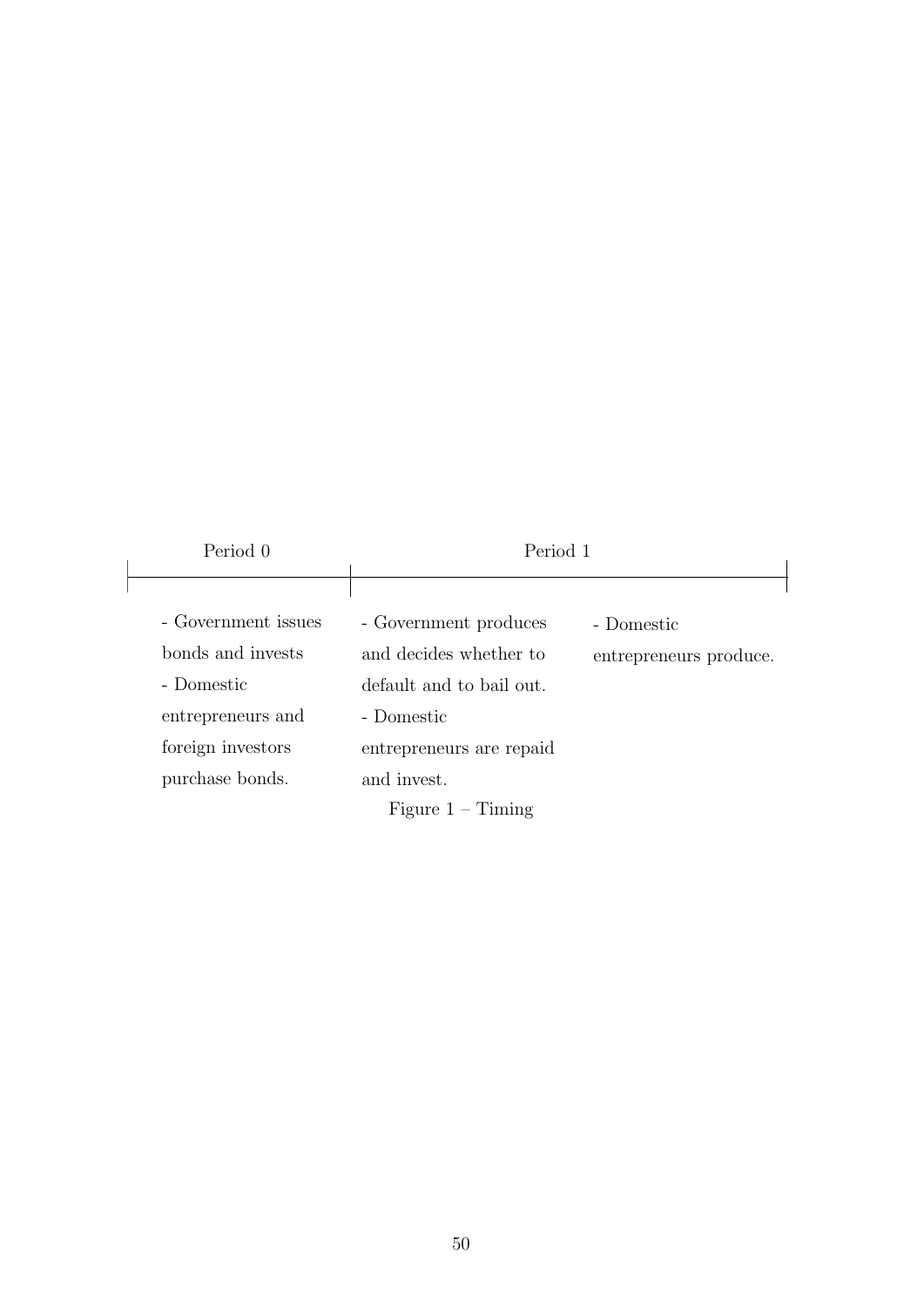| Period 0 | Period 1 | |
|---|---|---|
| - Government issues bonds and invests<br>- Domestic entrepreneurs and foreign investors purchase bonds. | - Government produces and decides whether to default and to bail out.<br>- Domestic entrepreneurs are repaid and invest. | - Domestic entrepreneurs produce. |

Figure 1 – Timing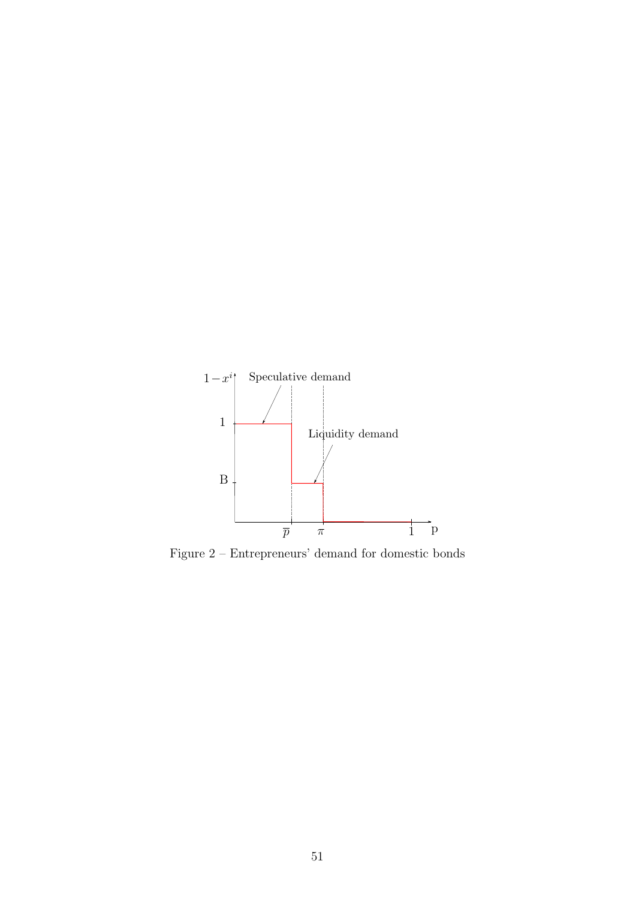Figure 2 – Entrepreneurs' demand for domestic bonds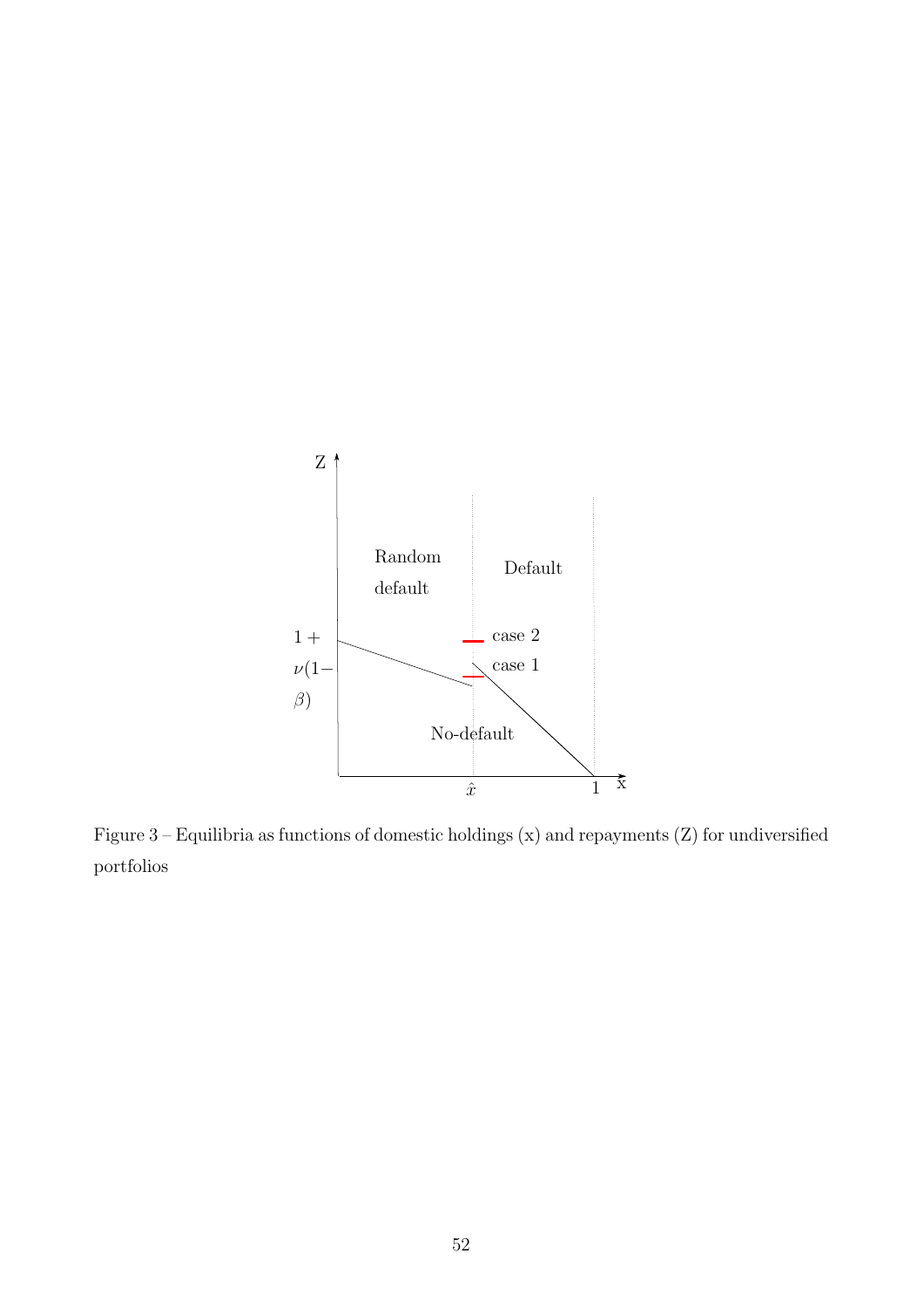Figure 3 – Equilibria as functions of domestic holdings (x) and repayments (Z) for undiversified portfolios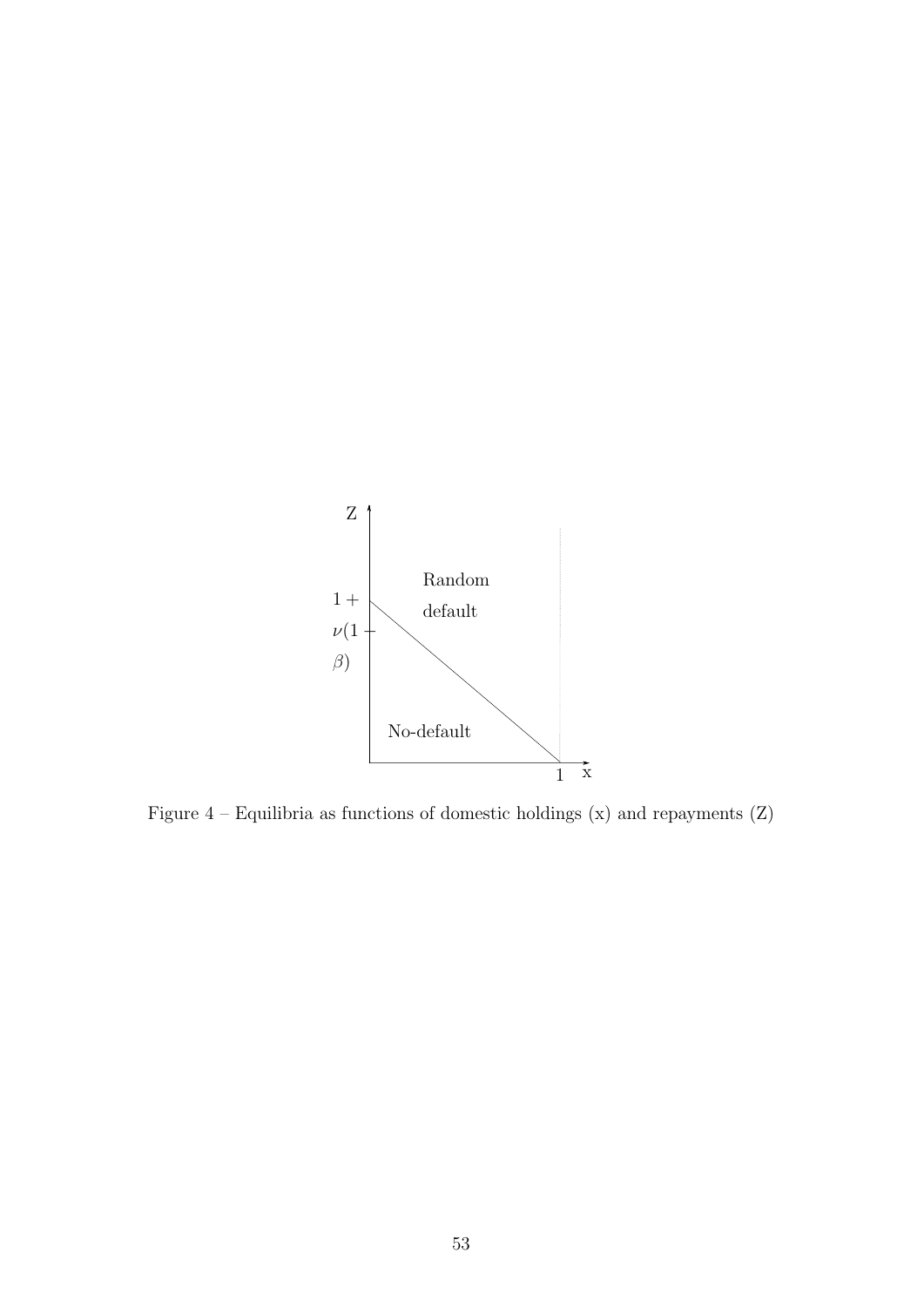Figure 4 – Equilibria as functions of domestic holdings (x) and repayments (Z)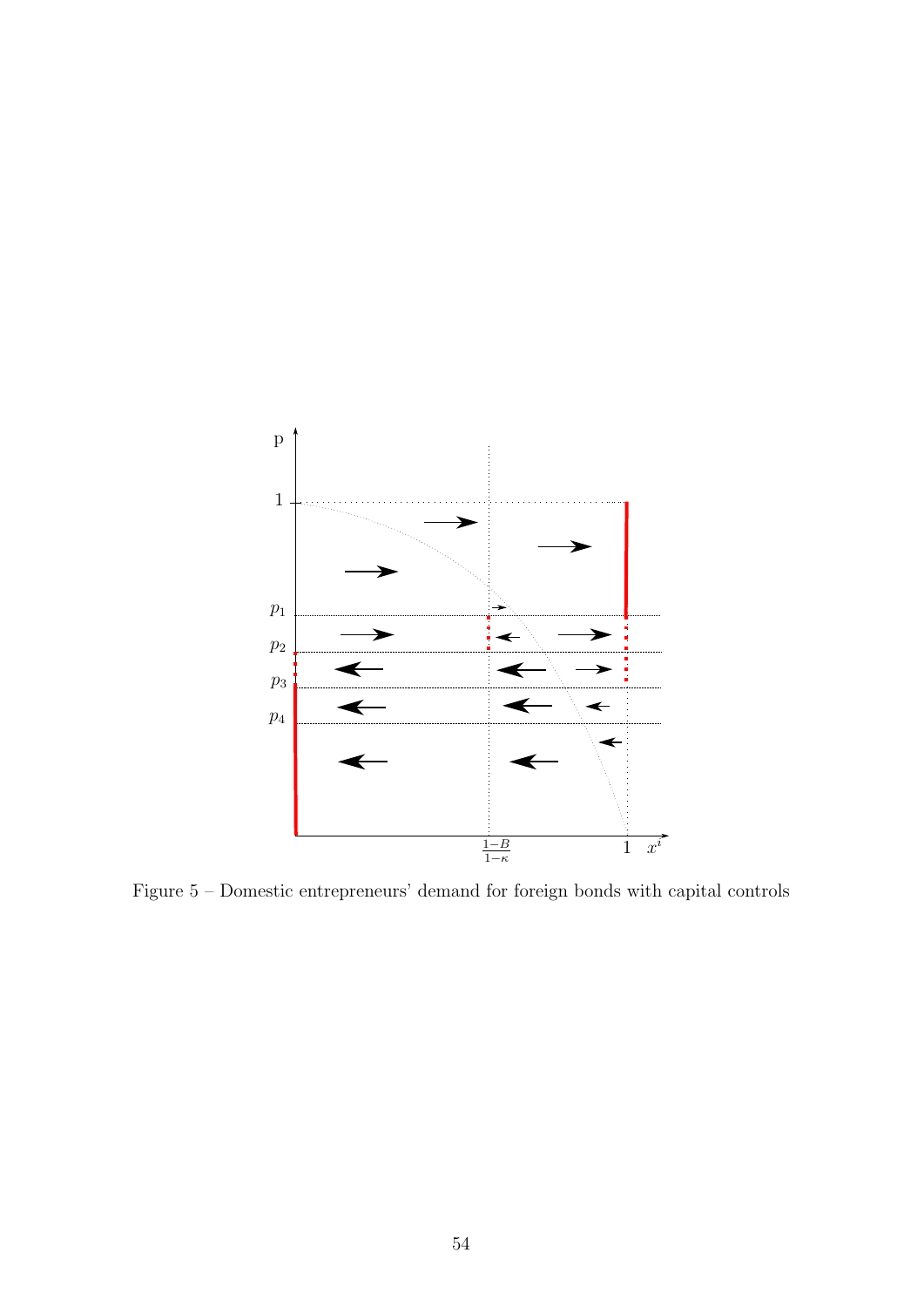Figure 5 – Domestic entrepreneurs' demand for foreign bonds with capital controls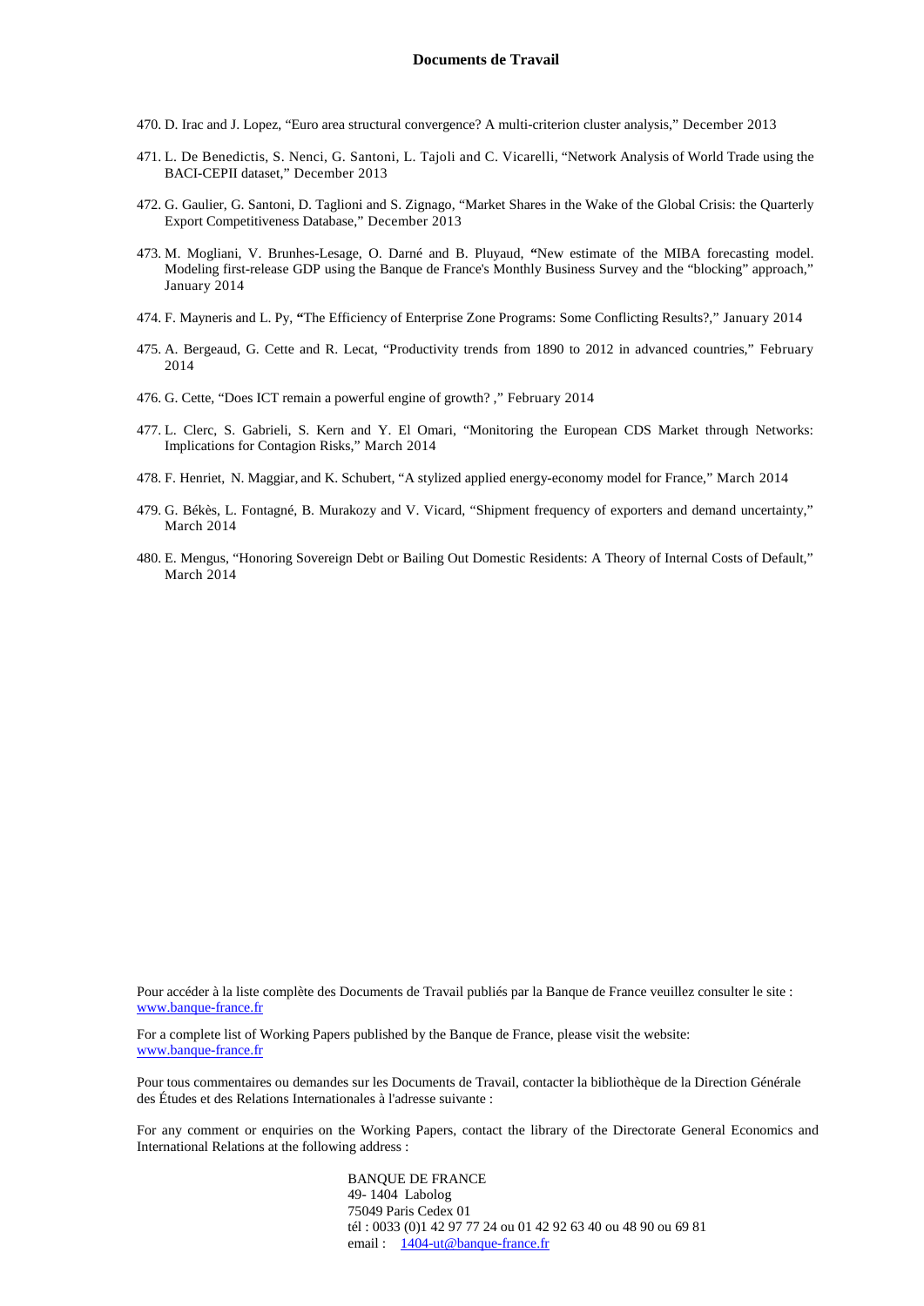## Documents de Travail

470. D. Irac and J. Lopez, "Euro area structural convergence? A multi-criterion cluster analysis," December 2013

471. L. De Benedictis, S. Nenci, G. Santoni, L. Tajoli and C. Vicarelli, "Network Analysis of World Trade using the BACI-CEPII dataset," December 2013

472. G. Gaulier, G. Santoni, D. Taglioni and S. Zignago, "Market Shares in the Wake of the Global Crisis: the Quarterly Export Competitiveness Database," December 2013

473. M. Mogliani, V. Brunhes-Lesage, O. Darné and B. Pluyaud, **"**New estimate of the MIBA forecasting model. Modeling first-release GDP using the Banque de France's Monthly Business Survey and the "blocking" approach," January 2014

474. F. Mayneris and L. Py, **"**The Efficiency of Enterprise Zone Programs: Some Conflicting Results?," January 2014

475. A. Bergeaud, G. Cette and R. Lecat, "Productivity trends from 1890 to 2012 in advanced countries," February 2014

476. G. Cette, "Does ICT remain a powerful engine of growth? ," February 2014

477. L. Clerc, S. Gabrieli, S. Kern and Y. El Omari, "Monitoring the European CDS Market through Networks: Implications for Contagion Risks," March 2014

478. F. Henriet, N. Maggiar, and K. Schubert, "A stylized applied energy-economy model for France," March 2014

479. G. Békès, L. Fontagné, B. Murakozy and V. Vicard, "Shipment frequency of exporters and demand uncertainty," March 2014

480. E. Mengus, "Honoring Sovereign Debt or Bailing Out Domestic Residents: A Theory of Internal Costs of Default," March 2014

Pour accéder à la liste complète des Documents de Travail publiés par la Banque de France veuillez consulter le site : www.banque-france.fr

For a complete list of Working Papers published by the Banque de France, please visit the website: www.banque-france.fr

Pour tous commentaires ou demandes sur les Documents de Travail, contacter la bibliothèque de la Direction Générale des Études et des Relations Internationales à l'adresse suivante :

For any comment or enquiries on the Working Papers, contact the library of the Directorate General Economics and International Relations at the following address :

BANQUE DE FRANCE
49- 1404 Labolog
75049 Paris Cedex 01
tél : 0033 (0)1 42 97 77 24 ou 01 42 92 63 40 ou 48 90 ou 69 81
email : 1404-ut@banque-france.fr